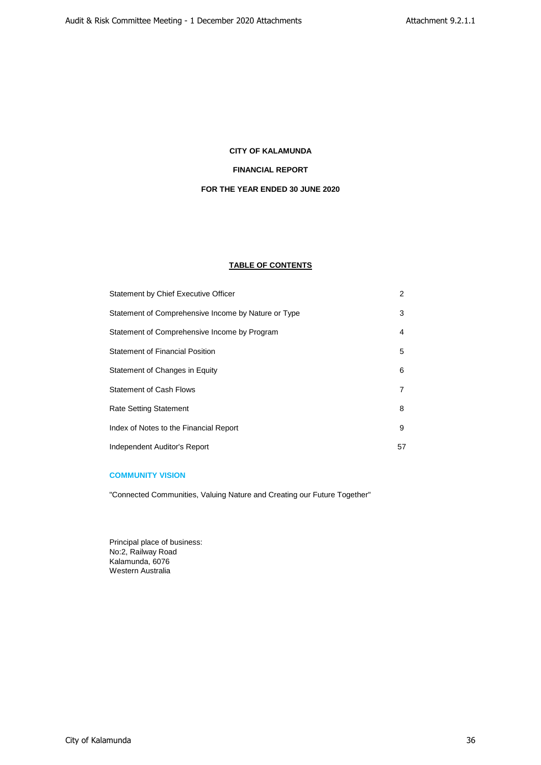# CITY OF KALAMUNDA

## FINANCIAL REPORT

## FOR THE YEAR ENDED 30 JUNE 2020

### TABLE OF CONTENTS

| | |
|---|---|
| Statement by Chief Executive Officer | 2 |
| Statement of Comprehensive Income by Nature or Type | 3 |
| Statement of Comprehensive Income by Program | 4 |
| Statement of Financial Position | 5 |
| Statement of Changes in Equity | 6 |
| Statement of Cash Flows | 7 |
| Rate Setting Statement | 8 |
| Index of Notes to the Financial Report | 9 |
| Independent Auditor's Report | 57 |

**COMMUNITY VISION**

"Connected Communities, Valuing Nature and Creating our Future Together"

Principal place of business:
No:2, Railway Road
Kalamunda, 6076
Western Australia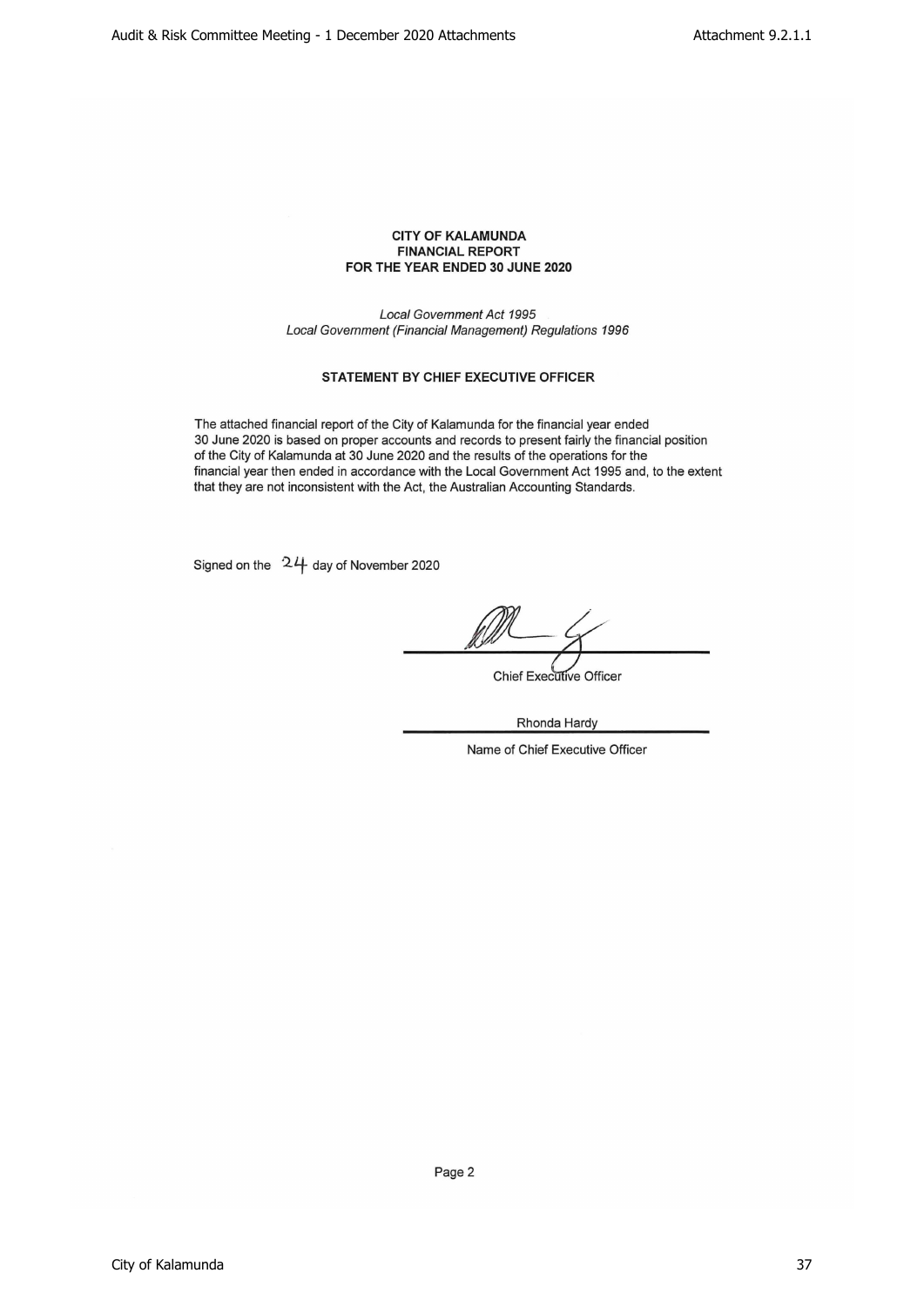**CITY OF KALAMUNDA**
**FINANCIAL REPORT**
**FOR THE YEAR ENDED 30 JUNE 2020**

*Local Government Act 1995*
*Local Government (Financial Management) Regulations 1996*

## STATEMENT BY CHIEF EXECUTIVE OFFICER

The attached financial report of the City of Kalamunda for the financial year ended 30 June 2020 is based on proper accounts and records to present fairly the financial position of the City of Kalamunda at 30 June 2020 and the results of the operations for the financial year then ended in accordance with the Local Government Act 1995 and, to the extent that they are not inconsistent with the Act, the Australian Accounting Standards.

Signed on the 24 day of November 2020

Chief Executive Officer

Rhonda Hardy

Name of Chief Executive Officer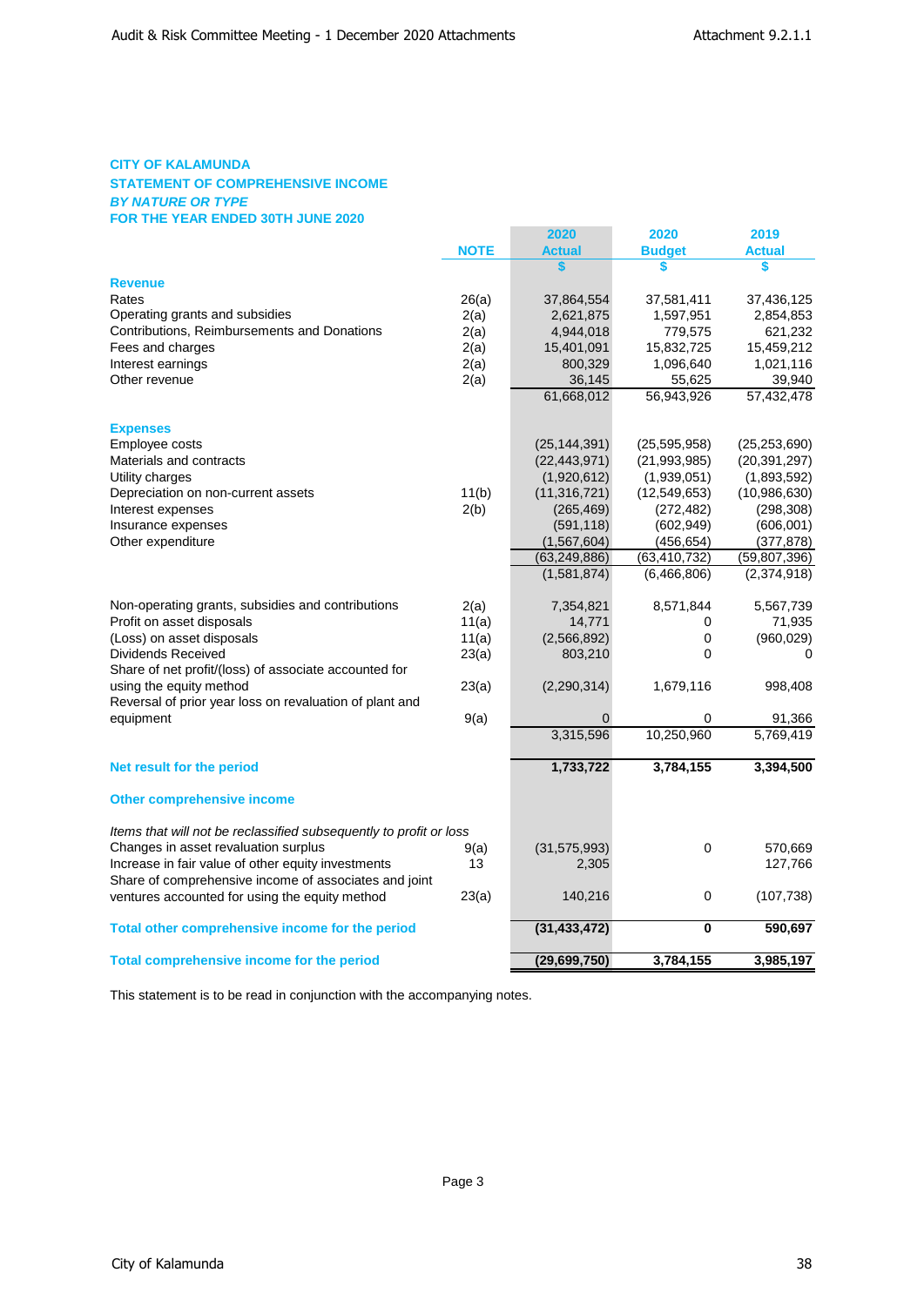**CITY OF KALAMUNDA**
**STATEMENT OF COMPREHENSIVE INCOME**
***BY NATURE OR TYPE***
**FOR THE YEAR ENDED 30TH JUNE 2020**

| | NOTE | 2020 Actual $ | 2020 Budget $ | 2019 Actual $ |
|---|---|---|---|---|
| **Revenue** | | | | |
| Rates | 26(a) | 37,864,554 | 37,581,411 | 37,436,125 |
| Operating grants and subsidies | 2(a) | 2,621,875 | 1,597,951 | 2,854,853 |
| Contributions, Reimbursements and Donations | 2(a) | 4,944,018 | 779,575 | 621,232 |
| Fees and charges | 2(a) | 15,401,091 | 15,832,725 | 15,459,212 |
| Interest earnings | 2(a) | 800,329 | 1,096,640 | 1,021,116 |
| Other revenue | 2(a) | 36,145 | 55,625 | 39,940 |
| | | 61,668,012 | 56,943,926 | 57,432,478 |
| **Expenses** | | | | |
| Employee costs | | (25,144,391) | (25,595,958) | (25,253,690) |
| Materials and contracts | | (22,443,971) | (21,993,985) | (20,391,297) |
| Utility charges | | (1,920,612) | (1,939,051) | (1,893,592) |
| Depreciation on non-current assets | 11(b) | (11,316,721) | (12,549,653) | (10,986,630) |
| Interest expenses | 2(b) | (265,469) | (272,482) | (298,308) |
| Insurance expenses | | (591,118) | (602,949) | (606,001) |
| Other expenditure | | (1,567,604) | (456,654) | (377,878) |
| | | (63,249,886) | (63,410,732) | (59,807,396) |
| | | (1,581,874) | (6,466,806) | (2,374,918) |
| Non-operating grants, subsidies and contributions | 2(a) | 7,354,821 | 8,571,844 | 5,567,739 |
| Profit on asset disposals | 11(a) | 14,771 | 0 | 71,935 |
| (Loss) on asset disposals | 11(a) | (2,566,892) | 0 | (960,029) |
| Dividends Received | 23(a) | 803,210 | 0 | 0 |
| Share of net profit/(loss) of associate accounted for using the equity method | 23(a) | (2,290,314) | 1,679,116 | 998,408 |
| Reversal of prior year loss on revaluation of plant and equipment | 9(a) | 0 | 0 | 91,366 |
| | | 3,315,596 | 10,250,960 | 5,769,419 |
| **Net result for the period** | | **1,733,722** | **3,784,155** | **3,394,500** |
| **Other comprehensive income** | | | | |
| *Items that will not be reclassified subsequently to profit or loss* | | | | |
| Changes in asset revaluation surplus | 9(a) | (31,575,993) | 0 | 570,669 |
| Increase in fair value of other equity investments | 13 | 2,305 | | 127,766 |
| Share of comprehensive income of associates and joint ventures accounted for using the equity method | 23(a) | 140,216 | 0 | (107,738) |
| **Total other comprehensive income for the period** | | **(31,433,472)** | **0** | **590,697** |
| **Total comprehensive income for the period** | | **(29,699,750)** | **3,784,155** | **3,985,197** |

This statement is to be read in conjunction with the accompanying notes.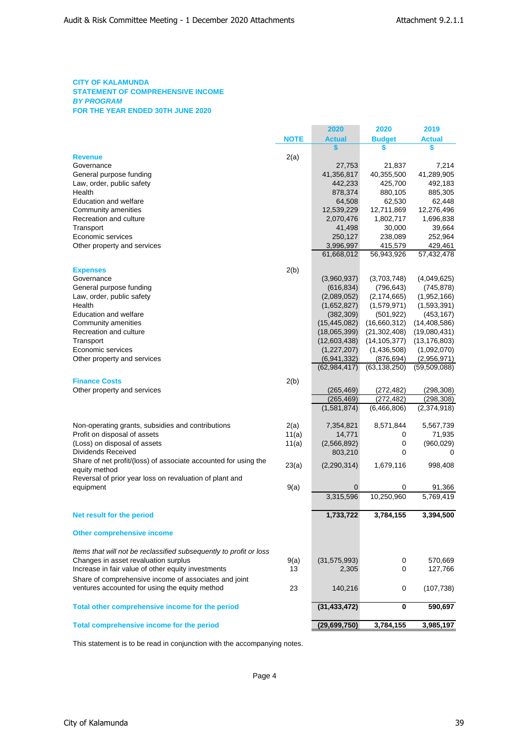**CITY OF KALAMUNDA**
**STATEMENT OF COMPREHENSIVE INCOME**
***BY PROGRAM***
**FOR THE YEAR ENDED 30TH JUNE 2020**

| | NOTE | 2020 Actual | 2020 Budget | 2019 Actual |
|---|---|---|---|---|
| | | $ | $ | $ |
| **Revenue** | 2(a) | | | |
| Governance | | 27,753 | 21,837 | 7,214 |
| General purpose funding | | 41,356,817 | 40,355,500 | 41,289,905 |
| Law, order, public safety | | 442,233 | 425,700 | 492,183 |
| Health | | 878,374 | 880,105 | 885,305 |
| Education and welfare | | 64,508 | 62,530 | 62,448 |
| Community amenities | | 12,539,229 | 12,711,869 | 12,276,496 |
| Recreation and culture | | 2,070,476 | 1,802,717 | 1,696,838 |
| Transport | | 41,498 | 30,000 | 39,664 |
| Economic services | | 250,127 | 238,089 | 252,964 |
| Other property and services | | 3,996,997 | 415,579 | 429,461 |
| | | 61,668,012 | 56,943,926 | 57,432,478 |
| **Expenses** | 2(b) | | | |
| Governance | | (3,960,937) | (3,703,748) | (4,049,625) |
| General purpose funding | | (616,834) | (796,643) | (745,878) |
| Law, order, public safety | | (2,089,052) | (2,174,665) | (1,952,166) |
| Health | | (1,652,827) | (1,579,971) | (1,593,391) |
| Education and welfare | | (382,309) | (501,922) | (453,167) |
| Community amenities | | (15,445,082) | (16,660,312) | (14,408,586) |
| Recreation and culture | | (18,065,399) | (21,302,408) | (19,080,431) |
| Transport | | (12,603,438) | (14,105,377) | (13,176,803) |
| Economic services | | (1,227,207) | (1,436,508) | (1,092,070) |
| Other property and services | | (6,941,332) | (876,694) | (2,956,971) |
| | | (62,984,417) | (63,138,250) | (59,509,088) |
| **Finance Costs** | 2(b) | | | |
| Other property and services | | (265,469) | (272,482) | (298,308) |
| | | (265,469) | (272,482) | (298,308) |
| | | (1,581,874) | (6,466,806) | (2,374,918) |
| Non-operating grants, subsidies and contributions | 2(a) | 7,354,821 | 8,571,844 | 5,567,739 |
| Profit on disposal of assets | 11(a) | 14,771 | 0 | 71,935 |
| (Loss) on disposal of assets | 11(a) | (2,566,892) | 0 | (960,029) |
| Dividends Received | | 803,210 | 0 | 0 |
| Share of net profit/(loss) of associate accounted for using the equity method | 23(a) | (2,290,314) | 1,679,116 | 998,408 |
| Reversal of prior year loss on revaluation of plant and equipment | 9(a) | 0 | 0 | 91,366 |
| | | 3,315,596 | 10,250,960 | 5,769,419 |
| **Net result for the period** | | **1,733,722** | **3,784,155** | **3,394,500** |
| **Other comprehensive income** | | | | |
| *Items that will not be reclassified subsequently to profit or loss* | | | | |
| Changes in asset revaluation surplus | 9(a) | (31,575,993) | 0 | 570,669 |
| Increase in fair value of other equity investments | 13 | 2,305 | 0 | 127,766 |
| Share of comprehensive income of associates and joint ventures accounted for using the equity method | 23 | 140,216 | 0 | (107,738) |
| **Total other comprehensive income for the period** | | **(31,433,472)** | **0** | **590,697** |
| **Total comprehensive income for the period** | | **(29,699,750)** | **3,784,155** | **3,985,197** |

This statement is to be read in conjunction with the accompanying notes.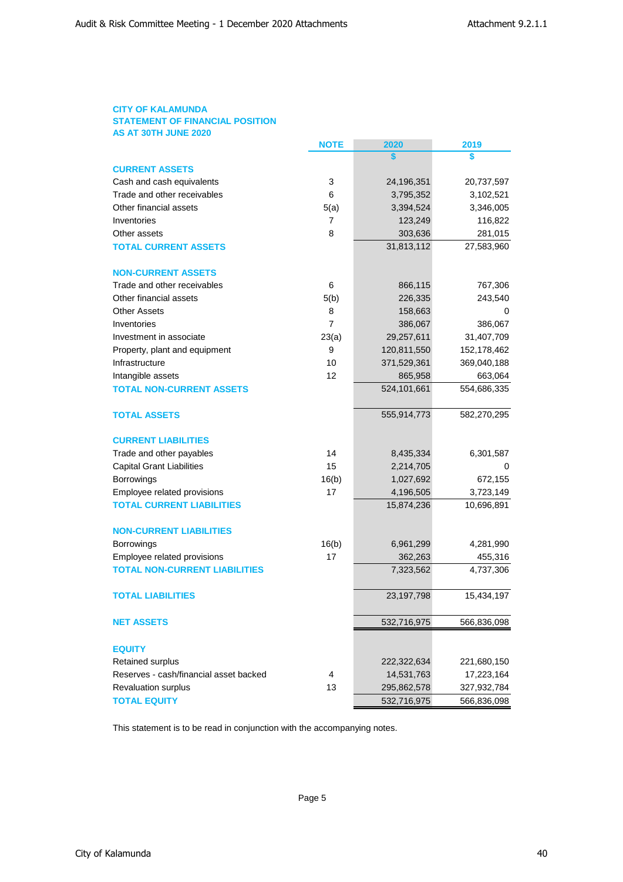**CITY OF KALAMUNDA**
**STATEMENT OF FINANCIAL POSITION**
**AS AT 30TH JUNE 2020**

| | NOTE | 2020 | 2019 |
|---|---|---|---|
| | | $ | $ |
| **CURRENT ASSETS** | | | |
| Cash and cash equivalents | 3 | 24,196,351 | 20,737,597 |
| Trade and other receivables | 6 | 3,795,352 | 3,102,521 |
| Other financial assets | 5(a) | 3,394,524 | 3,346,005 |
| Inventories | 7 | 123,249 | 116,822 |
| Other assets | 8 | 303,636 | 281,015 |
| **TOTAL CURRENT ASSETS** | | 31,813,112 | 27,583,960 |
| | | | |
| **NON-CURRENT ASSETS** | | | |
| Trade and other receivables | 6 | 866,115 | 767,306 |
| Other financial assets | 5(b) | 226,335 | 243,540 |
| Other Assets | 8 | 158,663 | 0 |
| Inventories | 7 | 386,067 | 386,067 |
| Investment in associate | 23(a) | 29,257,611 | 31,407,709 |
| Property, plant and equipment | 9 | 120,811,550 | 152,178,462 |
| Infrastructure | 10 | 371,529,361 | 369,040,188 |
| Intangible assets | 12 | 865,958 | 663,064 |
| **TOTAL NON-CURRENT ASSETS** | | 524,101,661 | 554,686,335 |
| | | | |
| **TOTAL ASSETS** | | 555,914,773 | 582,270,295 |
| | | | |
| **CURRENT LIABILITIES** | | | |
| Trade and other payables | 14 | 8,435,334 | 6,301,587 |
| Capital Grant Liabilities | 15 | 2,214,705 | 0 |
| Borrowings | 16(b) | 1,027,692 | 672,155 |
| Employee related provisions | 17 | 4,196,505 | 3,723,149 |
| **TOTAL CURRENT LIABILITIES** | | 15,874,236 | 10,696,891 |
| | | | |
| **NON-CURRENT LIABILITIES** | | | |
| Borrowings | 16(b) | 6,961,299 | 4,281,990 |
| Employee related provisions | 17 | 362,263 | 455,316 |
| **TOTAL NON-CURRENT LIABILITIES** | | 7,323,562 | 4,737,306 |
| | | | |
| **TOTAL LIABILITIES** | | 23,197,798 | 15,434,197 |
| | | | |
| **NET ASSETS** | | 532,716,975 | 566,836,098 |
| | | | |
| **EQUITY** | | | |
| Retained surplus | | 222,322,634 | 221,680,150 |
| Reserves - cash/financial asset backed | 4 | 14,531,763 | 17,223,164 |
| Revaluation surplus | 13 | 295,862,578 | 327,932,784 |
| **TOTAL EQUITY** | | 532,716,975 | 566,836,098 |

This statement is to be read in conjunction with the accompanying notes.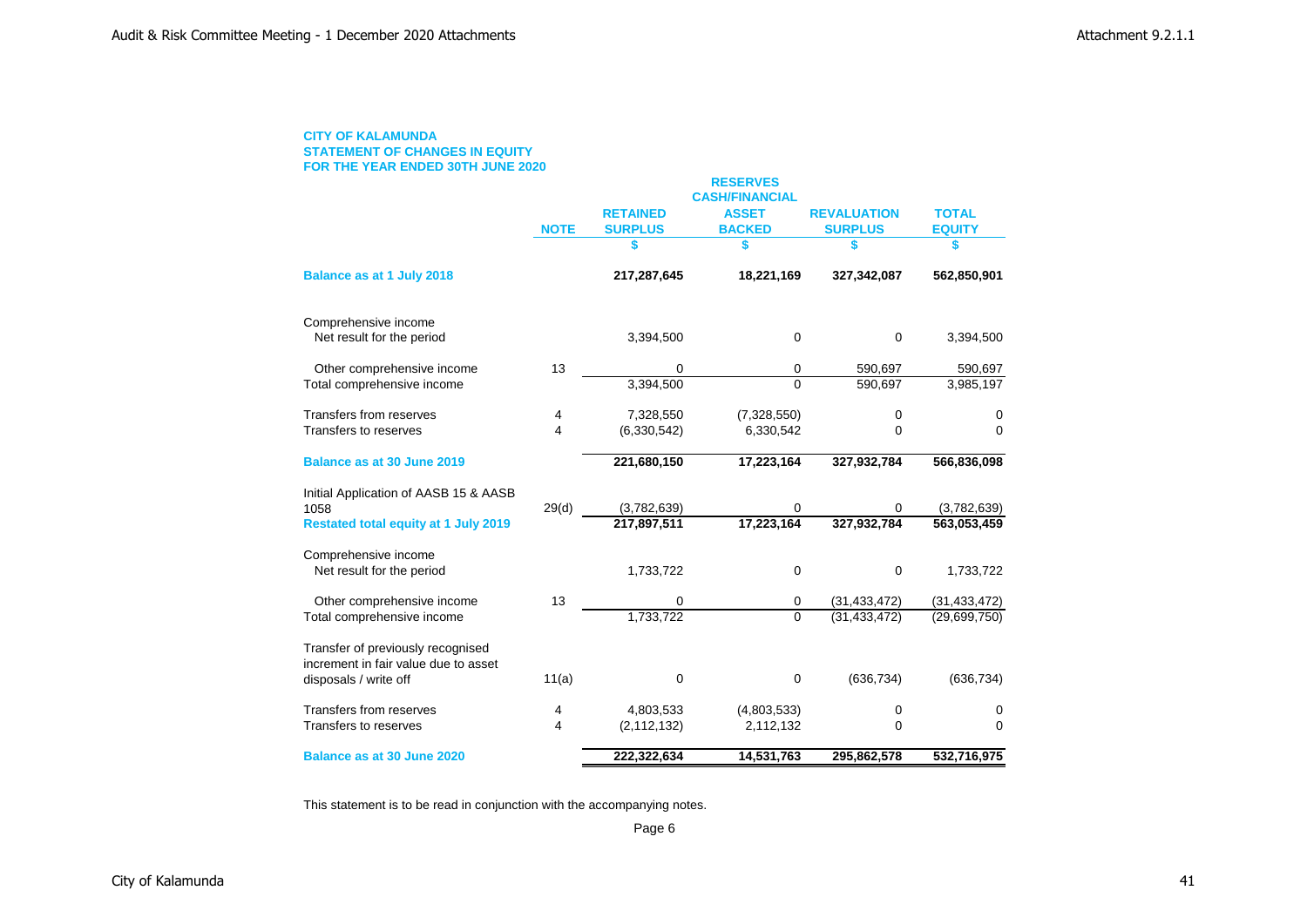**CITY OF KALAMUNDA**
**STATEMENT OF CHANGES IN EQUITY**
**FOR THE YEAR ENDED 30TH JUNE 2020**

| | NOTE | RETAINED SURPLUS | RESERVES CASH/FINANCIAL ASSET BACKED | REVALUATION SURPLUS | TOTAL EQUITY |
|---|---|---|---|---|---|
| | | $ | $ | $ | $ |
| **Balance as at 1 July 2018** | | **217,287,645** | **18,221,169** | **327,342,087** | **562,850,901** |
| Comprehensive income | | | | | |
| Net result for the period | | 3,394,500 | 0 | 0 | 3,394,500 |
| Other comprehensive income | 13 | 0 | 0 | 590,697 | 590,697 |
| Total comprehensive income | | 3,394,500 | 0 | 590,697 | 3,985,197 |
| Transfers from reserves | 4 | 7,328,550 | (7,328,550) | 0 | 0 |
| Transfers to reserves | 4 | (6,330,542) | 6,330,542 | 0 | 0 |
| **Balance as at 30 June 2019** | | **221,680,150** | **17,223,164** | **327,932,784** | **566,836,098** |
| Initial Application of AASB 15 & AASB 1058 | 29(d) | (3,782,639) | 0 | 0 | (3,782,639) |
| **Restated total equity at 1 July 2019** | | **217,897,511** | **17,223,164** | **327,932,784** | **563,053,459** |
| Comprehensive income | | | | | |
| Net result for the period | | 1,733,722 | 0 | 0 | 1,733,722 |
| Other comprehensive income | 13 | 0 | 0 | (31,433,472) | (31,433,472) |
| Total comprehensive income | | 1,733,722 | 0 | (31,433,472) | (29,699,750) |
| Transfer of previously recognised increment in fair value due to asset disposals / write off | 11(a) | 0 | 0 | (636,734) | (636,734) |
| Transfers from reserves | 4 | 4,803,533 | (4,803,533) | 0 | 0 |
| Transfers to reserves | 4 | (2,112,132) | 2,112,132 | 0 | 0 |
| **Balance as at 30 June 2020** | | **222,322,634** | **14,531,763** | **295,862,578** | **532,716,975** |

This statement is to be read in conjunction with the accompanying notes.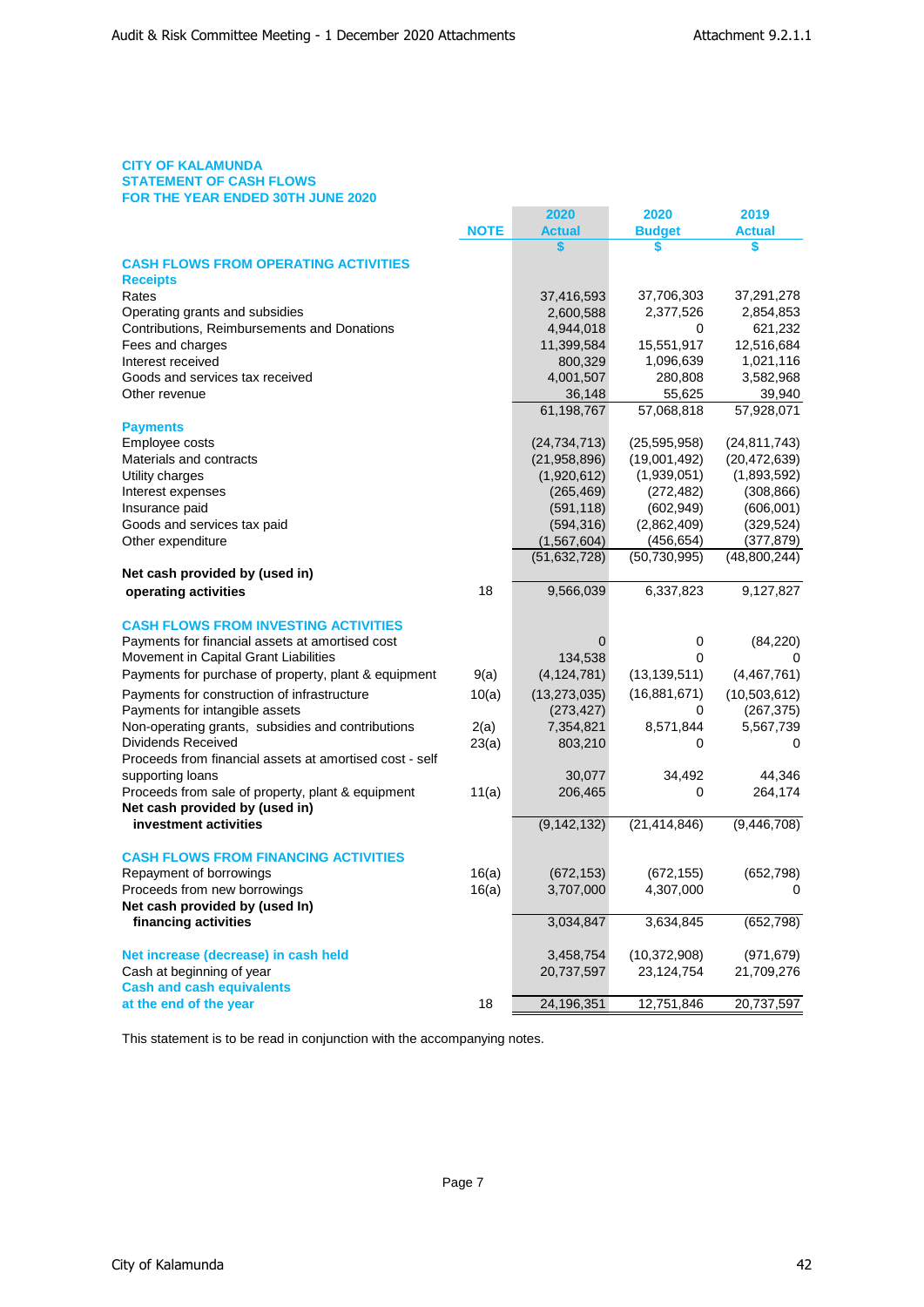**CITY OF KALAMUNDA**
**STATEMENT OF CASH FLOWS**
**FOR THE YEAR ENDED 30TH JUNE 2020**

| | NOTE | 2020 Actual | 2020 Budget | 2019 Actual |
|---|---|---|---|---|
| | | $ | $ | $ |
| **CASH FLOWS FROM OPERATING ACTIVITIES** | | | | |
| **Receipts** | | | | |
| Rates | | 37,416,593 | 37,706,303 | 37,291,278 |
| Operating grants and subsidies | | 2,600,588 | 2,377,526 | 2,854,853 |
| Contributions, Reimbursements and Donations | | 4,944,018 | 0 | 621,232 |
| Fees and charges | | 11,399,584 | 15,551,917 | 12,516,684 |
| Interest received | | 800,329 | 1,096,639 | 1,021,116 |
| Goods and services tax received | | 4,001,507 | 280,808 | 3,582,968 |
| Other revenue | | 36,148 | 55,625 | 39,940 |
| | | 61,198,767 | 57,068,818 | 57,928,071 |
| **Payments** | | | | |
| Employee costs | | (24,734,713) | (25,595,958) | (24,811,743) |
| Materials and contracts | | (21,958,896) | (19,001,492) | (20,472,639) |
| Utility charges | | (1,920,612) | (1,939,051) | (1,893,592) |
| Interest expenses | | (265,469) | (272,482) | (308,866) |
| Insurance paid | | (591,118) | (602,949) | (606,001) |
| Goods and services tax paid | | (594,316) | (2,862,409) | (329,524) |
| Other expenditure | | (1,567,604) | (456,654) | (377,879) |
| | | (51,632,728) | (50,730,995) | (48,800,244) |
| **Net cash provided by (used in) operating activities** | 18 | 9,566,039 | 6,337,823 | 9,127,827 |
| **CASH FLOWS FROM INVESTING ACTIVITIES** | | | | |
| Payments for financial assets at amortised cost | | 0 | 0 | (84,220) |
| Movement in Capital Grant Liabilities | | 134,538 | 0 | 0 |
| Payments for purchase of property, plant & equipment | 9(a) | (4,124,781) | (13,139,511) | (4,467,761) |
| Payments for construction of infrastructure | 10(a) | (13,273,035) | (16,881,671) | (10,503,612) |
| Payments for intangible assets | | (273,427) | 0 | (267,375) |
| Non-operating grants, subsidies and contributions | 2(a) | 7,354,821 | 8,571,844 | 5,567,739 |
| Dividends Received | 23(a) | 803,210 | 0 | 0 |
| Proceeds from financial assets at amortised cost - self supporting loans | | 30,077 | 34,492 | 44,346 |
| Proceeds from sale of property, plant & equipment | 11(a) | 206,465 | 0 | 264,174 |
| **Net cash provided by (used in) investment activities** | | (9,142,132) | (21,414,846) | (9,446,708) |
| **CASH FLOWS FROM FINANCING ACTIVITIES** | | | | |
| Repayment of borrowings | 16(a) | (672,153) | (672,155) | (652,798) |
| Proceeds from new borrowings | 16(a) | 3,707,000 | 4,307,000 | 0 |
| **Net cash provided by (used In) financing activities** | | 3,034,847 | 3,634,845 | (652,798) |
| **Net increase (decrease) in cash held** | | 3,458,754 | (10,372,908) | (971,679) |
| Cash at beginning of year | | 20,737,597 | 23,124,754 | 21,709,276 |
| **Cash and cash equivalents at the end of the year** | 18 | 24,196,351 | 12,751,846 | 20,737,597 |

This statement is to be read in conjunction with the accompanying notes.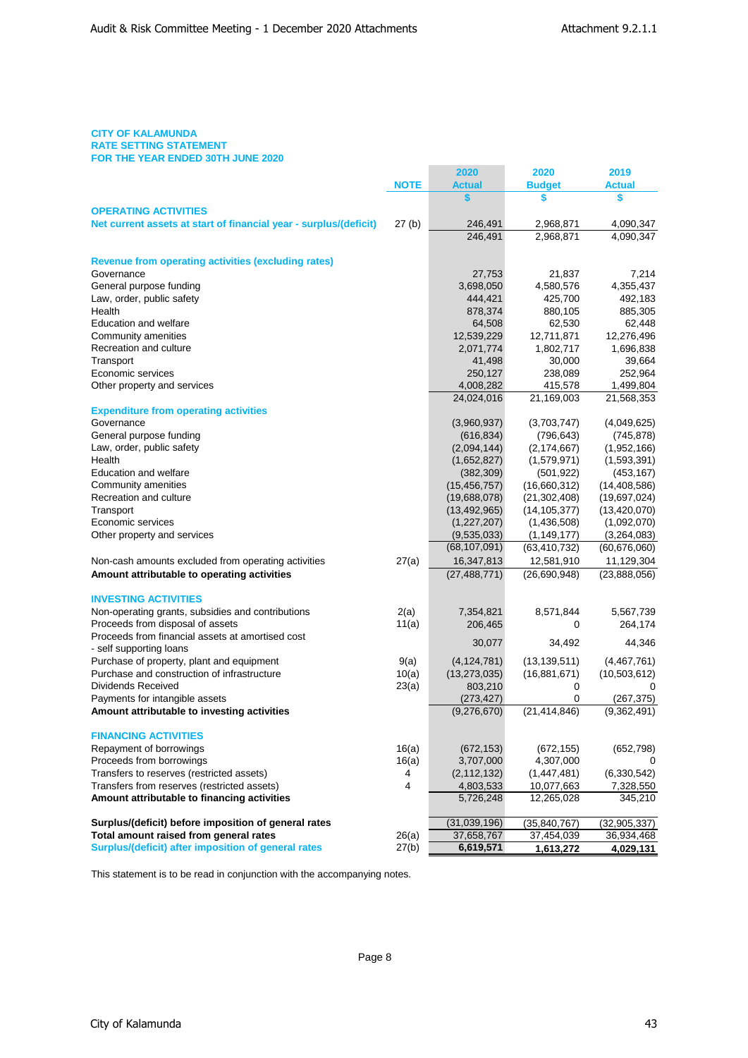**CITY OF KALAMUNDA**
**RATE SETTING STATEMENT**
**FOR THE YEAR ENDED 30TH JUNE 2020**

| | NOTE | 2020 Actual | 2020 Budget | 2019 Actual |
|---|---|---|---|---|
| | | $ | $ | $ |
| **OPERATING ACTIVITIES** | | | | |
| **Net current assets at start of financial year - surplus/(deficit)** | 27 (b) | 246,491 | 2,968,871 | 4,090,347 |
| | | 246,491 | 2,968,871 | 4,090,347 |
| **Revenue from operating activities (excluding rates)** | | | | |
| Governance | | 27,753 | 21,837 | 7,214 |
| General purpose funding | | 3,698,050 | 4,580,576 | 4,355,437 |
| Law, order, public safety | | 444,421 | 425,700 | 492,183 |
| Health | | 878,374 | 880,105 | 885,305 |
| Education and welfare | | 64,508 | 62,530 | 62,448 |
| Community amenities | | 12,539,229 | 12,711,871 | 12,276,496 |
| Recreation and culture | | 2,071,774 | 1,802,717 | 1,696,838 |
| Transport | | 41,498 | 30,000 | 39,664 |
| Economic services | | 250,127 | 238,089 | 252,964 |
| Other property and services | | 4,008,282 | 415,578 | 1,499,804 |
| | | 24,024,016 | 21,169,003 | 21,568,353 |
| **Expenditure from operating activities** | | | | |
| Governance | | (3,960,937) | (3,703,747) | (4,049,625) |
| General purpose funding | | (616,834) | (796,643) | (745,878) |
| Law, order, public safety | | (2,094,144) | (2,174,667) | (1,952,166) |
| Health | | (1,652,827) | (1,579,971) | (1,593,391) |
| Education and welfare | | (382,309) | (501,922) | (453,167) |
| Community amenities | | (15,456,757) | (16,660,312) | (14,408,586) |
| Recreation and culture | | (19,688,078) | (21,302,408) | (19,697,024) |
| Transport | | (13,492,965) | (14,105,377) | (13,420,070) |
| Economic services | | (1,227,207) | (1,436,508) | (1,092,070) |
| Other property and services | | (9,535,033) | (1,149,177) | (3,264,083) |
| | | (68,107,091) | (63,410,732) | (60,676,060) |
| Non-cash amounts excluded from operating activities | 27(a) | 16,347,813 | 12,581,910 | 11,129,304 |
| **Amount attributable to operating activities** | | (27,488,771) | (26,690,948) | (23,888,056) |
| **INVESTING ACTIVITIES** | | | | |
| Non-operating grants, subsidies and contributions | 2(a) | 7,354,821 | 8,571,844 | 5,567,739 |
| Proceeds from disposal of assets | 11(a) | 206,465 | 0 | 264,174 |
| Proceeds from financial assets at amortised cost - self supporting loans | | 30,077 | 34,492 | 44,346 |
| Purchase of property, plant and equipment | 9(a) | (4,124,781) | (13,139,511) | (4,467,761) |
| Purchase and construction of infrastructure | 10(a) | (13,273,035) | (16,881,671) | (10,503,612) |
| Dividends Received | 23(a) | 803,210 | 0 | 0 |
| Payments for intangible assets | | (273,427) | 0 | (267,375) |
| **Amount attributable to investing activities** | | (9,276,670) | (21,414,846) | (9,362,491) |
| **FINANCING ACTIVITIES** | | | | |
| Repayment of borrowings | 16(a) | (672,153) | (672,155) | (652,798) |
| Proceeds from borrowings | 16(a) | 3,707,000 | 4,307,000 | 0 |
| Transfers to reserves (restricted assets) | 4 | (2,112,132) | (1,447,481) | (6,330,542) |
| Transfers from reserves (restricted assets) | 4 | 4,803,533 | 10,077,663 | 7,328,550 |
| **Amount attributable to financing activities** | | 5,726,248 | 12,265,028 | 345,210 |
| **Surplus/(deficit) before imposition of general rates** | | (31,039,196) | (35,840,767) | (32,905,337) |
| **Total amount raised from general rates** | 26(a) | 37,658,767 | 37,454,039 | 36,934,468 |
| **Surplus/(deficit) after imposition of general rates** | 27(b) | **6,619,571** | **1,613,272** | **4,029,131** |

This statement is to be read in conjunction with the accompanying notes.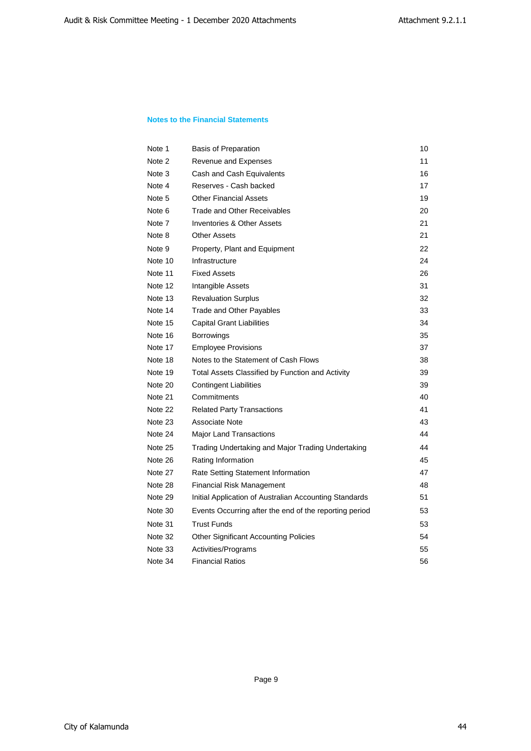## Notes to the Financial Statements

| | | |
|---|---|---|
| Note 1 | Basis of Preparation | 10 |
| Note 2 | Revenue and Expenses | 11 |
| Note 3 | Cash and Cash Equivalents | 16 |
| Note 4 | Reserves - Cash backed | 17 |
| Note 5 | Other Financial Assets | 19 |
| Note 6 | Trade and Other Receivables | 20 |
| Note 7 | Inventories & Other Assets | 21 |
| Note 8 | Other Assets | 21 |
| Note 9 | Property, Plant and Equipment | 22 |
| Note 10 | Infrastructure | 24 |
| Note 11 | Fixed Assets | 26 |
| Note 12 | Intangible Assets | 31 |
| Note 13 | Revaluation Surplus | 32 |
| Note 14 | Trade and Other Payables | 33 |
| Note 15 | Capital Grant Liabilities | 34 |
| Note 16 | Borrowings | 35 |
| Note 17 | Employee Provisions | 37 |
| Note 18 | Notes to the Statement of Cash Flows | 38 |
| Note 19 | Total Assets Classified by Function and Activity | 39 |
| Note 20 | Contingent Liabilities | 39 |
| Note 21 | Commitments | 40 |
| Note 22 | Related Party Transactions | 41 |
| Note 23 | Associate Note | 43 |
| Note 24 | Major Land Transactions | 44 |
| Note 25 | Trading Undertaking and Major Trading Undertaking | 44 |
| Note 26 | Rating Information | 45 |
| Note 27 | Rate Setting Statement Information | 47 |
| Note 28 | Financial Risk Management | 48 |
| Note 29 | Initial Application of Australian Accounting Standards | 51 |
| Note 30 | Events Occurring after the end of the reporting period | 53 |
| Note 31 | Trust Funds | 53 |
| Note 32 | Other Significant Accounting Policies | 54 |
| Note 33 | Activities/Programs | 55 |
| Note 34 | Financial Ratios | 56 |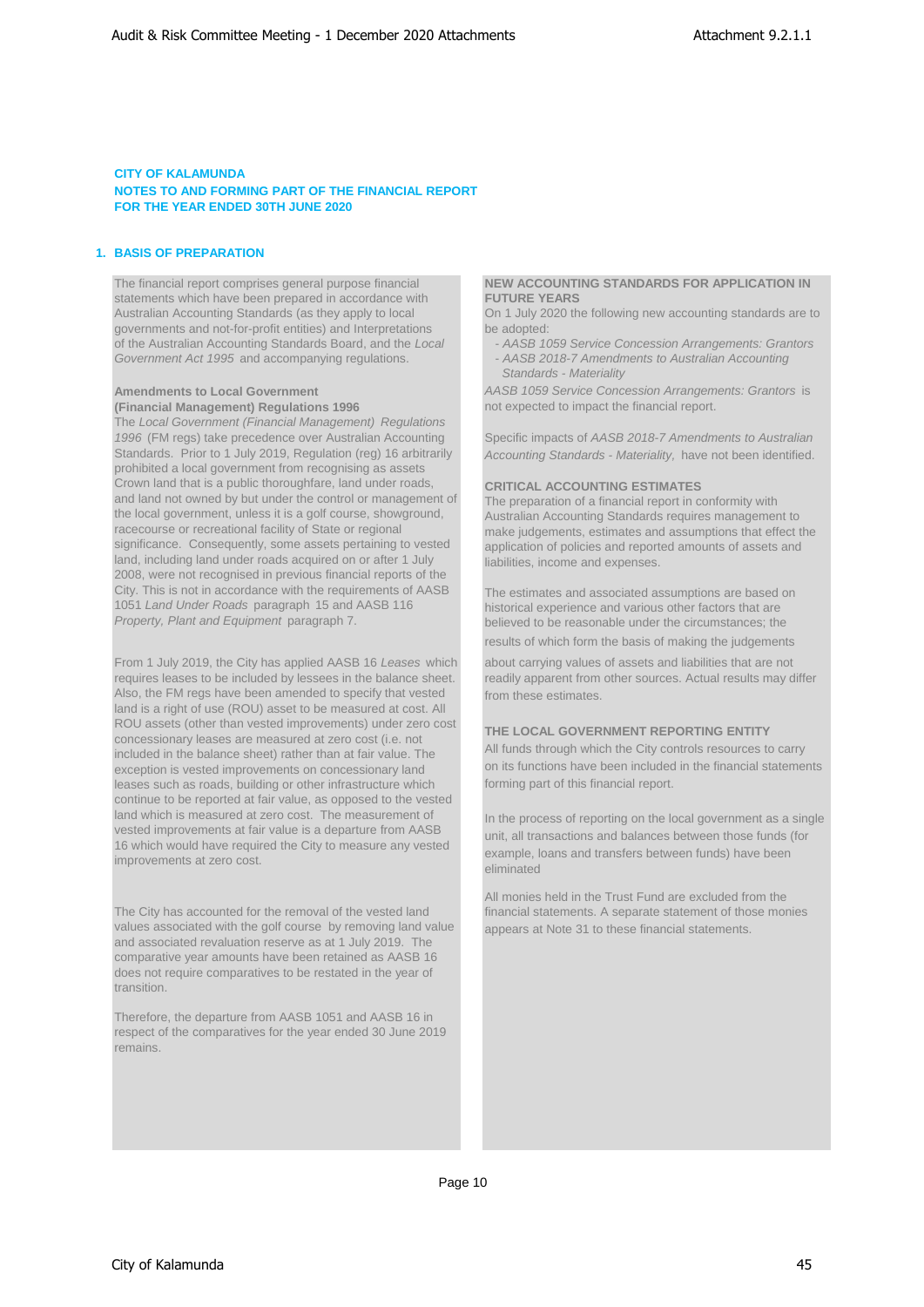**CITY OF KALAMUNDA**
**NOTES TO AND FORMING PART OF THE FINANCIAL REPORT**
**FOR THE YEAR ENDED 30TH JUNE 2020**

## 1. BASIS OF PREPARATION

The financial report comprises general purpose financial statements which have been prepared in accordance with Australian Accounting Standards (as they apply to local governments and not-for-profit entities) and Interpretations of the Australian Accounting Standards Board, and the *Local Government Act 1995* and accompanying regulations.

**Amendments to Local Government (Financial Management) Regulations 1996**

The *Local Government (Financial Management) Regulations 1996* (FM regs) take precedence over Australian Accounting Standards. Prior to 1 July 2019, Regulation (reg) 16 arbitrarily prohibited a local government from recognising as assets Crown land that is a public thoroughfare, land under roads, and land not owned by but under the control or management of the local government, unless it is a golf course, showground, racecourse or recreational facility of State or regional significance. Consequently, some assets pertaining to vested land, including land under roads acquired on or after 1 July 2008, were not recognised in previous financial reports of the City. This is not in accordance with the requirements of AASB 1051 *Land Under Roads* paragraph 15 and AASB 116 *Property, Plant and Equipment* paragraph 7.

From 1 July 2019, the City has applied AASB 16 *Leases* which requires leases to be included by lessees in the balance sheet. Also, the FM regs have been amended to specify that vested land is a right of use (ROU) asset to be measured at cost. All ROU assets (other than vested improvements) under zero cost concessionary leases are measured at zero cost (i.e. not included in the balance sheet) rather than at fair value. The exception is vested improvements on concessionary land leases such as roads, building or other infrastructure which continue to be reported at fair value, as opposed to the vested land which is measured at zero cost. The measurement of vested improvements at fair value is a departure from AASB 16 which would have required the City to measure any vested improvements at zero cost.

The City has accounted for the removal of the vested land values associated with the golf course by removing land value and associated revaluation reserve as at 1 July 2019. The comparative year amounts have been retained as AASB 16 does not require comparatives to be restated in the year of transition.

Therefore, the departure from AASB 1051 and AASB 16 in respect of the comparatives for the year ended 30 June 2019 remains.

**NEW ACCOUNTING STANDARDS FOR APPLICATION IN FUTURE YEARS**

On 1 July 2020 the following new accounting standards are to be adopted:

- *AASB 1059 Service Concession Arrangements: Grantors*
- *AASB 2018-7 Amendments to Australian Accounting Standards - Materiality*

*AASB 1059 Service Concession Arrangements: Grantors* is not expected to impact the financial report.

Specific impacts of *AASB 2018-7 Amendments to Australian Accounting Standards - Materiality,* have not been identified.

**CRITICAL ACCOUNTING ESTIMATES**

The preparation of a financial report in conformity with Australian Accounting Standards requires management to make judgements, estimates and assumptions that effect the application of policies and reported amounts of assets and liabilities, income and expenses.

The estimates and associated assumptions are based on historical experience and various other factors that are believed to be reasonable under the circumstances; the results of which form the basis of making the judgements about carrying values of assets and liabilities that are not readily apparent from other sources. Actual results may differ from these estimates.

**THE LOCAL GOVERNMENT REPORTING ENTITY**

All funds through which the City controls resources to carry on its functions have been included in the financial statements forming part of this financial report.

In the process of reporting on the local government as a single unit, all transactions and balances between those funds (for example, loans and transfers between funds) have been eliminated

All monies held in the Trust Fund are excluded from the financial statements. A separate statement of those monies appears at Note 31 to these financial statements.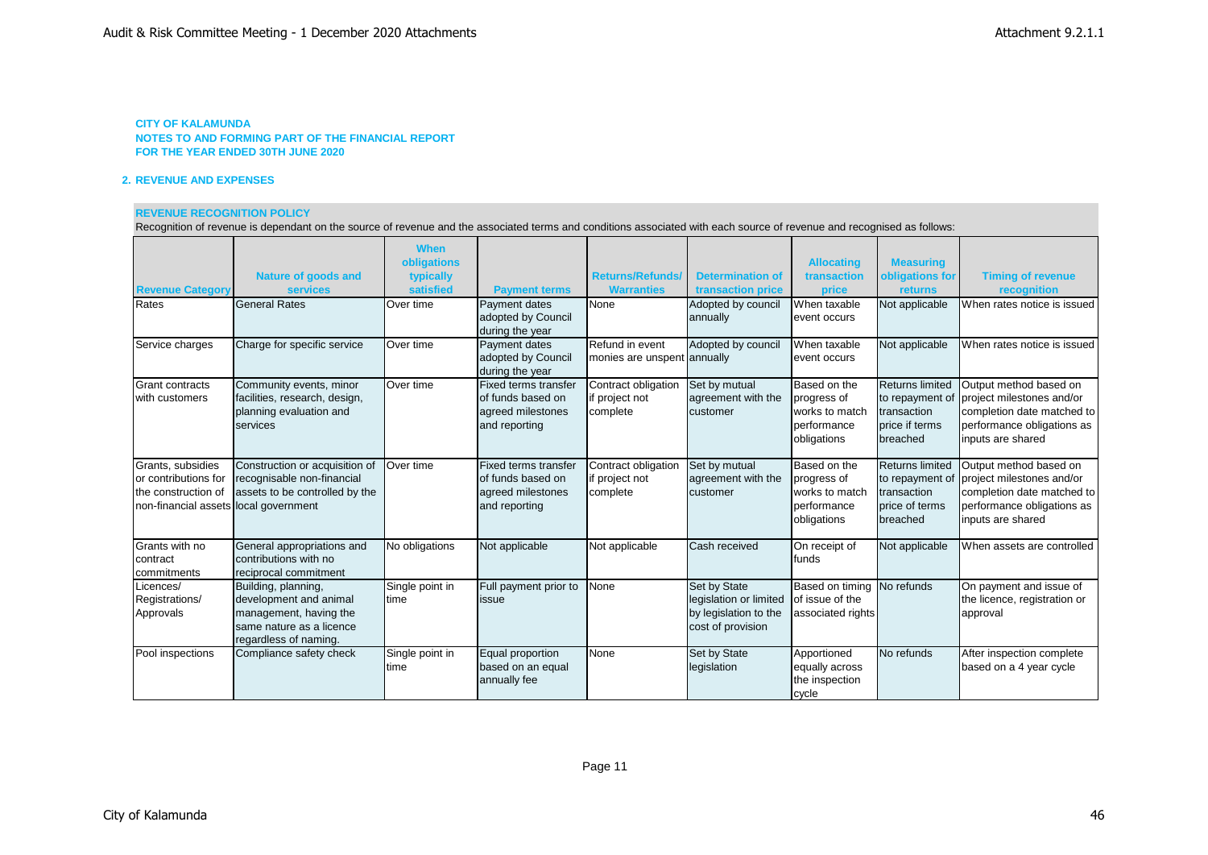**CITY OF KALAMUNDA**
**NOTES TO AND FORMING PART OF THE FINANCIAL REPORT**
**FOR THE YEAR ENDED 30TH JUNE 2020**

## 2. REVENUE AND EXPENSES

### REVENUE RECOGNITION POLICY

Recognition of revenue is dependant on the source of revenue and the associated terms and conditions associated with each source of revenue and recognised as follows:

| Revenue Category | Nature of goods and services | When obligations typically satisfied | Payment terms | Returns/Refunds/ Warranties | Determination of transaction price | Allocating transaction price | Measuring obligations for returns | Timing of revenue recognition |
|---|---|---|---|---|---|---|---|---|
| Rates | General Rates | Over time | Payment dates adopted by Council during the year | None | Adopted by council annually | When taxable event occurs | Not applicable | When rates notice is issued |
| Service charges | Charge for specific service | Over time | Payment dates adopted by Council during the year | Refund in event monies are unspent | Adopted by council annually | When taxable event occurs | Not applicable | When rates notice is issued |
| Grant contracts with customers | Community events, minor facilities, research, design, planning evaluation and services | Over time | Fixed terms transfer of funds based on agreed milestones and reporting | Contract obligation if project not complete | Set by mutual agreement with the customer | Based on the progress of works to match performance obligations | Returns limited to repayment of transaction price if terms breached | Output method based on project milestones and/or completion date matched to performance obligations as inputs are shared |
| Grants, subsidies or contributions for the construction of non-financial assets | Construction or acquisition of recognisable non-financial assets to be controlled by the local government | Over time | Fixed terms transfer of funds based on agreed milestones and reporting | Contract obligation if project not complete | Set by mutual agreement with the customer | Based on the progress of works to match performance obligations | Returns limited to repayment of transaction price of terms breached | Output method based on project milestones and/or completion date matched to performance obligations as inputs are shared |
| Grants with no contract commitments | General appropriations and contributions with no reciprocal commitment | No obligations | Not applicable | Not applicable | Cash received | On receipt of funds | Not applicable | When assets are controlled |
| Licences/ Registrations/ Approvals | Building, planning, development and animal management, having the same nature as a licence regardless of naming. | Single point in time | Full payment prior to issue | None | Set by State legislation or limited by legislation to the cost of provision | Based on timing of issue of the associated rights | No refunds | On payment and issue of the licence, registration or approval |
| Pool inspections | Compliance safety check | Single point in time | Equal proportion based on an equal annually fee | None | Set by State legislation | Apportioned equally across the inspection cycle | No refunds | After inspection complete based on a 4 year cycle |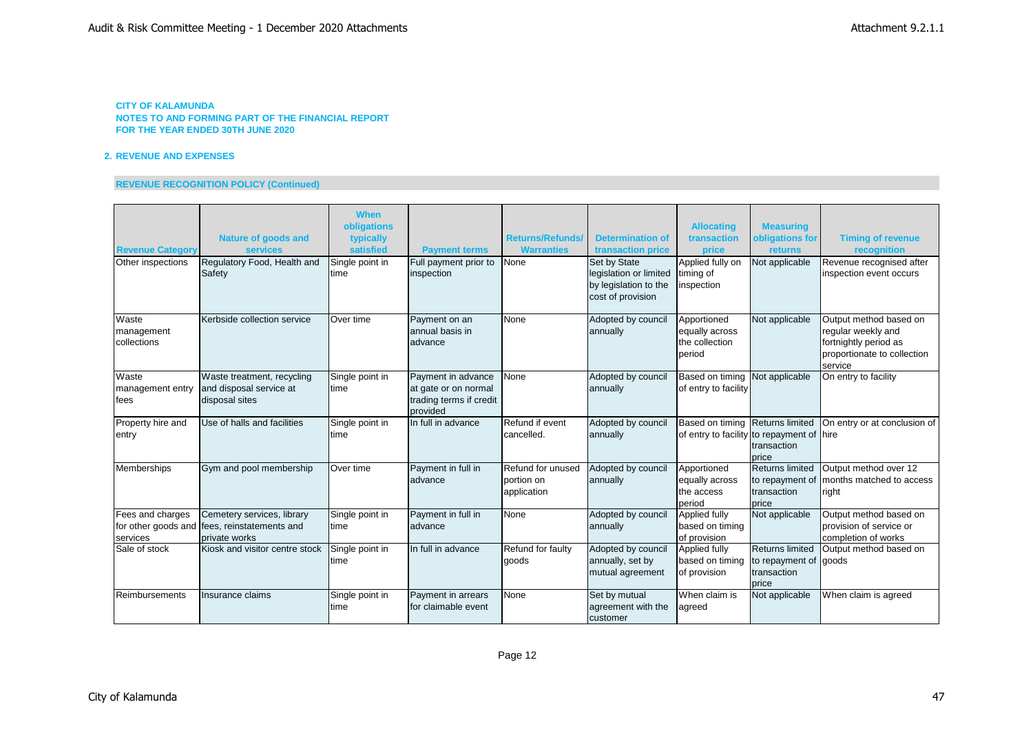**CITY OF KALAMUNDA**
**NOTES TO AND FORMING PART OF THE FINANCIAL REPORT**
**FOR THE YEAR ENDED 30TH JUNE 2020**

## 2. REVENUE AND EXPENSES

### REVENUE RECOGNITION POLICY (Continued)

| Revenue Category | Nature of goods and services | When obligations typically satisfied | Payment terms | Returns/Refunds/ Warranties | Determination of transaction price | Allocating transaction price | Measuring obligations for returns | Timing of revenue recognition |
|---|---|---|---|---|---|---|---|---|
| Other inspections | Regulatory Food, Health and Safety | Single point in time | Full payment prior to inspection | None | Set by State legislation or limited by legislation to the cost of provision | Applied fully on timing of inspection | Not applicable | Revenue recognised after inspection event occurs |
| Waste management collections | Kerbside collection service | Over time | Payment on an annual basis in advance | None | Adopted by council annually | Apportioned equally across the collection period | Not applicable | Output method based on regular weekly and fortnightly period as proportionate to collection service |
| Waste management entry fees | Waste treatment, recycling and disposal service at disposal sites | Single point in time | Payment in advance at gate or on normal trading terms if credit provided | None | Adopted by council annually | Based on timing of entry to facility | Not applicable | On entry to facility |
| Property hire and entry | Use of halls and facilities | Single point in time | In full in advance | Refund if event cancelled. | Adopted by council annually | Based on timing of entry to facility | Returns limited to repayment of transaction price | On entry or at conclusion of hire |
| Memberships | Gym and pool membership | Over time | Payment in full in advance | Refund for unused portion on application | Adopted by council annually | Apportioned equally across the access period | Returns limited to repayment of transaction price | Output method over 12 months matched to access right |
| Fees and charges for other goods and services | Cemetery services, library fees, reinstatements and private works | Single point in time | Payment in full in advance | None | Adopted by council annually | Applied fully based on timing of provision | Not applicable | Output method based on provision of service or completion of works |
| Sale of stock | Kiosk and visitor centre stock | Single point in time | In full in advance | Refund for faulty goods | Adopted by council annually, set by mutual agreement | Applied fully based on timing of provision | Returns limited to repayment of transaction price | Output method based on goods |
| Reimbursements | Insurance claims | Single point in time | Payment in arrears for claimable event | None | Set by mutual agreement with the customer | When claim is agreed | Not applicable | When claim is agreed |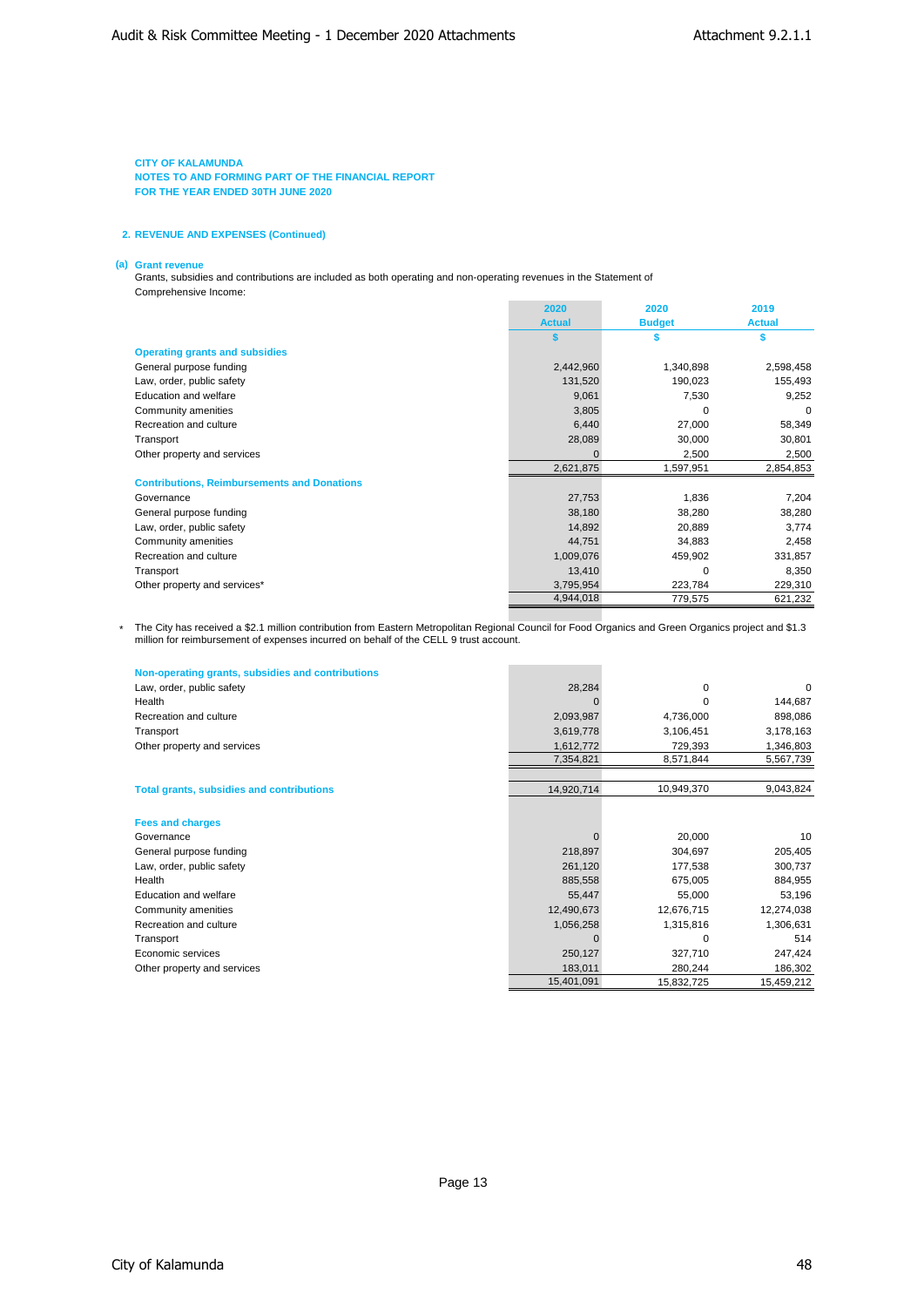CITY OF KALAMUNDA
NOTES TO AND FORMING PART OF THE FINANCIAL REPORT
FOR THE YEAR ENDED 30TH JUNE 2020

## 2. REVENUE AND EXPENSES (Continued)

### (a) Grant revenue

Grants, subsidies and contributions are included as both operating and non-operating revenues in the Statement of Comprehensive Income:

| | 2020 Actual | 2020 Budget | 2019 Actual |
|---|---|---|---|
| | $ | $ | $ |
| **Operating grants and subsidies** | | | |
| General purpose funding | 2,442,960 | 1,340,898 | 2,598,458 |
| Law, order, public safety | 131,520 | 190,023 | 155,493 |
| Education and welfare | 9,061 | 7,530 | 9,252 |
| Community amenities | 3,805 | 0 | 0 |
| Recreation and culture | 6,440 | 27,000 | 58,349 |
| Transport | 28,089 | 30,000 | 30,801 |
| Other property and services | 0 | 2,500 | 2,500 |
| | 2,621,875 | 1,597,951 | 2,854,853 |
| **Contributions, Reimbursements and Donations** | | | |
| Governance | 27,753 | 1,836 | 7,204 |
| General purpose funding | 38,180 | 38,280 | 38,280 |
| Law, order, public safety | 14,892 | 20,889 | 3,774 |
| Community amenities | 44,751 | 34,883 | 2,458 |
| Recreation and culture | 1,009,076 | 459,902 | 331,857 |
| Transport | 13,410 | 0 | 8,350 |
| Other property and services* | 3,795,954 | 223,784 | 229,310 |
| | 4,944,018 | 779,575 | 621,232 |

\* The City has received a $2.1 million contribution from Eastern Metropolitan Regional Council for Food Organics and Green Organics project and $1.3 million for reimbursement of expenses incurred on behalf of the CELL 9 trust account.

| | 2020 Actual | 2020 Budget | 2019 Actual |
|---|---|---|---|
| **Non-operating grants, subsidies and contributions** | | | |
| Law, order, public safety | 28,284 | 0 | 0 |
| Health | 0 | 0 | 144,687 |
| Recreation and culture | 2,093,987 | 4,736,000 | 898,086 |
| Transport | 3,619,778 | 3,106,451 | 3,178,163 |
| Other property and services | 1,612,772 | 729,393 | 1,346,803 |
| | 7,354,821 | 8,571,844 | 5,567,739 |
| | | | |
| **Total grants, subsidies and contributions** | 14,920,714 | 10,949,370 | 9,043,824 |
| | | | |
| **Fees and charges** | | | |
| Governance | 0 | 20,000 | 10 |
| General purpose funding | 218,897 | 304,697 | 205,405 |
| Law, order, public safety | 261,120 | 177,538 | 300,737 |
| Health | 885,558 | 675,005 | 884,955 |
| Education and welfare | 55,447 | 55,000 | 53,196 |
| Community amenities | 12,490,673 | 12,676,715 | 12,274,038 |
| Recreation and culture | 1,056,258 | 1,315,816 | 1,306,631 |
| Transport | 0 | 0 | 514 |
| Economic services | 250,127 | 327,710 | 247,424 |
| Other property and services | 183,011 | 280,244 | 186,302 |
| | 15,401,091 | 15,832,725 | 15,459,212 |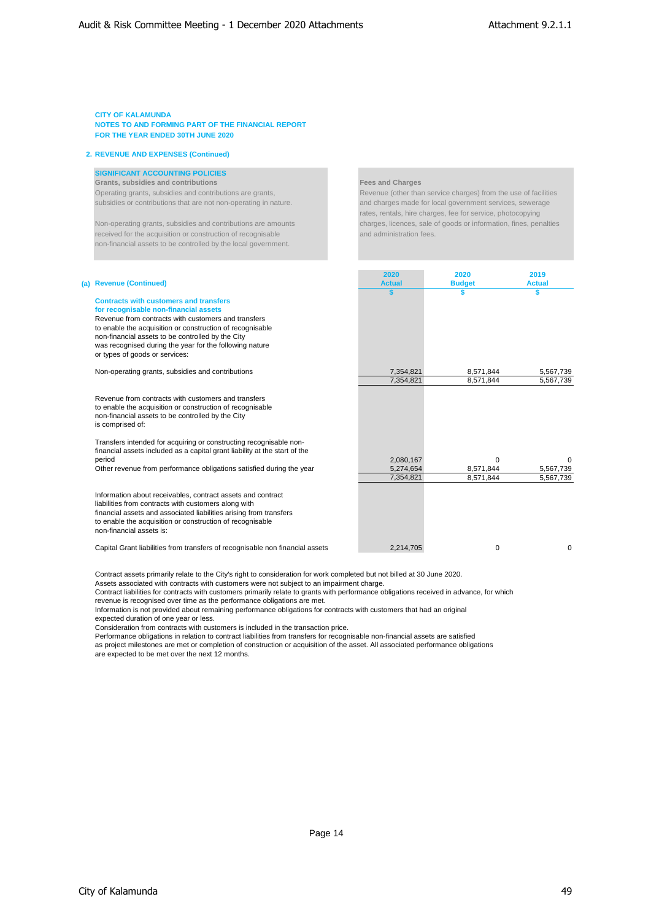**CITY OF KALAMUNDA**
**NOTES TO AND FORMING PART OF THE FINANCIAL REPORT**
**FOR THE YEAR ENDED 30TH JUNE 2020**

## 2. REVENUE AND EXPENSES (Continued)

**SIGNIFICANT ACCOUNTING POLICIES**

**Grants, subsidies and contributions**

Operating grants, subsidies and contributions are grants, subsidies or contributions that are not non-operating in nature.

Non-operating grants, subsidies and contributions are amounts received for the acquisition or construction of recognisable non-financial assets to be controlled by the local government.

**Fees and Charges**

Revenue (other than service charges) from the use of facilities and charges made for local government services, sewerage rates, rentals, hire charges, fee for service, photocopying charges, licences, sale of goods or information, fines, penalties and administration fees.

| (a) Revenue (Continued) | 2020 Actual | 2020 Budget | 2019 Actual |
|---|---|---|---|
| | $ | $ | $ |
| **Contracts with customers and transfers for recognisable non-financial assets** | | | |
| Revenue from contracts with customers and transfers to enable the acquisition or construction of recognisable non-financial assets to be controlled by the City was recognised during the year for the following nature or types of goods or services: | | | |
| Non-operating grants, subsidies and contributions | 7,354,821 | 8,571,844 | 5,567,739 |
| | 7,354,821 | 8,571,844 | 5,567,739 |
| Revenue from contracts with customers and transfers to enable the acquisition or construction of recognisable non-financial assets to be controlled by the City is comprised of: | | | |
| Transfers intended for acquiring or constructing recognisable non-financial assets included as a capital grant liability at the start of the period | 2,080,167 | 0 | 0 |
| Other revenue from performance obligations satisfied during the year | 5,274,654 | 8,571,844 | 5,567,739 |
| | 7,354,821 | 8,571,844 | 5,567,739 |
| Information about receivables, contract assets and contract liabilities from contracts with customers along with financial assets and associated liabilities arising from transfers to enable the acquisition or construction of recognisable non-financial assets is: | | | |
| Capital Grant liabilities from transfers of recognisable non financial assets | 2,214,705 | 0 | 0 |

Contract assets primarily relate to the City's right to consideration for work completed but not billed at 30 June 2020.
Assets associated with contracts with customers were not subject to an impairment charge.
Contract liabilities for contracts with customers primarily relate to grants with performance obligations received in advance, for which revenue is recognised over time as the performance obligations are met.
Information is not provided about remaining performance obligations for contracts with customers that had an original expected duration of one year or less.
Consideration from contracts with customers is included in the transaction price.
Performance obligations in relation to contract liabilities from transfers for recognisable non-financial assets are satisfied as project milestones are met or completion of construction or acquisition of the asset. All associated performance obligations are expected to be met over the next 12 months.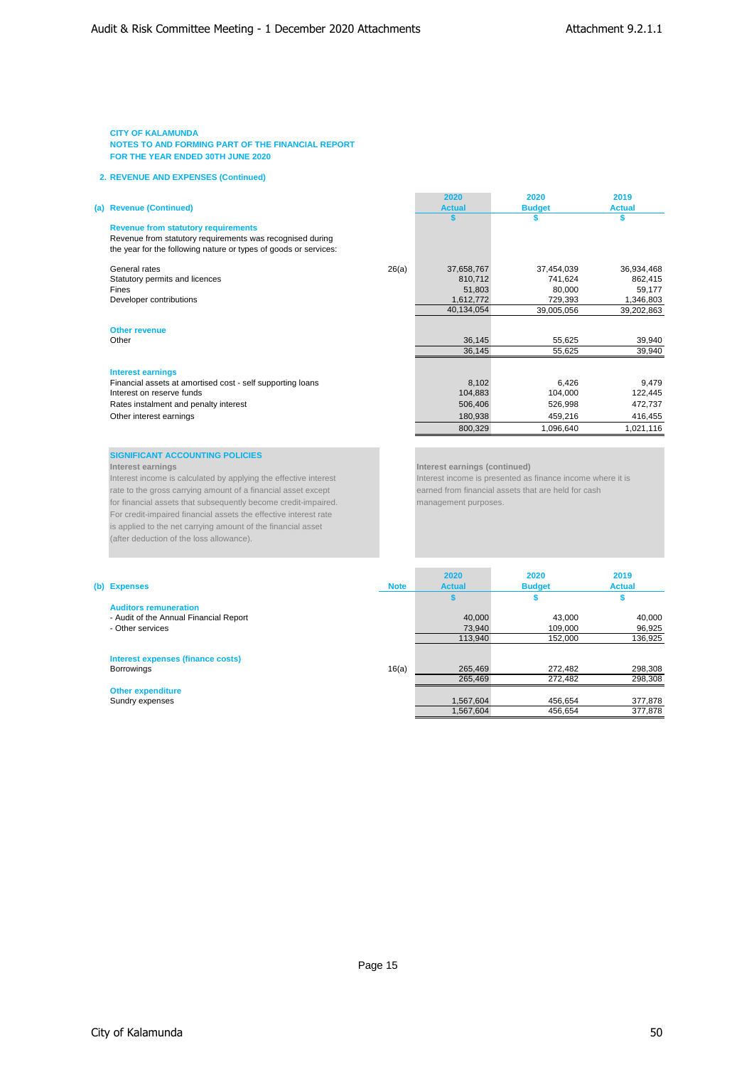CITY OF KALAMUNDA
NOTES TO AND FORMING PART OF THE FINANCIAL REPORT
FOR THE YEAR ENDED 30TH JUNE 2020

## 2. REVENUE AND EXPENSES (Continued)

| (a) Revenue (Continued) | Note | 2020 Actual | 2020 Budget | 2019 Actual |
|---|---|---|---|---|
| | | $ | $ | $ |
| **Revenue from statutory requirements** | | | | |
| Revenue from statutory requirements was recognised during the year for the following nature or types of goods or services: | | | | |
| General rates | 26(a) | 37,658,767 | 37,454,039 | 36,934,468 |
| Statutory permits and licences | | 810,712 | 741,624 | 862,415 |
| Fines | | 51,803 | 80,000 | 59,177 |
| Developer contributions | | 1,612,772 | 729,393 | 1,346,803 |
| | | 40,134,054 | 39,005,056 | 39,202,863 |
| **Other revenue** | | | | |
| Other | | 36,145 | 55,625 | 39,940 |
| | | 36,145 | 55,625 | 39,940 |
| **Interest earnings** | | | | |
| Financial assets at amortised cost - self supporting loans | | 8,102 | 6,426 | 9,479 |
| Interest on reserve funds | | 104,883 | 104,000 | 122,445 |
| Rates instalment and penalty interest | | 506,406 | 526,998 | 472,737 |
| Other interest earnings | | 180,938 | 459,216 | 416,455 |
| | | 800,329 | 1,096,640 | 1,021,116 |

**SIGNIFICANT ACCOUNTING POLICIES**

**Interest earnings**
Interest income is calculated by applying the effective interest rate to the gross carrying amount of a financial asset except for financial assets that subsequently become credit-impaired. For credit-impaired financial assets the effective interest rate is applied to the net carrying amount of the financial asset (after deduction of the loss allowance).

**Interest earnings (continued)**
Interest income is presented as finance income where it is earned from financial assets that are held for cash management purposes.

| (b) Expenses | Note | 2020 Actual | 2020 Budget | 2019 Actual |
|---|---|---|---|---|
| | | $ | $ | $ |
| **Auditors remuneration** | | | | |
| - Audit of the Annual Financial Report | | 40,000 | 43,000 | 40,000 |
| - Other services | | 73,940 | 109,000 | 96,925 |
| | | 113,940 | 152,000 | 136,925 |
| **Interest expenses (finance costs)** | | | | |
| Borrowings | 16(a) | 265,469 | 272,482 | 298,308 |
| | | 265,469 | 272,482 | 298,308 |
| **Other expenditure** | | | | |
| Sundry expenses | | 1,567,604 | 456,654 | 377,878 |
| | | 1,567,604 | 456,654 | 377,878 |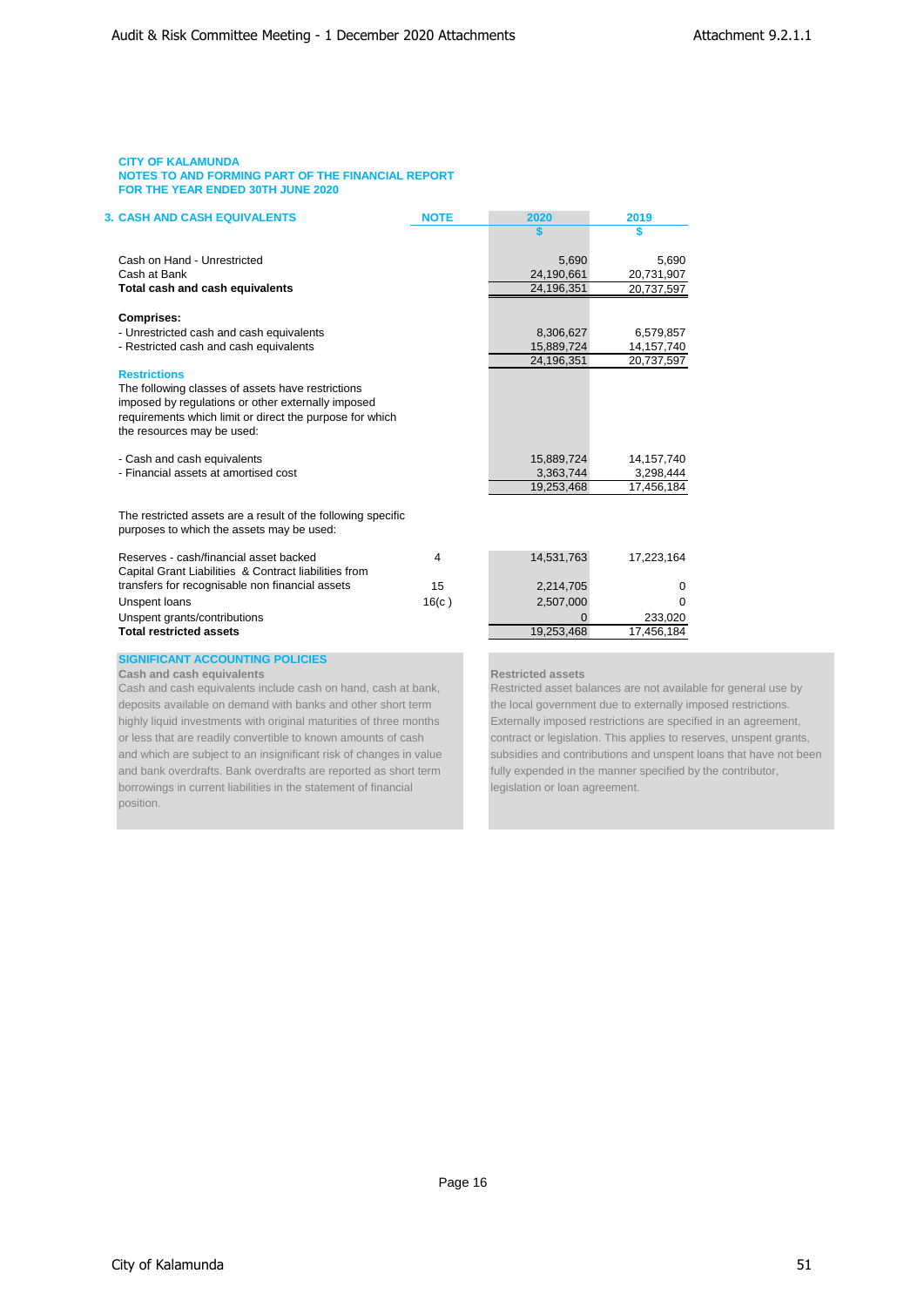CITY OF KALAMUNDA
NOTES TO AND FORMING PART OF THE FINANCIAL REPORT
FOR THE YEAR ENDED 30TH JUNE 2020

## 3. CASH AND CASH EQUIVALENTS

| | NOTE | 2020 | 2019 |
|---|---|---|---|
| | | $ | $ |
| Cash on Hand - Unrestricted | | 5,690 | 5,690 |
| Cash at Bank | | 24,190,661 | 20,731,907 |
| **Total cash and cash equivalents** | | 24,196,351 | 20,737,597 |
| **Comprises:** | | | |
| - Unrestricted cash and cash equivalents | | 8,306,627 | 6,579,857 |
| - Restricted cash and cash equivalents | | 15,889,724 | 14,157,740 |
| | | 24,196,351 | 20,737,597 |

**Restrictions**

The following classes of assets have restrictions imposed by regulations or other externally imposed requirements which limit or direct the purpose for which the resources may be used:

| | NOTE | 2020 | 2019 |
|---|---|---|---|
| - Cash and cash equivalents | | 15,889,724 | 14,157,740 |
| - Financial assets at amortised cost | | 3,363,744 | 3,298,444 |
| | | 19,253,468 | 17,456,184 |

The restricted assets are a result of the following specific purposes to which the assets may be used:

| | NOTE | 2020 | 2019 |
|---|---|---|---|
| Reserves - cash/financial asset backed | 4 | 14,531,763 | 17,223,164 |
| Capital Grant Liabilities & Contract liabilities from transfers for recognisable non financial assets | 15 | 2,214,705 | 0 |
| Unspent loans | 16(c ) | 2,507,000 | 0 |
| Unspent grants/contributions | | 0 | 233,020 |
| **Total restricted assets** | | 19,253,468 | 17,456,184 |

**SIGNIFICANT ACCOUNTING POLICIES**

**Cash and cash equivalents**

Cash and cash equivalents include cash on hand, cash at bank, deposits available on demand with banks and other short term highly liquid investments with original maturities of three months or less that are readily convertible to known amounts of cash and which are subject to an insignificant risk of changes in value and bank overdrafts. Bank overdrafts are reported as short term borrowings in current liabilities in the statement of financial position.

**Restricted assets**

Restricted asset balances are not available for general use by the local government due to externally imposed restrictions. Externally imposed restrictions are specified in an agreement, contract or legislation. This applies to reserves, unspent grants, subsidies and contributions and unspent loans that have not been fully expended in the manner specified by the contributor, legislation or loan agreement.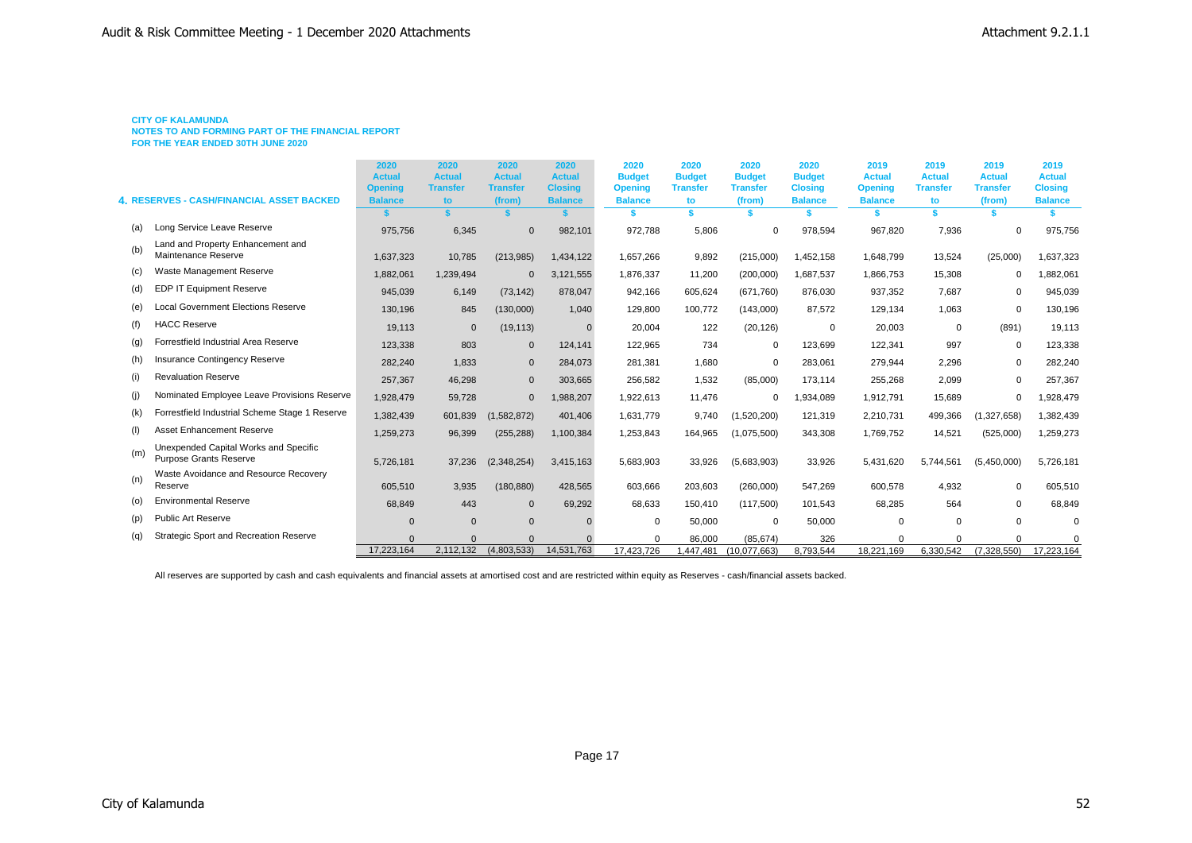**CITY OF KALAMUNDA**
**NOTES TO AND FORMING PART OF THE FINANCIAL REPORT**
**FOR THE YEAR ENDED 30TH JUNE 2020**

| | 4. RESERVES - CASH/FINANCIAL ASSET BACKED | 2020 Actual Opening Balance | 2020 Actual Transfer to | 2020 Actual Transfer (from) | 2020 Actual Closing Balance | 2020 Budget Opening Balance | 2020 Budget Transfer to | 2020 Budget Transfer (from) | 2020 Budget Closing Balance | 2019 Actual Opening Balance | 2019 Actual Transfer to | 2019 Actual Transfer (from) | 2019 Actual Closing Balance |
|---|---|---|---|---|---|---|---|---|---|---|---|---|---|
| | | $ | $ | $ | $ | $ | $ | $ | $ | $ | $ | $ | $ |
| (a) | Long Service Leave Reserve | 975,756 | 6,345 | 0 | 982,101 | 972,788 | 5,806 | 0 | 978,594 | 967,820 | 7,936 | 0 | 975,756 |
| (b) | Land and Property Enhancement and Maintenance Reserve | 1,637,323 | 10,785 | (213,985) | 1,434,122 | 1,657,266 | 9,892 | (215,000) | 1,452,158 | 1,648,799 | 13,524 | (25,000) | 1,637,323 |
| (c) | Waste Management Reserve | 1,882,061 | 1,239,494 | 0 | 3,121,555 | 1,876,337 | 11,200 | (200,000) | 1,687,537 | 1,866,753 | 15,308 | 0 | 1,882,061 |
| (d) | EDP IT Equipment Reserve | 945,039 | 6,149 | (73,142) | 878,047 | 942,166 | 605,624 | (671,760) | 876,030 | 937,352 | 7,687 | 0 | 945,039 |
| (e) | Local Government Elections Reserve | 130,196 | 845 | (130,000) | 1,040 | 129,800 | 100,772 | (143,000) | 87,572 | 129,134 | 1,063 | 0 | 130,196 |
| (f) | HACC Reserve | 19,113 | 0 | (19,113) | 0 | 20,004 | 122 | (20,126) | 0 | 20,003 | 0 | (891) | 19,113 |
| (g) | Forrestfield Industrial Area Reserve | 123,338 | 803 | 0 | 124,141 | 122,965 | 734 | 0 | 123,699 | 122,341 | 997 | 0 | 123,338 |
| (h) | Insurance Contingency Reserve | 282,240 | 1,833 | 0 | 284,073 | 281,381 | 1,680 | 0 | 283,061 | 279,944 | 2,296 | 0 | 282,240 |
| (i) | Revaluation Reserve | 257,367 | 46,298 | 0 | 303,665 | 256,582 | 1,532 | (85,000) | 173,114 | 255,268 | 2,099 | 0 | 257,367 |
| (j) | Nominated Employee Leave Provisions Reserve | 1,928,479 | 59,728 | 0 | 1,988,207 | 1,922,613 | 11,476 | 0 | 1,934,089 | 1,912,791 | 15,689 | 0 | 1,928,479 |
| (k) | Forrestfield Industrial Scheme Stage 1 Reserve | 1,382,439 | 601,839 | (1,582,872) | 401,406 | 1,631,779 | 9,740 | (1,520,200) | 121,319 | 2,210,731 | 499,366 | (1,327,658) | 1,382,439 |
| (l) | Asset Enhancement Reserve | 1,259,273 | 96,399 | (255,288) | 1,100,384 | 1,253,843 | 164,965 | (1,075,500) | 343,308 | 1,769,752 | 14,521 | (525,000) | 1,259,273 |
| (m) | Unexpended Capital Works and Specific Purpose Grants Reserve | 5,726,181 | 37,236 | (2,348,254) | 3,415,163 | 5,683,903 | 33,926 | (5,683,903) | 33,926 | 5,431,620 | 5,744,561 | (5,450,000) | 5,726,181 |
| (n) | Waste Avoidance and Resource Recovery Reserve | 605,510 | 3,935 | (180,880) | 428,565 | 603,666 | 203,603 | (260,000) | 547,269 | 600,578 | 4,932 | 0 | 605,510 |
| (o) | Environmental Reserve | 68,849 | 443 | 0 | 69,292 | 68,633 | 150,410 | (117,500) | 101,543 | 68,285 | 564 | 0 | 68,849 |
| (p) | Public Art Reserve | 0 | 0 | 0 | 0 | 0 | 50,000 | 0 | 50,000 | 0 | 0 | 0 | 0 |
| (q) | Strategic Sport and Recreation Reserve | 0 | 0 | 0 | 0 | 0 | 86,000 | (85,674) | 326 | 0 | 0 | 0 | 0 |
| | | 17,223,164 | 2,112,132 | (4,803,533) | 14,531,763 | 17,423,726 | 1,447,481 | (10,077,663) | 8,793,544 | 18,221,169 | 6,330,542 | (7,328,550) | 17,223,164 |

All reserves are supported by cash and cash equivalents and financial assets at amortised cost and are restricted within equity as Reserves - cash/financial assets backed.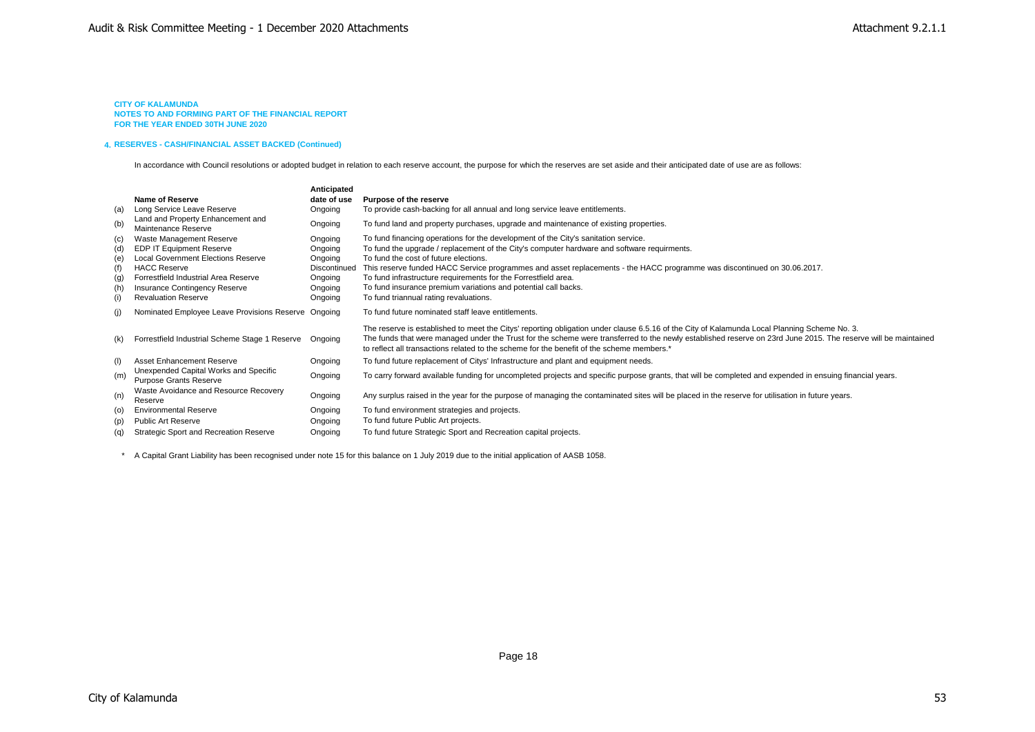**CITY OF KALAMUNDA**
**NOTES TO AND FORMING PART OF THE FINANCIAL REPORT**
**FOR THE YEAR ENDED 30TH JUNE 2020**

## 4. RESERVES - CASH/FINANCIAL ASSET BACKED (Continued)

In accordance with Council resolutions or adopted budget in relation to each reserve account, the purpose for which the reserves are set aside and their anticipated date of use are as follows:

| | Name of Reserve | Anticipated date of use | Purpose of the reserve |
|---|---|---|---|
| (a) | Long Service Leave Reserve | Ongoing | To provide cash-backing for all annual and long service leave entitlements. |
| (b) | Land and Property Enhancement and Maintenance Reserve | Ongoing | To fund land and property purchases, upgrade and maintenance of existing properties. |
| (c) | Waste Management Reserve | Ongoing | To fund financing operations for the development of the City's sanitation service. |
| (d) | EDP IT Equipment Reserve | Ongoing | To fund the upgrade / replacement of the City's computer hardware and software requirments. |
| (e) | Local Government Elections Reserve | Ongoing | To fund the cost of future elections. |
| (f) | HACC Reserve | Discontinued | This reserve funded HACC Service programmes and asset replacements - the HACC programme was discontinued on 30.06.2017. |
| (g) | Forrestfield Industrial Area Reserve | Ongoing | To fund infrastructure requirements for the Forrestfield area. |
| (h) | Insurance Contingency Reserve | Ongoing | To fund insurance premium variations and potential call backs. |
| (i) | Revaluation Reserve | Ongoing | To fund triannual rating revaluations. |
| (j) | Nominated Employee Leave Provisions Reserve | Ongoing | To fund future nominated staff leave entitlements. |
| (k) | Forrestfield Industrial Scheme Stage 1 Reserve | Ongoing | The reserve is established to meet the Citys' reporting obligation under clause 6.5.16 of the City of Kalamunda Local Planning Scheme No. 3. The funds that were managed under the Trust for the scheme were transferred to the newly established reserve on 23rd June 2015. The reserve will be maintained to reflect all transactions related to the scheme for the benefit of the scheme members.* |
| (l) | Asset Enhancement Reserve | Ongoing | To fund future replacement of Citys' Infrastructure and plant and equipment needs. |
| (m) | Unexpended Capital Works and Specific Purpose Grants Reserve | Ongoing | To carry forward available funding for uncompleted projects and specific purpose grants, that will be completed and expended in ensuing financial years. |
| (n) | Waste Avoidance and Resource Recovery Reserve | Ongoing | Any surplus raised in the year for the purpose of managing the contaminated sites will be placed in the reserve for utilisation in future years. |
| (o) | Environmental Reserve | Ongoing | To fund environment strategies and projects. |
| (p) | Public Art Reserve | Ongoing | To fund future Public Art projects. |
| (q) | Strategic Sport and Recreation Reserve | Ongoing | To fund future Strategic Sport and Recreation capital projects. |

\* A Capital Grant Liability has been recognised under note 15 for this balance on 1 July 2019 due to the initial application of AASB 1058.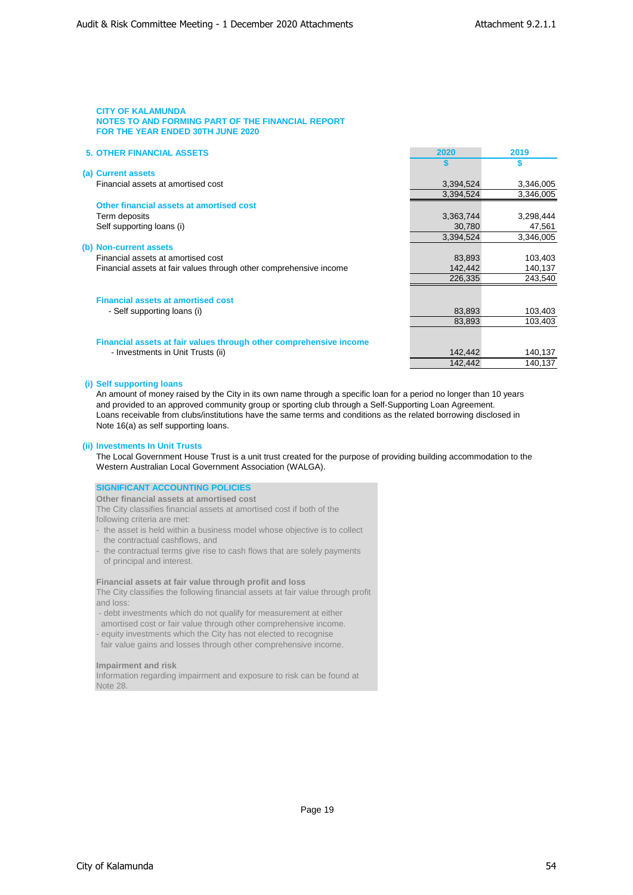**CITY OF KALAMUNDA**
**NOTES TO AND FORMING PART OF THE FINANCIAL REPORT**
**FOR THE YEAR ENDED 30TH JUNE 2020**

## 5. OTHER FINANCIAL ASSETS

| | 2020 | 2019 |
|---|---|---|
| | $ | $ |
| **(a) Current assets** | | |
| Financial assets at amortised cost | 3,394,524 | 3,346,005 |
| | 3,394,524 | 3,346,005 |
| **Other financial assets at amortised cost** | | |
| Term deposits | 3,363,744 | 3,298,444 |
| Self supporting loans (i) | 30,780 | 47,561 |
| | 3,394,524 | 3,346,005 |
| **(b) Non-current assets** | | |
| Financial assets at amortised cost | 83,893 | 103,403 |
| Financial assets at fair values through other comprehensive income | 142,442 | 140,137 |
| | 226,335 | 243,540 |
| **Financial assets at amortised cost** | | |
| - Self supporting loans (i) | 83,893 | 103,403 |
| | 83,893 | 103,403 |
| **Financial assets at fair values through other comprehensive income** | | |
| - Investments in Unit Trusts (ii) | 142,442 | 140,137 |
| | 142,442 | 140,137 |

**(i) Self supporting loans**

An amount of money raised by the City in its own name through a specific loan for a period no longer than 10 years and provided to an approved community group or sporting club through a Self-Supporting Loan Agreement.
Loans receivable from clubs/institutions have the same terms and conditions as the related borrowing disclosed in Note 16(a) as self supporting loans.

**(ii) Investments In Unit Trusts**

The Local Government House Trust is a unit trust created for the purpose of providing building accommodation to the Western Australian Local Government Association (WALGA).

**SIGNIFICANT ACCOUNTING POLICIES**

**Other financial assets at amortised cost**

The City classifies financial assets at amortised cost if both of the following criteria are met:

- the asset is held within a business model whose objective is to collect the contractual cashflows, and
- the contractual terms give rise to cash flows that are solely payments of principal and interest.

**Financial assets at fair value through profit and loss**

The City classifies the following financial assets at fair value through profit and loss:

- debt investments which do not qualify for measurement at either amortised cost or fair value through other comprehensive income.
- equity investments which the City has not elected to recognise fair value gains and losses through other comprehensive income.

**Impairment and risk**

Information regarding impairment and exposure to risk can be found at Note 28.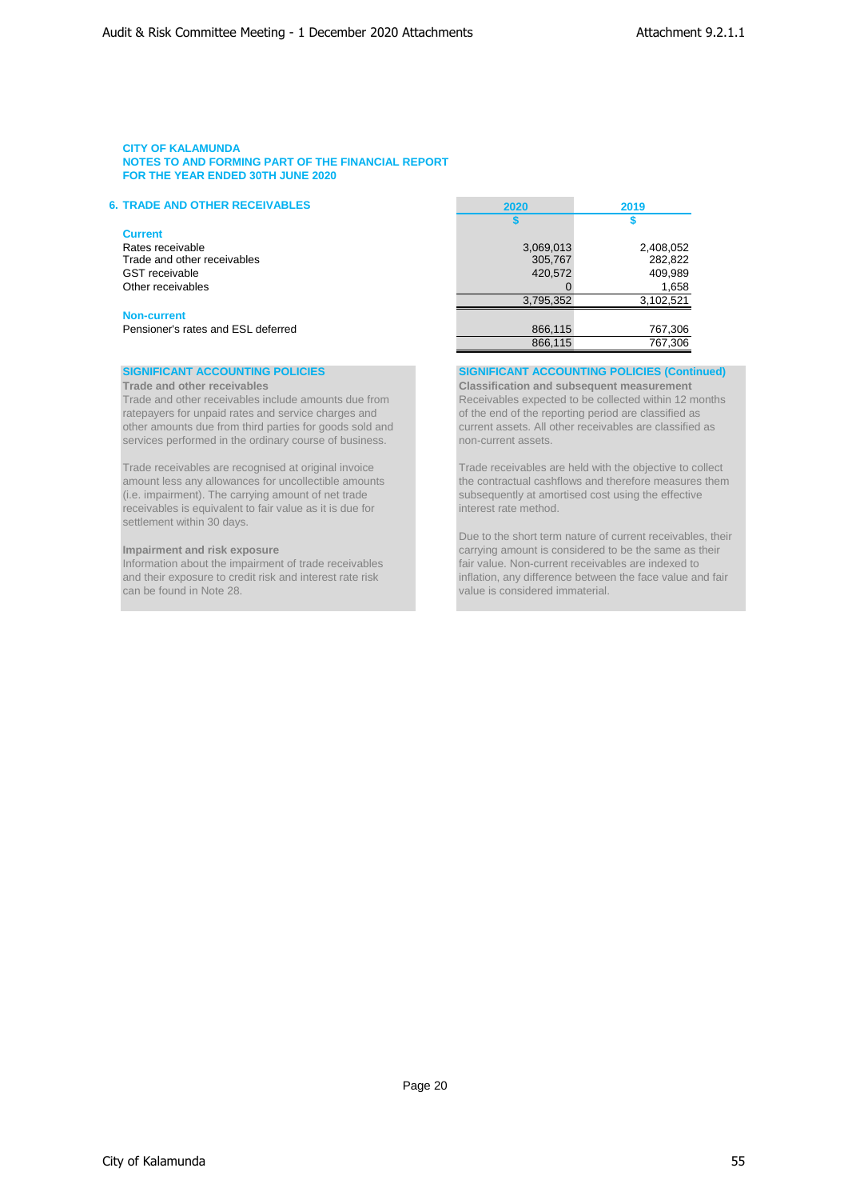**CITY OF KALAMUNDA**
**NOTES TO AND FORMING PART OF THE FINANCIAL REPORT**
**FOR THE YEAR ENDED 30TH JUNE 2020**

## 6. TRADE AND OTHER RECEIVABLES

| | 2020 | 2019 |
|---|---|---|
| | $ | $ |
| **Current** | | |
| Rates receivable | 3,069,013 | 2,408,052 |
| Trade and other receivables | 305,767 | 282,822 |
| GST receivable | 420,572 | 409,989 |
| Other receivables | 0 | 1,658 |
| | 3,795,352 | 3,102,521 |
| **Non-current** | | |
| Pensioner's rates and ESL deferred | 866,115 | 767,306 |
| | 866,115 | 767,306 |

### SIGNIFICANT ACCOUNTING POLICIES

**Trade and other receivables**

Trade and other receivables include amounts due from ratepayers for unpaid rates and service charges and other amounts due from third parties for goods sold and services performed in the ordinary course of business.

Trade receivables are recognised at original invoice amount less any allowances for uncollectible amounts (i.e. impairment). The carrying amount of net trade receivables is equivalent to fair value as it is due for settlement within 30 days.

**Impairment and risk exposure**

Information about the impairment of trade receivables and their exposure to credit risk and interest rate risk can be found in Note 28.

### SIGNIFICANT ACCOUNTING POLICIES (Continued)

**Classification and subsequent measurement**

Receivables expected to be collected within 12 months of the end of the reporting period are classified as current assets. All other receivables are classified as non-current assets.

Trade receivables are held with the objective to collect the contractual cashflows and therefore measures them subsequently at amortised cost using the effective interest rate method.

Due to the short term nature of current receivables, their carrying amount is considered to be the same as their fair value. Non-current receivables are indexed to inflation, any difference between the face value and fair value is considered immaterial.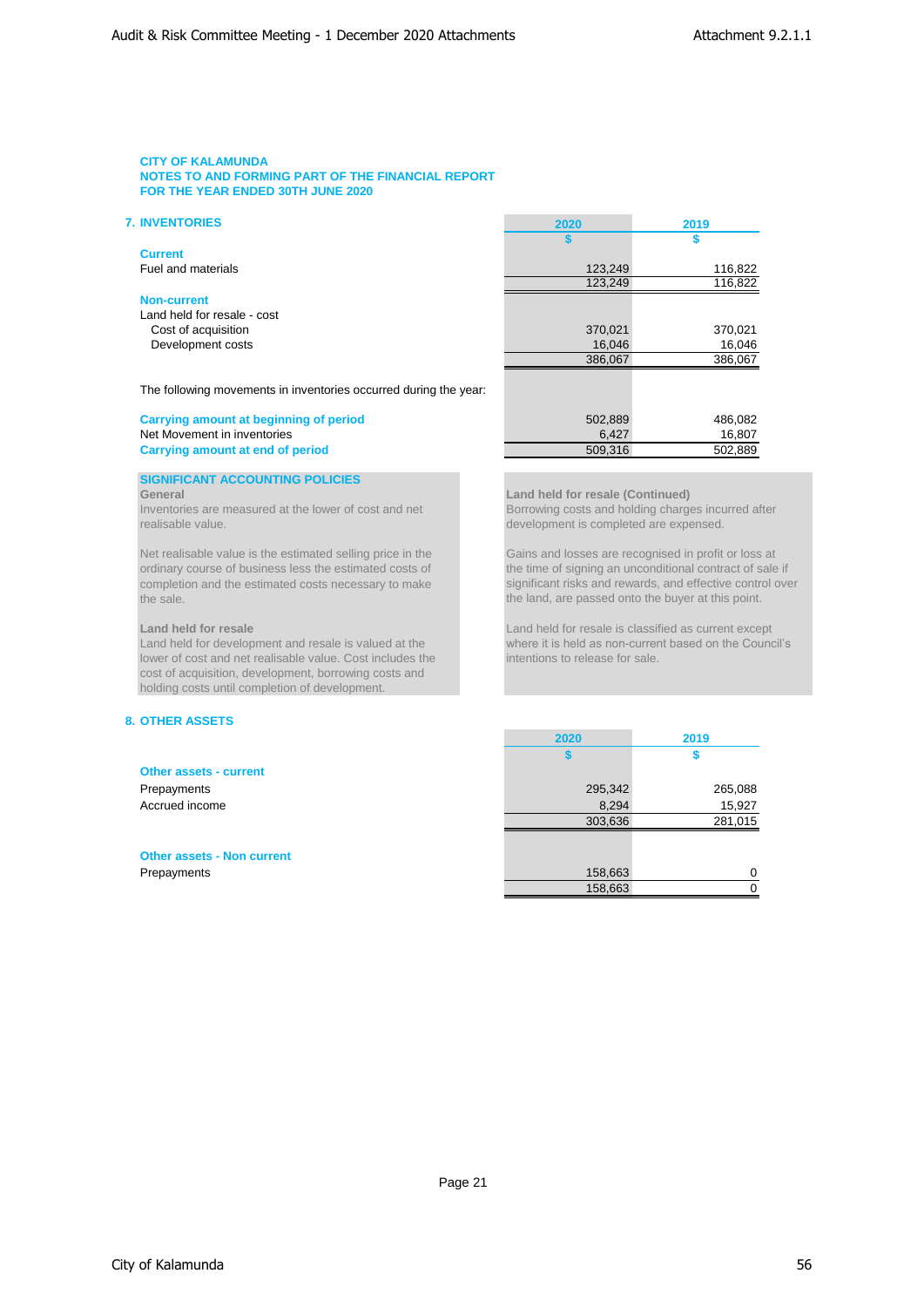**CITY OF KALAMUNDA**
**NOTES TO AND FORMING PART OF THE FINANCIAL REPORT**
**FOR THE YEAR ENDED 30TH JUNE 2020**

## 7. INVENTORIES

| | 2020 | 2019 |
|---|---|---|
| | $ | $ |
| **Current** | | |
| Fuel and materials | 123,249 | 116,822 |
| | 123,249 | 116,822 |
| **Non-current** | | |
| Land held for resale - cost | | |
| Cost of acquisition | 370,021 | 370,021 |
| Development costs | 16,046 | 16,046 |
| | 386,067 | 386,067 |
| The following movements in inventories occurred during the year: | | |
| **Carrying amount at beginning of period** | 502,889 | 486,082 |
| Net Movement in inventories | 6,427 | 16,807 |
| **Carrying amount at end of period** | 509,316 | 502,889 |

### SIGNIFICANT ACCOUNTING POLICIES

**General**
Inventories are measured at the lower of cost and net realisable value.

Net realisable value is the estimated selling price in the ordinary course of business less the estimated costs of completion and the estimated costs necessary to make the sale.

**Land held for resale**
Land held for development and resale is valued at the lower of cost and net realisable value. Cost includes the cost of acquisition, development, borrowing costs and holding costs until completion of development.

**Land held for resale (Continued)**
Borrowing costs and holding charges incurred after development is completed are expensed.

Gains and losses are recognised in profit or loss at the time of signing an unconditional contract of sale if significant risks and rewards, and effective control over the land, are passed onto the buyer at this point.

Land held for resale is classified as current except where it is held as non-current based on the Council's intentions to release for sale.

## 8. OTHER ASSETS

| | 2020 | 2019 |
|---|---|---|
| | $ | $ |
| **Other assets - current** | | |
| Prepayments | 295,342 | 265,088 |
| Accrued income | 8,294 | 15,927 |
| | 303,636 | 281,015 |
| **Other assets - Non current** | | |
| Prepayments | 158,663 | 0 |
| | 158,663 | 0 |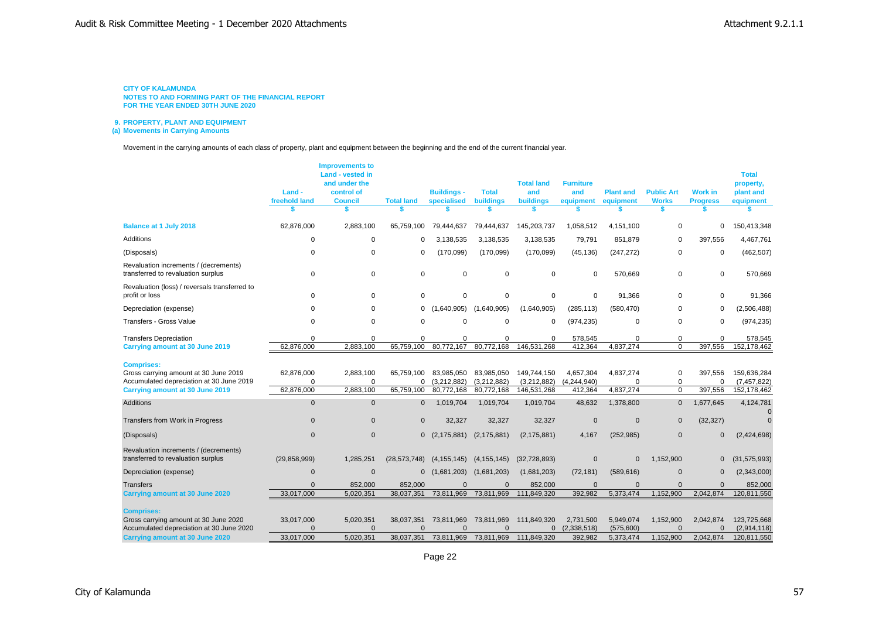**CITY OF KALAMUNDA**
**NOTES TO AND FORMING PART OF THE FINANCIAL REPORT**
**FOR THE YEAR ENDED 30TH JUNE 2020**

## 9. PROPERTY, PLANT AND EQUIPMENT

### (a) Movements in Carrying Amounts

Movement in the carrying amounts of each class of property, plant and equipment between the beginning and the end of the current financial year.

| | Land - freehold land | Improvements to Land - vested in and under the control of Council | Total land | Buildings - specialised | Total buildings | Total land and buildings | Furniture and equipment | Plant and equipment | Public Art Works | Work in Progress | Total property, plant and equipment |
|---|---|---|---|---|---|---|---|---|---|---|---|
| | $ | $ | $ | $ | $ | $ | $ | $ | $ | $ | $ |
| **Balance at 1 July 2018** | 62,876,000 | 2,883,100 | 65,759,100 | 79,444,637 | 79,444,637 | 145,203,737 | 1,058,512 | 4,151,100 | 0 | 0 | 150,413,348 |
| Additions | 0 | 0 | 0 | 3,138,535 | 3,138,535 | 3,138,535 | 79,791 | 851,879 | 0 | 397,556 | 4,467,761 |
| (Disposals) | 0 | 0 | 0 | (170,099) | (170,099) | (170,099) | (45,136) | (247,272) | 0 | 0 | (462,507) |
| Revaluation increments / (decrements) transferred to revaluation surplus | 0 | 0 | 0 | 0 | 0 | 0 | 0 | 570,669 | 0 | 0 | 570,669 |
| Revaluation (loss) / reversals transferred to profit or loss | 0 | 0 | 0 | 0 | 0 | 0 | 0 | 91,366 | 0 | 0 | 91,366 |
| Depreciation (expense) | 0 | 0 | 0 | (1,640,905) | (1,640,905) | (1,640,905) | (285,113) | (580,470) | 0 | 0 | (2,506,488) |
| Transfers - Gross Value | 0 | 0 | 0 | 0 | 0 | 0 | (974,235) | 0 | 0 | 0 | (974,235) |
| Transfers Depreciation | 0 | 0 | 0 | 0 | 0 | 0 | 578,545 | 0 | 0 | 0 | 578,545 |
| **Carrying amount at 30 June 2019** | 62,876,000 | 2,883,100 | 65,759,100 | 80,772,167 | 80,772,168 | 146,531,268 | 412,364 | 4,837,274 | 0 | 397,556 | 152,178,462 |
| **Comprises:** | | | | | | | | | | | |
| Gross carrying amount at 30 June 2019 | 62,876,000 | 2,883,100 | 65,759,100 | 83,985,050 | 83,985,050 | 149,744,150 | 4,657,304 | 4,837,274 | 0 | 397,556 | 159,636,284 |
| Accumulated depreciation at 30 June 2019 | 0 | 0 | 0 | (3,212,882) | (3,212,882) | (3,212,882) | (4,244,940) | 0 | 0 | 0 | (7,457,822) |
| **Carrying amount at 30 June 2019** | 62,876,000 | 2,883,100 | 65,759,100 | 80,772,168 | 80,772,168 | 146,531,268 | 412,364 | 4,837,274 | 0 | 397,556 | 152,178,462 |
| Additions | 0 | 0 | 0 | 1,019,704 | 1,019,704 | 1,019,704 | 48,632 | 1,378,800 | 0 | 1,677,645 | 4,124,781 |
| Transfers from Work in Progress | 0 | 0 | 0 | 32,327 | 32,327 | 32,327 | 0 | 0 | 0 | (32,327) | 0 |
| (Disposals) | 0 | 0 | 0 | (2,175,881) | (2,175,881) | (2,175,881) | 4,167 | (252,985) | 0 | 0 | (2,424,698) |
| Revaluation increments / (decrements) transferred to revaluation surplus | (29,858,999) | 1,285,251 | (28,573,748) | (4,155,145) | (4,155,145) | (32,728,893) | 0 | 0 | 1,152,900 | 0 | (31,575,993) |
| Depreciation (expense) | 0 | 0 | 0 | (1,681,203) | (1,681,203) | (1,681,203) | (72,181) | (589,616) | 0 | 0 | (2,343,000) |
| Transfers | 0 | 852,000 | 852,000 | 0 | 0 | 852,000 | 0 | 0 | 0 | 0 | 852,000 |
| **Carrying amount at 30 June 2020** | 33,017,000 | 5,020,351 | 38,037,351 | 73,811,969 | 73,811,969 | 111,849,320 | 392,982 | 5,373,474 | 1,152,900 | 2,042,874 | 120,811,550 |
| **Comprises:** | | | | | | | | | | | |
| Gross carrying amount at 30 June 2020 | 33,017,000 | 5,020,351 | 38,037,351 | 73,811,969 | 73,811,969 | 111,849,320 | 2,731,500 | 5,949,074 | 1,152,900 | 2,042,874 | 123,725,668 |
| Accumulated depreciation at 30 June 2020 | 0 | 0 | 0 | 0 | 0 | 0 | (2,338,518) | (575,600) | 0 | 0 | (2,914,118) |
| **Carrying amount at 30 June 2020** | 33,017,000 | 5,020,351 | 38,037,351 | 73,811,969 | 73,811,969 | 111,849,320 | 392,982 | 5,373,474 | 1,152,900 | 2,042,874 | 120,811,550 |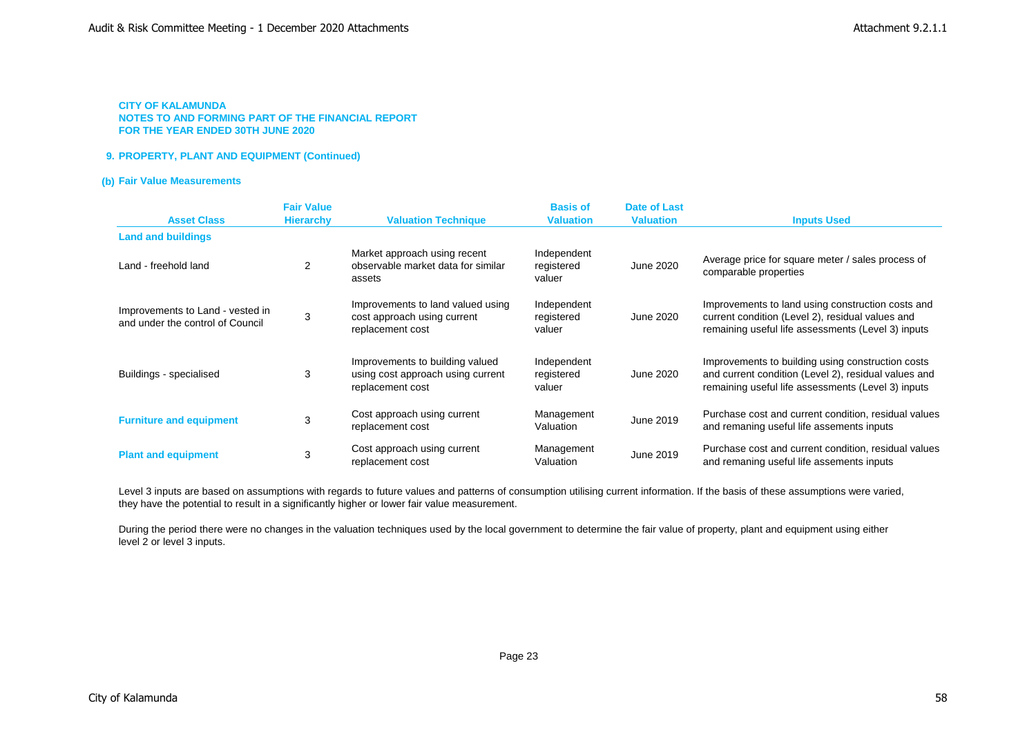**CITY OF KALAMUNDA**
**NOTES TO AND FORMING PART OF THE FINANCIAL REPORT**
**FOR THE YEAR ENDED 30TH JUNE 2020**

## 9. PROPERTY, PLANT AND EQUIPMENT (Continued)

### (b) Fair Value Measurements

| Asset Class | Fair Value Hierarchy | Valuation Technique | Basis of Valuation | Date of Last Valuation | Inputs Used |
|---|---|---|---|---|---|
| **Land and buildings** | | | | | |
| Land - freehold land | 2 | Market approach using recent observable market data for similar assets | Independent registered valuer | June 2020 | Average price for square meter / sales process of comparable properties |
| Improvements to Land - vested in and under the control of Council | 3 | Improvements to land valued using cost approach using current replacement cost | Independent registered valuer | June 2020 | Improvements to land using construction costs and current condition (Level 2), residual values and remaining useful life assessments (Level 3) inputs |
| Buildings - specialised | 3 | Improvements to building valued using cost approach using current replacement cost | Independent registered valuer | June 2020 | Improvements to building using construction costs and current condition (Level 2), residual values and remaining useful life assessments (Level 3) inputs |
| **Furniture and equipment** | 3 | Cost approach using current replacement cost | Management Valuation | June 2019 | Purchase cost and current condition, residual values and remaning useful life assements inputs |
| **Plant and equipment** | 3 | Cost approach using current replacement cost | Management Valuation | June 2019 | Purchase cost and current condition, residual values and remaning useful life assements inputs |

Level 3 inputs are based on assumptions with regards to future values and patterns of consumption utilising current information. If the basis of these assumptions were varied, they have the potential to result in a significantly higher or lower fair value measurement.

During the period there were no changes in the valuation techniques used by the local government to determine the fair value of property, plant and equipment using either level 2 or level 3 inputs.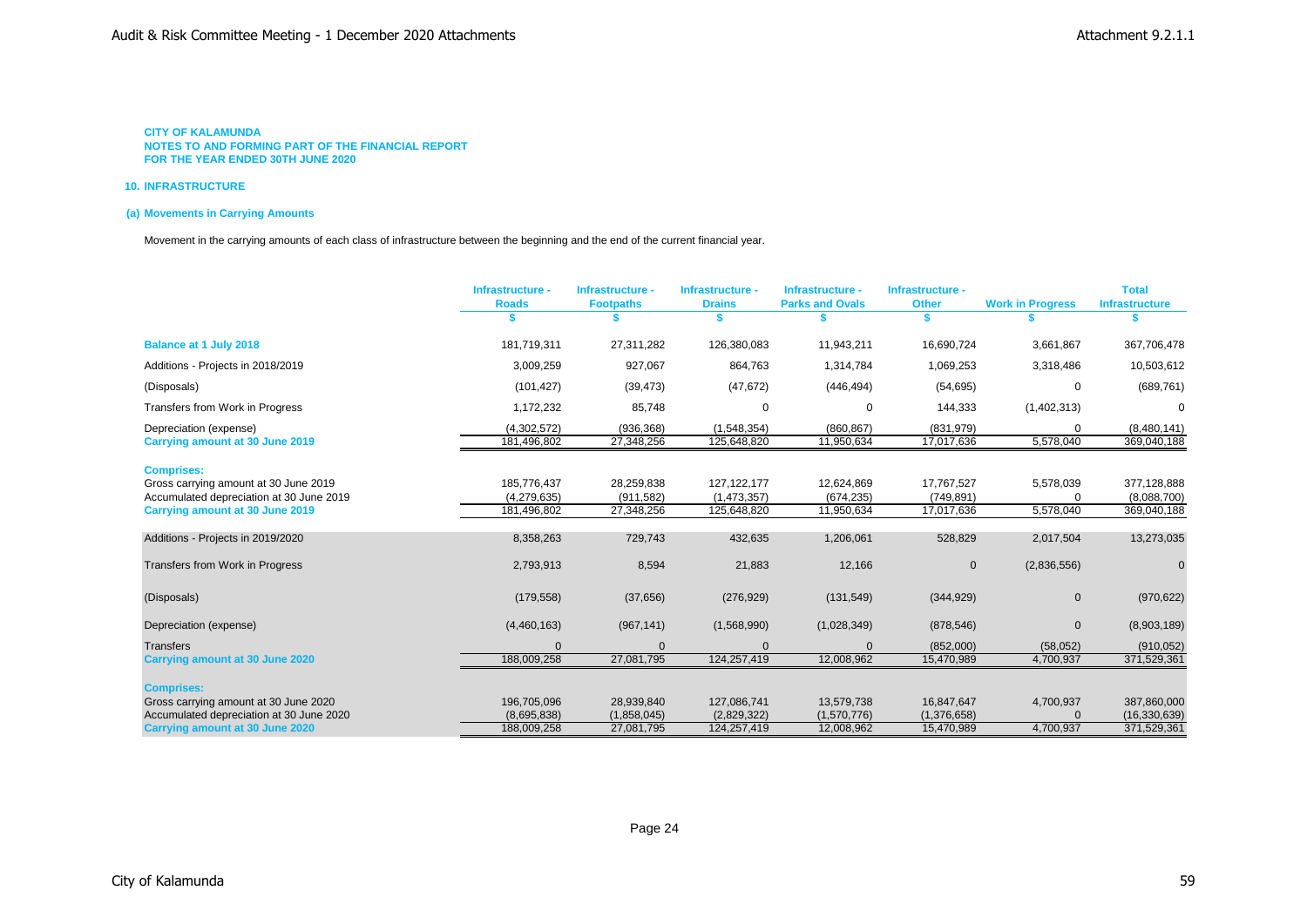**CITY OF KALAMUNDA**
**NOTES TO AND FORMING PART OF THE FINANCIAL REPORT**
**FOR THE YEAR ENDED 30TH JUNE 2020**

## 10. INFRASTRUCTURE

### (a) Movements in Carrying Amounts

Movement in the carrying amounts of each class of infrastructure between the beginning and the end of the current financial year.

| | Infrastructure - Roads | Infrastructure - Footpaths | Infrastructure - Drains | Infrastructure - Parks and Ovals | Infrastructure - Other | Work in Progress | Total Infrastructure |
|---|---|---|---|---|---|---|---|
| | $ | $ | $ | $ | $ | $ | $ |
| **Balance at 1 July 2018** | 181,719,311 | 27,311,282 | 126,380,083 | 11,943,211 | 16,690,724 | 3,661,867 | 367,706,478 |
| Additions - Projects in 2018/2019 | 3,009,259 | 927,067 | 864,763 | 1,314,784 | 1,069,253 | 3,318,486 | 10,503,612 |
| (Disposals) | (101,427) | (39,473) | (47,672) | (446,494) | (54,695) | 0 | (689,761) |
| Transfers from Work in Progress | 1,172,232 | 85,748 | 0 | 0 | 144,333 | (1,402,313) | 0 |
| Depreciation (expense) | (4,302,572) | (936,368) | (1,548,354) | (860,867) | (831,979) | 0 | (8,480,141) |
| **Carrying amount at 30 June 2019** | 181,496,802 | 27,348,256 | 125,648,820 | 11,950,634 | 17,017,636 | 5,578,040 | 369,040,188 |
| **Comprises:** | | | | | | | |
| Gross carrying amount at 30 June 2019 | 185,776,437 | 28,259,838 | 127,122,177 | 12,624,869 | 17,767,527 | 5,578,039 | 377,128,888 |
| Accumulated depreciation at 30 June 2019 | (4,279,635) | (911,582) | (1,473,357) | (674,235) | (749,891) | 0 | (8,088,700) |
| **Carrying amount at 30 June 2019** | 181,496,802 | 27,348,256 | 125,648,820 | 11,950,634 | 17,017,636 | 5,578,040 | 369,040,188 |
| Additions - Projects in 2019/2020 | 8,358,263 | 729,743 | 432,635 | 1,206,061 | 528,829 | 2,017,504 | 13,273,035 |
| Transfers from Work in Progress | 2,793,913 | 8,594 | 21,883 | 12,166 | 0 | (2,836,556) | 0 |
| (Disposals) | (179,558) | (37,656) | (276,929) | (131,549) | (344,929) | 0 | (970,622) |
| Depreciation (expense) | (4,460,163) | (967,141) | (1,568,990) | (1,028,349) | (878,546) | 0 | (8,903,189) |
| Transfers | 0 | 0 | 0 | 0 | (852,000) | (58,052) | (910,052) |
| **Carrying amount at 30 June 2020** | 188,009,258 | 27,081,795 | 124,257,419 | 12,008,962 | 15,470,989 | 4,700,937 | 371,529,361 |
| **Comprises:** | | | | | | | |
| Gross carrying amount at 30 June 2020 | 196,705,096 | 28,939,840 | 127,086,741 | 13,579,738 | 16,847,647 | 4,700,937 | 387,860,000 |
| Accumulated depreciation at 30 June 2020 | (8,695,838) | (1,858,045) | (2,829,322) | (1,570,776) | (1,376,658) | 0 | (16,330,639) |
| **Carrying amount at 30 June 2020** | 188,009,258 | 27,081,795 | 124,257,419 | 12,008,962 | 15,470,989 | 4,700,937 | 371,529,361 |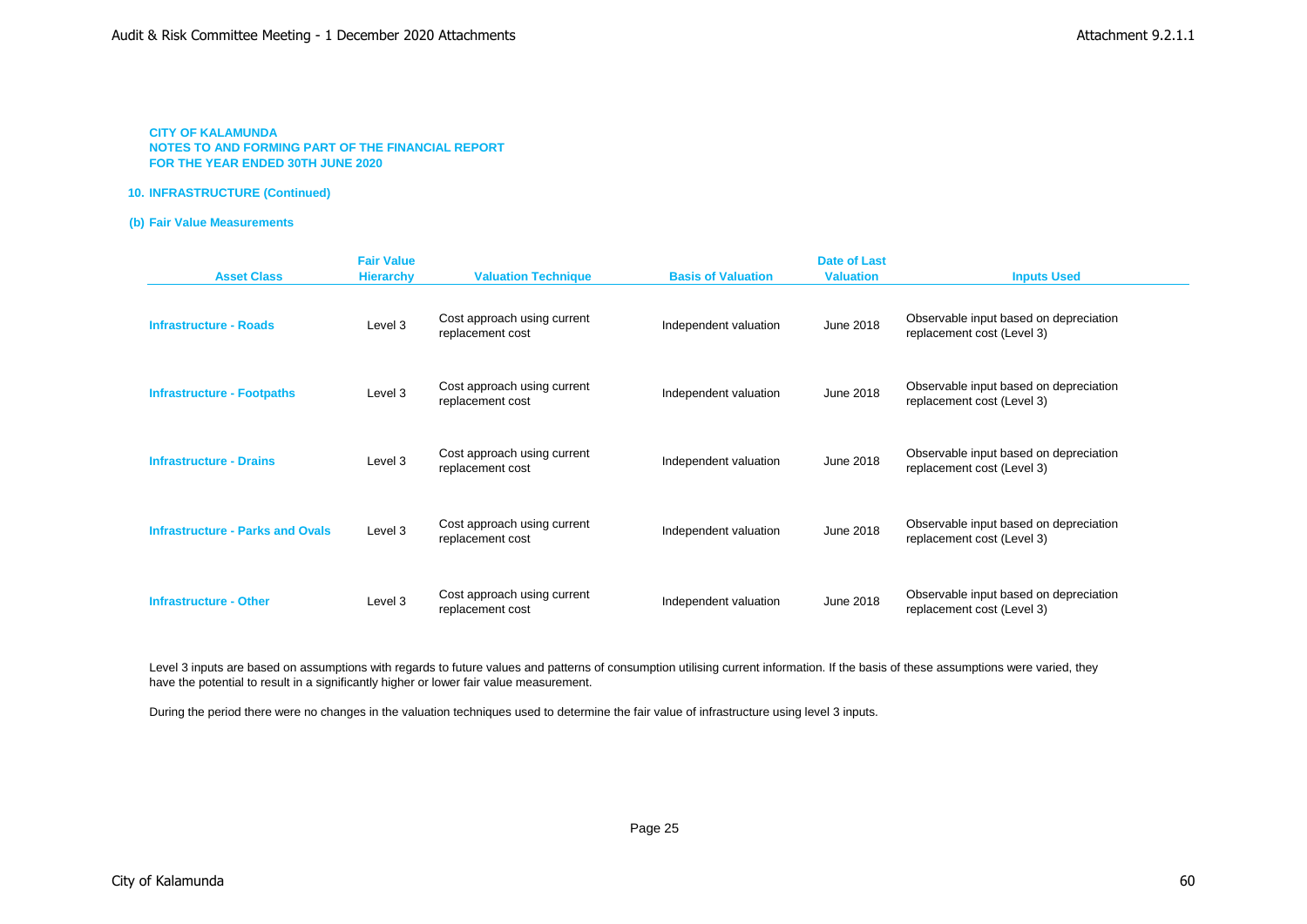**CITY OF KALAMUNDA**
**NOTES TO AND FORMING PART OF THE FINANCIAL REPORT**
**FOR THE YEAR ENDED 30TH JUNE 2020**

## 10. INFRASTRUCTURE (Continued)

### (b) Fair Value Measurements

| Asset Class | Fair Value Hierarchy | Valuation Technique | Basis of Valuation | Date of Last Valuation | Inputs Used |
|---|---|---|---|---|---|
| **Infrastructure - Roads** | Level 3 | Cost approach using current replacement cost | Independent valuation | June 2018 | Observable input based on depreciation replacement cost (Level 3) |
| **Infrastructure - Footpaths** | Level 3 | Cost approach using current replacement cost | Independent valuation | June 2018 | Observable input based on depreciation replacement cost (Level 3) |
| **Infrastructure - Drains** | Level 3 | Cost approach using current replacement cost | Independent valuation | June 2018 | Observable input based on depreciation replacement cost (Level 3) |
| **Infrastructure - Parks and Ovals** | Level 3 | Cost approach using current replacement cost | Independent valuation | June 2018 | Observable input based on depreciation replacement cost (Level 3) |
| **Infrastructure - Other** | Level 3 | Cost approach using current replacement cost | Independent valuation | June 2018 | Observable input based on depreciation replacement cost (Level 3) |

Level 3 inputs are based on assumptions with regards to future values and patterns of consumption utilising current information. If the basis of these assumptions were varied, they have the potential to result in a significantly higher or lower fair value measurement.

During the period there were no changes in the valuation techniques used to determine the fair value of infrastructure using level 3 inputs.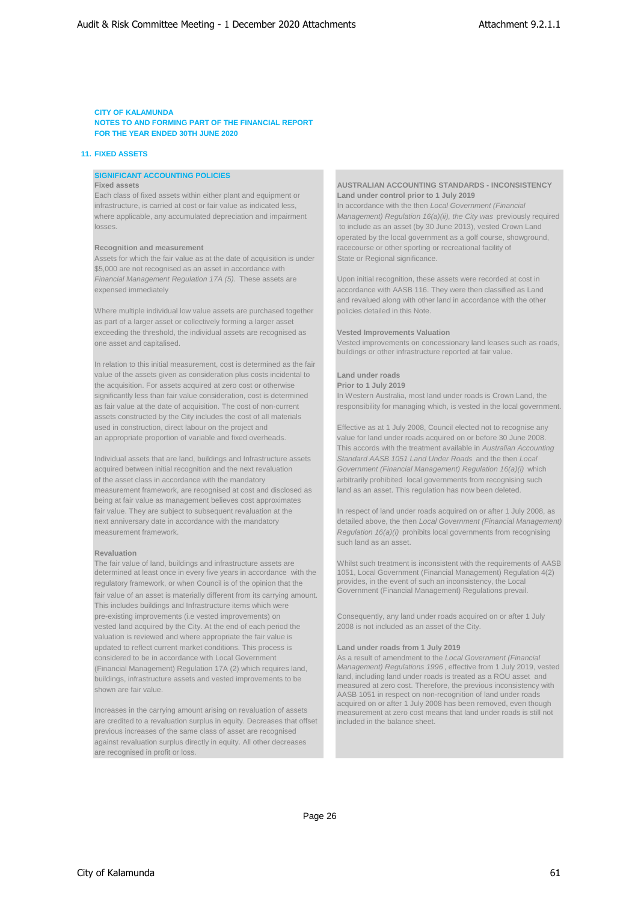**CITY OF KALAMUNDA**
**NOTES TO AND FORMING PART OF THE FINANCIAL REPORT**
**FOR THE YEAR ENDED 30TH JUNE 2020**

## 11. FIXED ASSETS

### SIGNIFICANT ACCOUNTING POLICIES

**Fixed assets**
Each class of fixed assets within either plant and equipment or infrastructure, is carried at cost or fair value as indicated less, where applicable, any accumulated depreciation and impairment losses.

**Recognition and measurement**
Assets for which the fair value as at the date of acquisition is under $5,000 are not recognised as an asset in accordance with *Financial Management Regulation 17A (5).* These assets are expensed immediately

Where multiple individual low value assets are purchased together as part of a larger asset or collectively forming a larger asset exceeding the threshold, the individual assets are recognised as one asset and capitalised.

In relation to this initial measurement, cost is determined as the fair value of the assets given as consideration plus costs incidental to the acquisition. For assets acquired at zero cost or otherwise significantly less than fair value consideration, cost is determined as fair value at the date of acquisition. The cost of non-current assets constructed by the City includes the cost of all materials used in construction, direct labour on the project and an appropriate proportion of variable and fixed overheads.

Individual assets that are land, buildings and Infrastructure assets acquired between initial recognition and the next revaluation of the asset class in accordance with the mandatory measurement framework, are recognised at cost and disclosed as being at fair value as management believes cost approximates fair value. They are subject to subsequent revaluation at the next anniversary date in accordance with the mandatory measurement framework.

**Revaluation**
The fair value of land, buildings and infrastructure assets are determined at least once in every five years in accordance with the regulatory framework, or when Council is of the opinion that the fair value of an asset is materially different from its carrying amount. This includes buildings and Infrastructure items which were pre-existing improvements (i.e vested improvements) on vested land acquired by the City. At the end of each period the valuation is reviewed and where appropriate the fair value is updated to reflect current market conditions. This process is considered to be in accordance with Local Government (Financial Management) Regulation 17A (2) which requires land, buildings, infrastructure assets and vested improvements to be shown are fair value.

Increases in the carrying amount arising on revaluation of assets are credited to a revaluation surplus in equity. Decreases that offset previous increases of the same class of asset are recognised against revaluation surplus directly in equity. All other decreases are recognised in profit or loss.

**AUSTRALIAN ACCOUNTING STANDARDS - INCONSISTENCY**
**Land under control prior to 1 July 2019**
In accordance with the then *Local Government (Financial Management) Regulation 16(a)(ii), the City was* previously required to include as an asset (by 30 June 2013), vested Crown Land operated by the local government as a golf course, showground, racecourse or other sporting or recreational facility of State or Regional significance.

Upon initial recognition, these assets were recorded at cost in accordance with AASB 116. They were then classified as Land and revalued along with other land in accordance with the other policies detailed in this Note.

**Vested Improvements Valuation**
Vested improvements on concessionary land leases such as roads, buildings or other infrastructure reported at fair value.

**Land under roads**
**Prior to 1 July 2019**
In Western Australia, most land under roads is Crown Land, the responsibility for managing which, is vested in the local government.

Effective as at 1 July 2008, Council elected not to recognise any value for land under roads acquired on or before 30 June 2008. This accords with the treatment available in *Australian Accounting Standard AASB 1051 Land Under Roads* and the then *Local Government (Financial Management) Regulation 16(a)(i)* which arbitrarily prohibited local governments from recognising such land as an asset. This regulation has now been deleted.

In respect of land under roads acquired on or after 1 July 2008, as detailed above, the then *Local Government (Financial Management) Regulation 16(a)(i)* prohibits local governments from recognising such land as an asset.

Whilst such treatment is inconsistent with the requirements of AASB 1051, Local Government (Financial Management) Regulation 4(2) provides, in the event of such an inconsistency, the Local Government (Financial Management) Regulations prevail.

Consequently, any land under roads acquired on or after 1 July 2008 is not included as an asset of the City.

**Land under roads from 1 July 2019**
As a result of amendment to the *Local Government (Financial Management) Regulations 1996*, effective from 1 July 2019, vested land, including land under roads is treated as a ROU asset and measured at zero cost. Therefore, the previous inconsistency with AASB 1051 in respect of non-recognition of land under roads acquired on or after 1 July 2008 has been removed, even though measurement at zero cost means that land under roads is still not included in the balance sheet.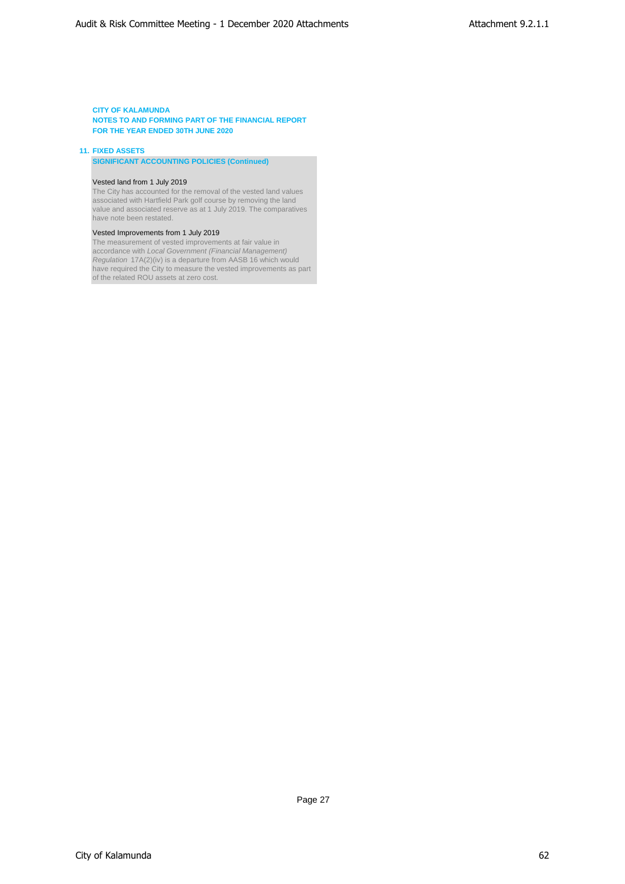**CITY OF KALAMUNDA**
**NOTES TO AND FORMING PART OF THE FINANCIAL REPORT**
**FOR THE YEAR ENDED 30TH JUNE 2020**

## 11. FIXED ASSETS

### SIGNIFICANT ACCOUNTING POLICIES (Continued)

**Vested land from 1 July 2019**

The City has accounted for the removal of the vested land values associated with Hartfield Park golf course by removing the land value and associated reserve as at 1 July 2019. The comparatives have note been restated.

**Vested Improvements from 1 July 2019**

The measurement of vested improvements at fair value in accordance with *Local Government (Financial Management) Regulation* 17A(2)(iv) is a departure from AASB 16 which would have required the City to measure the vested improvements as part of the related ROU assets at zero cost.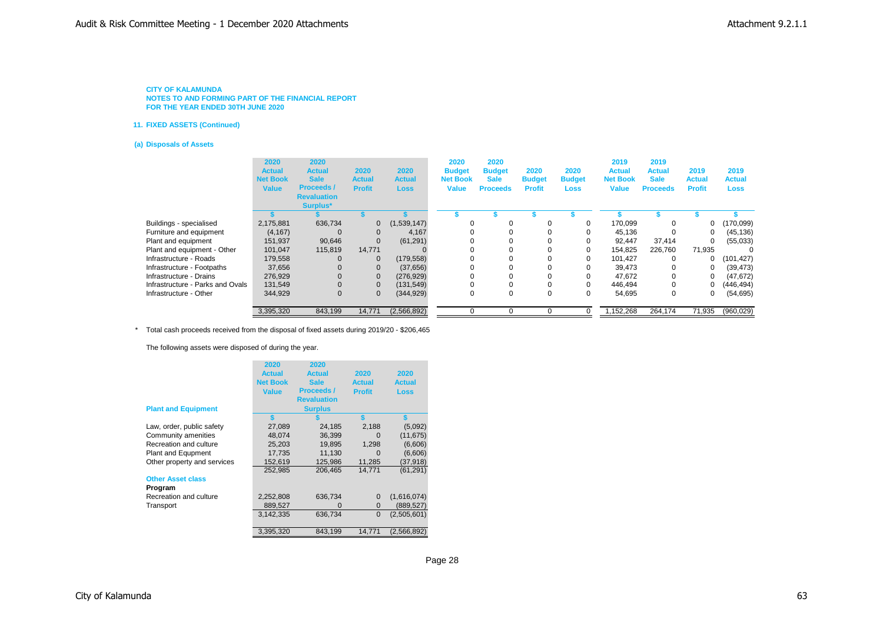**CITY OF KALAMUNDA**
**NOTES TO AND FORMING PART OF THE FINANCIAL REPORT**
**FOR THE YEAR ENDED 30TH JUNE 2020**

## 11. FIXED ASSETS (Continued)

### (a) Disposals of Assets

| | 2020 Actual Net Book Value | 2020 Actual Sale Proceeds / Revaluation Surplus* | 2020 Actual Profit | 2020 Actual Loss | 2020 Budget Net Book Value | 2020 Budget Sale Proceeds | 2020 Budget Profit | 2020 Budget Loss | 2019 Actual Net Book Value | 2019 Actual Sale Proceeds | 2019 Actual Profit | 2019 Actual Loss |
|---|---|---|---|---|---|---|---|---|---|---|---|---|
| | $ | $ | $ | $ | $ | $ | $ | $ | $ | $ | $ | $ |
| Buildings - specialised | 2,175,881 | 636,734 | 0 | (1,539,147) | 0 | 0 | 0 | 0 | 170,099 | 0 | 0 | (170,099) |
| Furniture and equipment | (4,167) | 0 | 0 | 4,167 | 0 | 0 | 0 | 0 | 45,136 | 0 | 0 | (45,136) |
| Plant and equipment | 151,937 | 90,646 | 0 | (61,291) | 0 | 0 | 0 | 0 | 92,447 | 37,414 | 0 | (55,033) |
| Plant and equipment - Other | 101,047 | 115,819 | 14,771 | 0 | 0 | 0 | 0 | 0 | 154,825 | 226,760 | 71,935 | 0 |
| Infrastructure - Roads | 179,558 | 0 | 0 | (179,558) | 0 | 0 | 0 | 0 | 101,427 | 0 | 0 | (101,427) |
| Infrastructure - Footpaths | 37,656 | 0 | 0 | (37,656) | 0 | 0 | 0 | 0 | 39,473 | 0 | 0 | (39,473) |
| Infrastructure - Drains | 276,929 | 0 | 0 | (276,929) | 0 | 0 | 0 | 0 | 47,672 | 0 | 0 | (47,672) |
| Infrastructure - Parks and Ovals | 131,549 | 0 | 0 | (131,549) | 0 | 0 | 0 | 0 | 446,494 | 0 | 0 | (446,494) |
| Infrastructure - Other | 344,929 | 0 | 0 | (344,929) | 0 | 0 | 0 | 0 | 54,695 | 0 | 0 | (54,695) |
| | 3,395,320 | 843,199 | 14,771 | (2,566,892) | 0 | 0 | 0 | 0 | 1,152,268 | 264,174 | 71,935 | (960,029) |

\* Total cash proceeds received from the disposal of fixed assets during 2019/20 - $206,465

The following assets were disposed of during the year.

| **Plant and Equipment** | 2020 Actual Net Book Value | 2020 Actual Sale Proceeds / Revaluation Surplus | 2020 Actual Profit | 2020 Actual Loss |
|---|---|---|---|---|
| | $ | $ | $ | $ |
| Law, order, public safety | 27,089 | 24,185 | 2,188 | (5,092) |
| Community amenities | 48,074 | 36,399 | 0 | (11,675) |
| Recreation and culture | 25,203 | 19,895 | 1,298 | (6,606) |
| Plant and Equpment | 17,735 | 11,130 | 0 | (6,606) |
| Other property and services | 152,619 | 125,986 | 11,285 | (37,918) |
| | 252,985 | 206,465 | 14,771 | (61,291) |
| **Other Asset class** | | | | |
| **Program** | | | | |
| Recreation and culture | 2,252,808 | 636,734 | 0 | (1,616,074) |
| Transport | 889,527 | 0 | 0 | (889,527) |
| | 3,142,335 | 636,734 | 0 | (2,505,601) |
| | 3,395,320 | 843,199 | 14,771 | (2,566,892) |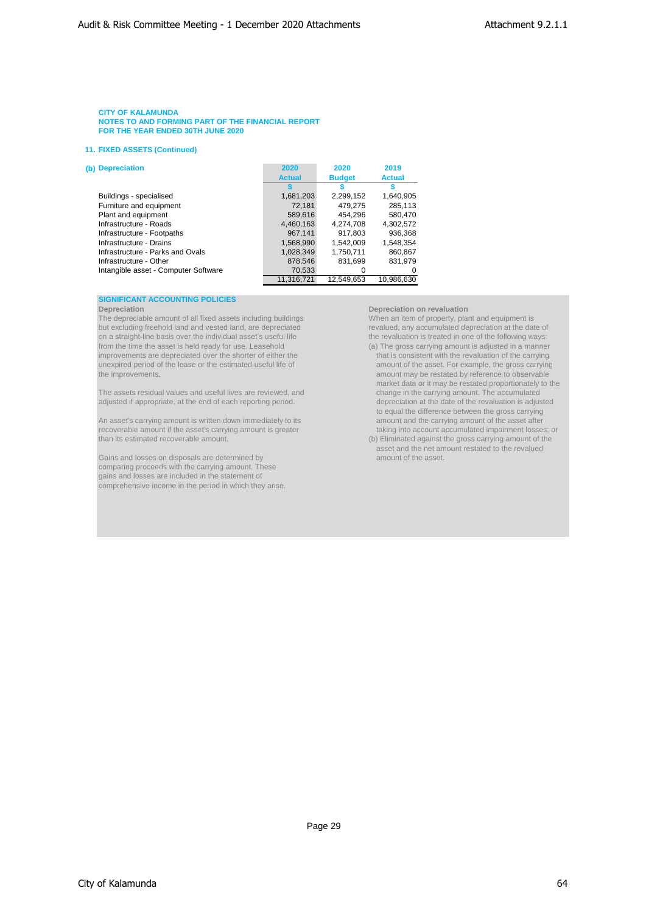**CITY OF KALAMUNDA**
**NOTES TO AND FORMING PART OF THE FINANCIAL REPORT**
**FOR THE YEAR ENDED 30TH JUNE 2020**

## 11. FIXED ASSETS (Continued)

### (b) Depreciation

| | 2020 Actual | 2020 Budget | 2019 Actual |
|---|---|---|---|
| | $ | $ | $ |
| Buildings - specialised | 1,681,203 | 2,299,152 | 1,640,905 |
| Furniture and equipment | 72,181 | 479,275 | 285,113 |
| Plant and equipment | 589,616 | 454,296 | 580,470 |
| Infrastructure - Roads | 4,460,163 | 4,274,708 | 4,302,572 |
| Infrastructure - Footpaths | 967,141 | 917,803 | 936,368 |
| Infrastructure - Drains | 1,568,990 | 1,542,009 | 1,548,354 |
| Infrastructure - Parks and Ovals | 1,028,349 | 1,750,711 | 860,867 |
| Infrastructure - Other | 878,546 | 831,699 | 831,979 |
| Intangible asset - Computer Software | 70,533 | 0 | 0 |
| | 11,316,721 | 12,549,653 | 10,986,630 |

### SIGNIFICANT ACCOUNTING POLICIES

**Depreciation**
The depreciable amount of all fixed assets including buildings but excluding freehold land and vested land, are depreciated on a straight-line basis over the individual asset's useful life from the time the asset is held ready for use. Leasehold improvements are depreciated over the shorter of either the unexpired period of the lease or the estimated useful life of the improvements.

The assets residual values and useful lives are reviewed, and adjusted if appropriate, at the end of each reporting period.

An asset's carrying amount is written down immediately to its recoverable amount if the asset's carrying amount is greater than its estimated recoverable amount.

Gains and losses on disposals are determined by comparing proceeds with the carrying amount. These gains and losses are included in the statement of comprehensive income in the period in which they arise.

**Depreciation on revaluation**
When an item of property, plant and equipment is revalued, any accumulated depreciation at the date of the revaluation is treated in one of the following ways:

(a) The gross carrying amount is adjusted in a manner that is consistent with the revaluation of the carrying amount of the asset. For example, the gross carrying amount may be restated by reference to observable market data or it may be restated proportionately to the change in the carrying amount. The accumulated depreciation at the date of the revaluation is adjusted to equal the difference between the gross carrying amount and the carrying amount of the asset after taking into account accumulated impairment losses; or

(b) Eliminated against the gross carrying amount of the asset and the net amount restated to the revalued amount of the asset.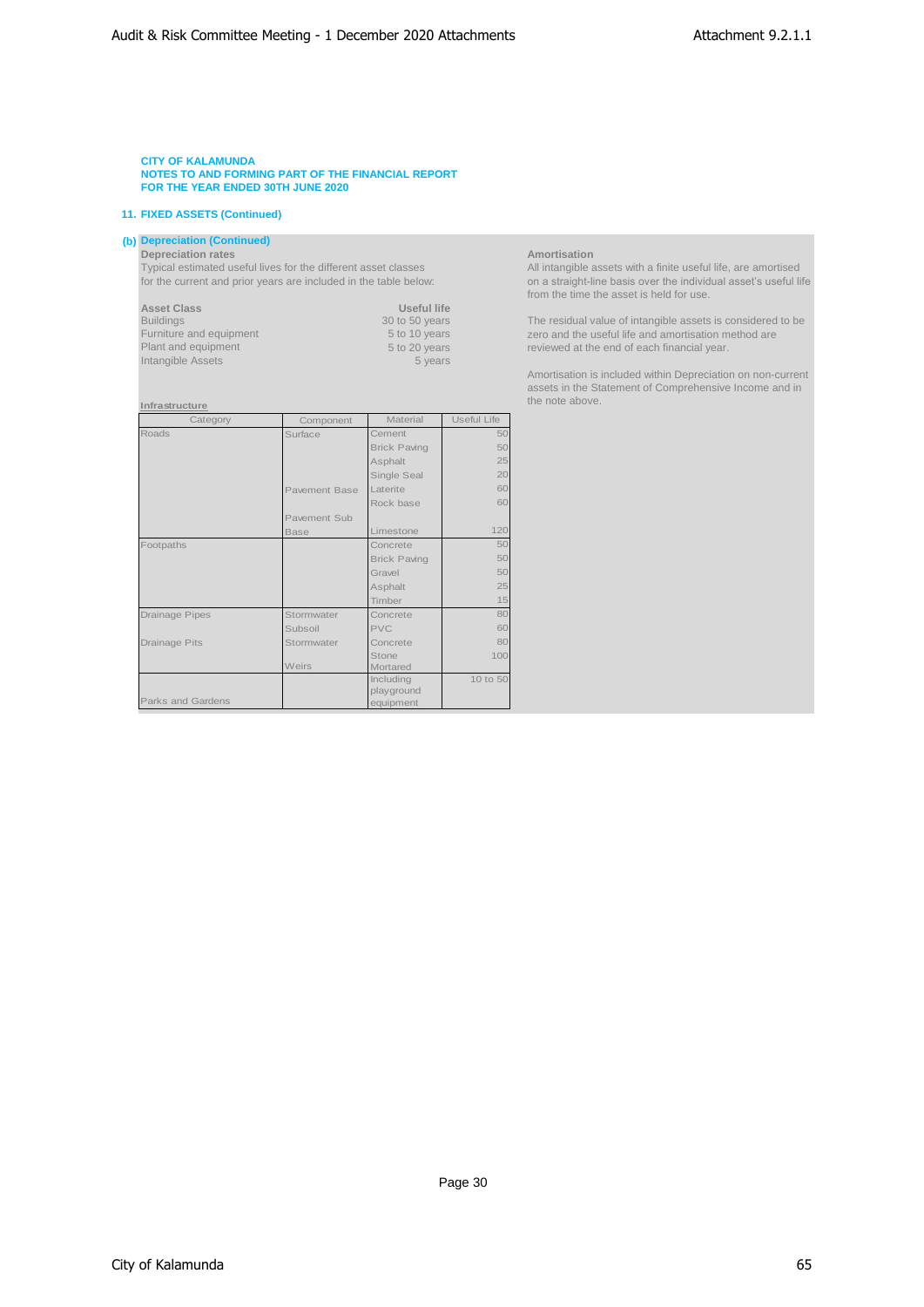**CITY OF KALAMUNDA**
**NOTES TO AND FORMING PART OF THE FINANCIAL REPORT**
**FOR THE YEAR ENDED 30TH JUNE 2020**

### 11. FIXED ASSETS (Continued)

#### (b) Depreciation (Continued)

**Depreciation rates**

Typical estimated useful lives for the different asset classes for the current and prior years are included in the table below:

| Asset Class | Useful life |
|---|---|
| Buildings | 30 to 50 years |
| Furniture and equipment | 5 to 10 years |
| Plant and equipment | 5 to 20 years |
| Intangible Assets | 5 years |

**Infrastructure**

| Category | Component | Material | Useful Life |
|---|---|---|---|
| Roads | Surface | Cement | 50 |
| | | Brick Paving | 50 |
| | | Asphalt | 25 |
| | | Single Seal | 20 |
| | Pavement Base | Laterite | 60 |
| | | Rock base | 60 |
| | Pavement Sub Base | Limestone | 120 |
| Footpaths | | Concrete | 50 |
| | | Brick Paving | 50 |
| | | Gravel | 50 |
| | | Asphalt | 25 |
| | | Timber | 15 |
| Drainage Pipes | Stormwater | Concrete | 80 |
| | Subsoil | PVC | 60 |
| Drainage Pits | Stormwater | Concrete | 80 |
| | Weirs | Stone Mortared | 100 |
| Parks and Gardens | | Including playground equipment | 10 to 50 |

**Amortisation**

All intangible assets with a finite useful life, are amortised on a straight-line basis over the individual asset's useful life from the time the asset is held for use.

The residual value of intangible assets is considered to be zero and the useful life and amortisation method are reviewed at the end of each financial year.

Amortisation is included within Depreciation on non-current assets in the Statement of Comprehensive Income and in the note above.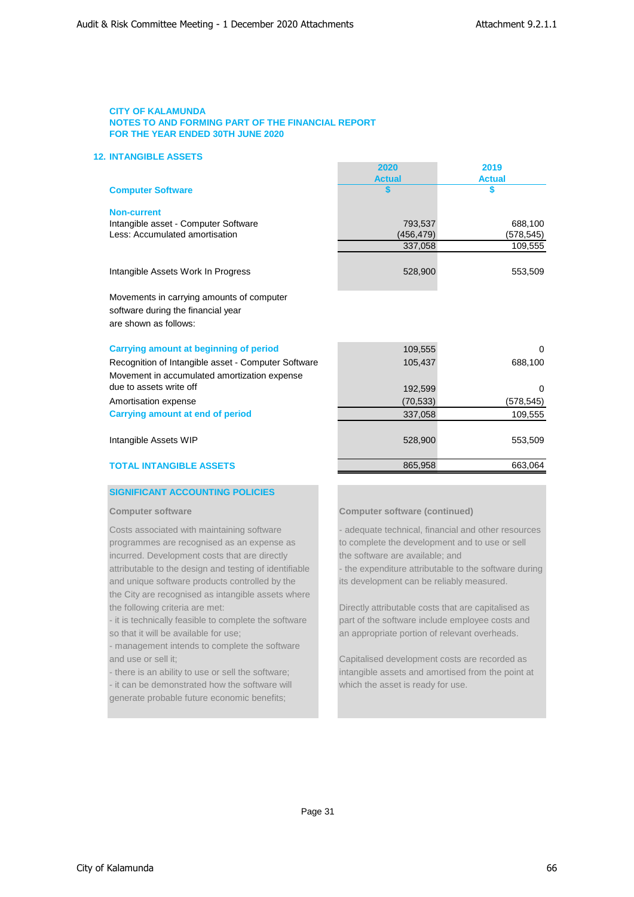CITY OF KALAMUNDA
NOTES TO AND FORMING PART OF THE FINANCIAL REPORT
FOR THE YEAR ENDED 30TH JUNE 2020

## 12. INTANGIBLE ASSETS

| Computer Software | 2020 Actual $ | 2019 Actual $ |
|---|---|---|
| **Non-current** | | |
| Intangible asset - Computer Software | 793,537 | 688,100 |
| Less: Accumulated amortisation | (456,479) | (578,545) |
| | 337,058 | 109,555 |
| Intangible Assets Work In Progress | 528,900 | 553,509 |
| Movements in carrying amounts of computer software during the financial year are shown as follows: | | |
| **Carrying amount at beginning of period** | 109,555 | 0 |
| Recognition of Intangible asset - Computer Software | 105,437 | 688,100 |
| Movement in accumulated amortization expense due to assets write off | 192,599 | 0 |
| Amortisation expense | (70,533) | (578,545) |
| **Carrying amount at end of period** | 337,058 | 109,555 |
| Intangible Assets WIP | 528,900 | 553,509 |
| **TOTAL INTANGIBLE ASSETS** | 865,958 | 663,064 |

### SIGNIFICANT ACCOUNTING POLICIES

**Computer software**

Costs associated with maintaining software programmes are recognised as an expense as incurred. Development costs that are directly attributable to the design and testing of identifiable and unique software products controlled by the the City are recognised as intangible assets where the following criteria are met:
- it is technically feasible to complete the software so that it will be available for use;
- management intends to complete the software and use or sell it;
- there is an ability to use or sell the software;
- it can be demonstrated how the software will generate probable future economic benefits;

**Computer software (continued)**

- adequate technical, financial and other resources to complete the development and to use or sell the software are available; and
- the expenditure attributable to the software during its development can be reliably measured.

Directly attributable costs that are capitalised as part of the software include employee costs and an appropriate portion of relevant overheads.

Capitalised development costs are recorded as intangible assets and amortised from the point at which the asset is ready for use.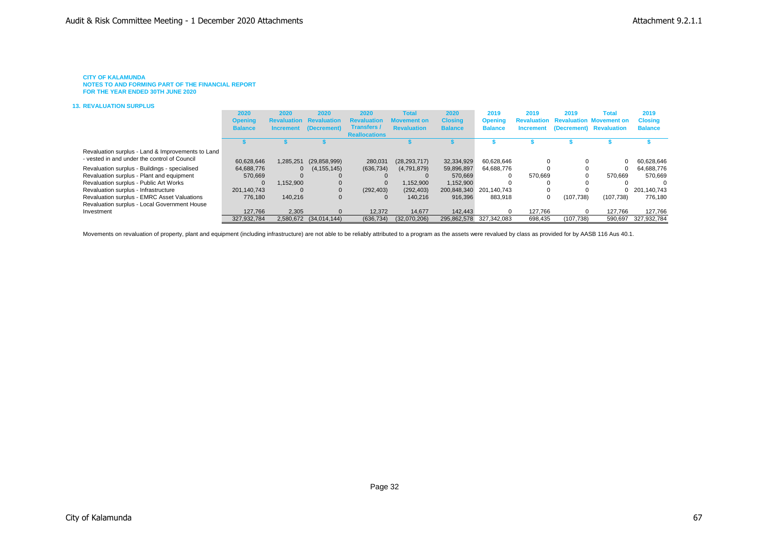**CITY OF KALAMUNDA**
**NOTES TO AND FORMING PART OF THE FINANCIAL REPORT**
**FOR THE YEAR ENDED 30TH JUNE 2020**

### 13. REVALUATION SURPLUS

| | 2020 Opening Balance | 2020 Revaluation Increment | 2020 Revaluation (Decrement) | 2020 Revaluation Transfers / Reallocations | Total Movement on Revaluation | 2020 Closing Balance | 2019 Opening Balance | 2019 Revaluation Increment | 2019 Revaluation (Decrement) | Total Movement on Revaluation | 2019 Closing Balance |
|---|---|---|---|---|---|---|---|---|---|---|---|
| | $ | $ | $ | | $ | $ | $ | $ | $ | $ | $ |
| Revaluation surplus - Land & Improvements to Land - vested in and under the control of Council | 60,628,646 | 1,285,251 | (29,858,999) | 280,031 | (28,293,717) | 32,334,929 | 60,628,646 | 0 | 0 | 0 | 60,628,646 |
| Revaluation surplus - Buildings - specialised | 64,688,776 | 0 | (4,155,145) | (636,734) | (4,791,879) | 59,896,897 | 64,688,776 | 0 | 0 | 0 | 64,688,776 |
| Revaluation surplus - Plant and equipment | 570,669 | 0 | 0 | 0 | 0 | 570,669 | 0 | 570,669 | 0 | 570,669 | 570,669 |
| Revaluation surplus - Public Art Works | 0 | 1,152,900 | 0 | 0 | 1,152,900 | 1,152,900 | 0 | 0 | 0 | 0 | 0 |
| Revaluation surplus - Infrastructure | 201,140,743 | 0 | 0 | (292,403) | (292,403) | 200,848,340 | 201,140,743 | 0 | 0 | 0 | 201,140,743 |
| Revaluation surplus - EMRC Asset Valuations | 776,180 | 140,216 | 0 | 0 | 140,216 | 916,396 | 883,918 | 0 | (107,738) | (107,738) | 776,180 |
| Revaluation surplus - Local Government House Investment | 127,766 | 2,305 | 0 | 12,372 | 14,677 | 142,443 | 0 | 127,766 | 0 | 127,766 | 127,766 |
| | 327,932,784 | 2,580,672 | (34,014,144) | (636,734) | (32,070,206) | 295,862,578 | 327,342,083 | 698,435 | (107,738) | 590,697 | 327,932,784 |

Movements on revaluation of property, plant and equipment (including infrastructure) are not able to be reliably attributed to a program as the assets were revalued by class as provided for by AASB 116 Aus 40.1.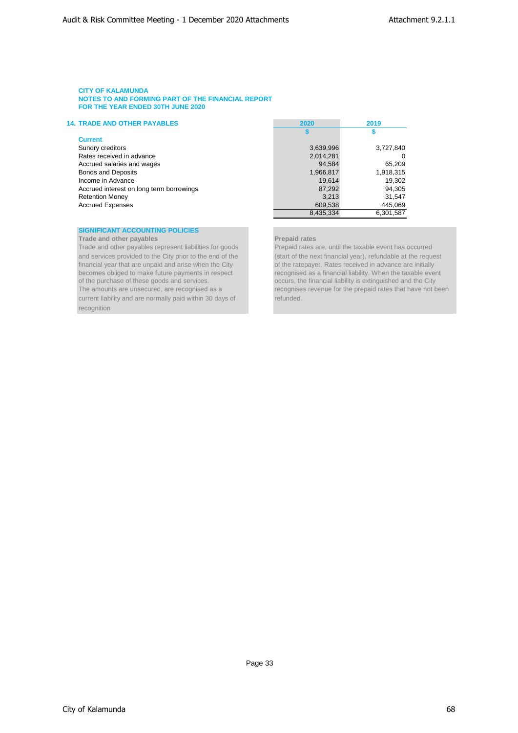**CITY OF KALAMUNDA**
**NOTES TO AND FORMING PART OF THE FINANCIAL REPORT**
**FOR THE YEAR ENDED 30TH JUNE 2020**

## 14. TRADE AND OTHER PAYABLES

| | 2020 | 2019 |
|---|---|---|
| | $ | $ |
| **Current** | | |
| Sundry creditors | 3,639,996 | 3,727,840 |
| Rates received in advance | 2,014,281 | 0 |
| Accrued salaries and wages | 94,584 | 65,209 |
| Bonds and Deposits | 1,966,817 | 1,918,315 |
| Income in Advance | 19,614 | 19,302 |
| Accrued interest on long term borrowings | 87,292 | 94,305 |
| Retention Money | 3,213 | 31,547 |
| Accrued Expenses | 609,538 | 445,069 |
| | 8,435,334 | 6,301,587 |

### SIGNIFICANT ACCOUNTING POLICIES

**Trade and other payables**

Trade and other payables represent liabilities for goods and services provided to the City prior to the end of the financial year that are unpaid and arise when the City becomes obliged to make future payments in respect of the purchase of these goods and services.
The amounts are unsecured, are recognised as a current liability and are normally paid within 30 days of recognition

**Prepaid rates**

Prepaid rates are, until the taxable event has occurred (start of the next financial year), refundable at the request of the ratepayer. Rates received in advance are initially recognised as a financial liability. When the taxable event occurs, the financial liability is extinguished and the City recognises revenue for the prepaid rates that have not been refunded.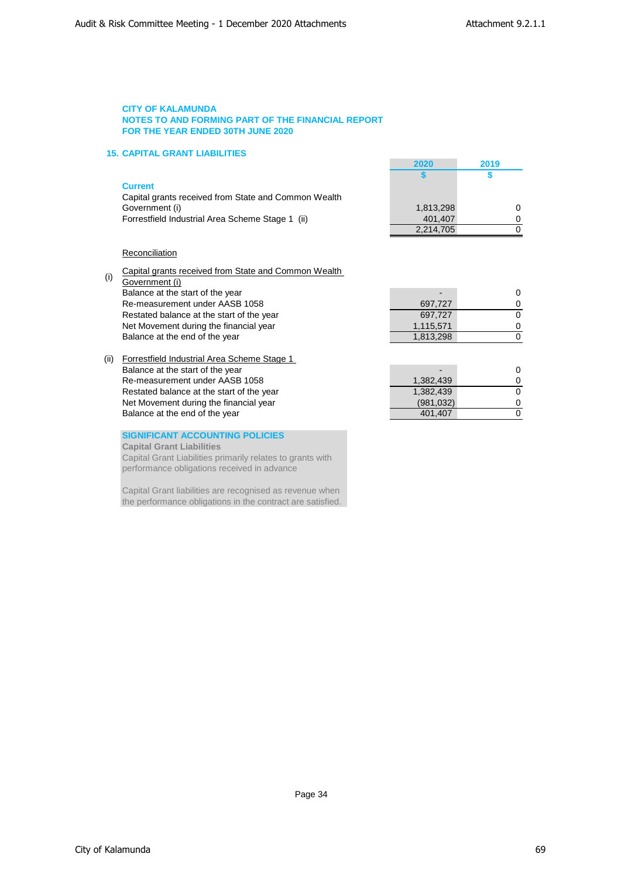**CITY OF KALAMUNDA**
**NOTES TO AND FORMING PART OF THE FINANCIAL REPORT**
**FOR THE YEAR ENDED 30TH JUNE 2020**

## 15. CAPITAL GRANT LIABILITIES

| | 2020 | 2019 |
|---|---|---|
| | $ | $ |
| **Current** | | |
| Capital grants received from State and Common Wealth Government (i) | 1,813,298 | 0 |
| Forrestfield Industrial Area Scheme Stage 1 (ii) | 401,407 | 0 |
| | 2,214,705 | 0 |

Reconciliation

| | | 2020 | 2019 |
|---|---|---|---|
| (i) | Capital grants received from State and Common Wealth Government (i) | | |
| | Balance at the start of the year | - | 0 |
| | Re-measurement under AASB 1058 | 697,727 | 0 |
| | Restated balance at the start of the year | 697,727 | 0 |
| | Net Movement during the financial year | 1,115,571 | 0 |
| | Balance at the end of the year | 1,813,298 | 0 |
| (ii) | Forrestfield Industrial Area Scheme Stage 1 | | |
| | Balance at the start of the year | - | 0 |
| | Re-measurement under AASB 1058 | 1,382,439 | 0 |
| | Restated balance at the start of the year | 1,382,439 | 0 |
| | Net Movement during the financial year | (981,032) | 0 |
| | Balance at the end of the year | 401,407 | 0 |

**SIGNIFICANT ACCOUNTING POLICIES**
**Capital Grant Liabilities**
Capital Grant Liabilities primarily relates to grants with performance obligations received in advance

Capital Grant liabilities are recognised as revenue when the performance obligations in the contract are satisfied.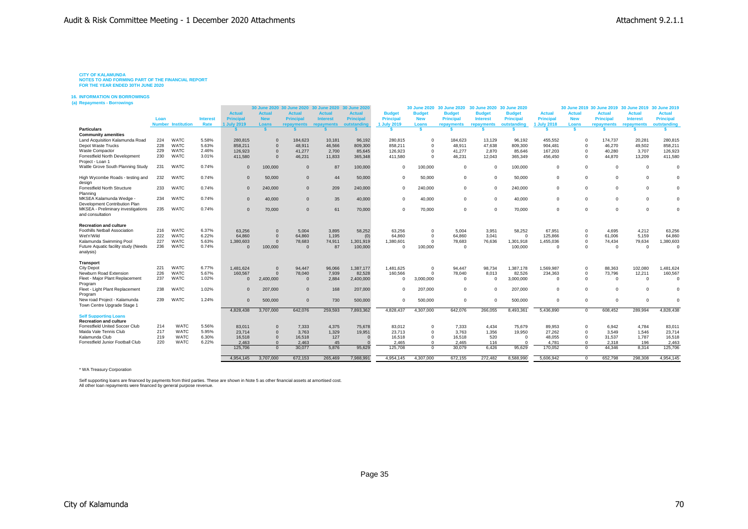**CITY OF KALAMUNDA**
**NOTES TO AND FORMING PART OF THE FINANCIAL REPORT**
**FOR THE YEAR ENDED 30TH JUNE 2020**

**16. INFORMATION ON BORROWINGS**

**(a) Repayments - Borrowings**

| Particulars | Loan Number | Institution | Interest Rate | Actual Principal 1 July 2019 $ | 30 June 2020 Actual New Loans $ | 30 June 2020 Actual Principal repayments $ | 30 June 2020 Actual Interest repayments $ | 30 June 2020 Actual Principal outstanding $ | Budget Principal 1 July 2019 $ | 30 June 2020 Budget New Loans $ | 30 June 2020 Budget Principal repayments $ | 30 June 2020 Budget Interest repayments $ | 30 June 2020 Budget Principal outstanding $ | Actual Principal 1 July 2018 $ | 30 June 2019 Actual New Loans $ | 30 June 2019 Actual Principal repayments $ | 30 June 2019 Actual Interest repayments $ | 30 June 2019 Actual Principal outstanding $ |
|---|---|---|---|---|---|---|---|---|---|---|---|---|---|---|---|---|---|---|
| **Community amenities** | | | | | | | | | | | | | | | | | | |
| Land Acquisition Kalamunda Road | 224 | WATC | 5.58% | 280,815 | 0 | 184,623 | 10,181 | 96,192 | 280,815 | 0 | 184,623 | 13,129 | 96,192 | 455,552 | 0 | 174,737 | 20,281 | 280,815 |
| Depot Waste Trucks | 228 | WATC | 5.63% | 858,211 | 0 | 48,911 | 46,566 | 809,300 | 858,211 | 0 | 48,911 | 47,638 | 809,300 | 904,481 | 0 | 46,270 | 49,502 | 858,211 |
| Waste Compactor | 229 | WATC | 2.46% | 126,923 | 0 | 41,277 | 2,700 | 85,645 | 126,923 | 0 | 41,277 | 2,870 | 85,646 | 167,203 | 0 | 40,280 | 3,707 | 126,923 |
| Forrestfield North Development Project - Loan 1 | 230 | WATC | 3.01% | 411,580 | 0 | 46,231 | 11,833 | 365,348 | 411,580 | 0 | 46,231 | 12,043 | 365,349 | 456,450 | 0 | 44,870 | 13,209 | 411,580 |
| Wattle Grove South Planning Study | 231 | WATC | 0.74% | 0 | 100,000 | 0 | 87 | 100,000 | 0 | 100,000 | 0 | 0 | 100,000 | 0 | 0 | 0 | 0 | 0 |
| High Wycombe Roads - testing and design | 232 | WATC | 0.74% | 0 | 50,000 | 0 | 44 | 50,000 | 0 | 50,000 | 0 | 0 | 50,000 | 0 | 0 | 0 | 0 | 0 |
| Forrestfield North Structure Planning | 233 | WATC | 0.74% | 0 | 240,000 | 0 | 209 | 240,000 | 0 | 240,000 | 0 | 0 | 240,000 | 0 | 0 | 0 | 0 | 0 |
| MKSEA Kalamunda Wedge - Development Contribution Plan | 234 | WATC | 0.74% | 0 | 40,000 | 0 | 35 | 40,000 | 0 | 40,000 | 0 | 0 | 40,000 | 0 | 0 | 0 | 0 | 0 |
| MKSEA - Preliminary investigations and consultation | 235 | WATC | 0.74% | 0 | 70,000 | 0 | 61 | 70,000 | 0 | 70,000 | 0 | 0 | 70,000 | 0 | 0 | 0 | 0 | 0 |
| **Recreation and culture** | | | | | | | | | | | | | | | | | | |
| Foothills Netball Association | 216 | WATC | 6.37% | 63,256 | 0 | 5,004 | 3,895 | 58,252 | 63,256 | 0 | 5,004 | 3,951 | 58,252 | 67,951 | 0 | 4,695 | 4,212 | 63,256 |
| Wet'n'Wild | 222 | WATC | 6.22% | 64,860 | 0 | 64,860 | 1,195 | (0) | 64,860 | 0 | 64,860 | 3,041 | 0 | 125,866 | 0 | 61,006 | 5,159 | 64,860 |
| Kalamunda Swimming Pool | 227 | WATC | 5.63% | 1,380,603 | 0 | 78,683 | 74,911 | 1,301,919 | 1,380,601 | 0 | 78,683 | 76,636 | 1,301,918 | 1,455,036 | 0 | 74,434 | 79,634 | 1,380,603 |
| Future Aquatic facility study (Needs analysis) | 236 | WATC | 0.74% | 0 | 100,000 | 0 | 87 | 100,000 | 0 | 100,000 | 0 | | 100,000 | 0 | 0 | 0 | 0 | 0 |
| **Transport** | | | | | | | | | | | | | | | | | | |
| City Depot | 221 | WATC | 6.77% | 1,481,624 | 0 | 94,447 | 96,066 | 1,387,177 | 1,481,625 | 0 | 94,447 | 98,734 | 1,387,178 | 1,569,987 | 0 | 88,363 | 102,080 | 1,481,624 |
| Newburn Road Extension | 226 | WATC | 5.67% | 160,567 | 0 | 78,040 | 7,939 | 82,528 | 160,566 | 0 | 78,040 | 8,013 | 82,526 | 234,363 | 0 | 73,796 | 12,211 | 160,567 |
| Fleet - Major Plant Replacement Program | 237 | WATC | 1.02% | 0 | 2,400,000 | 0 | 2,884 | 2,400,000 | 0 | 3,000,000 | 0 | 0 | 3,000,000 | 0 | 0 | 0 | 0 | 0 |
| Fleet - Light Plant Replacement Program | 238 | WATC | 1.02% | 0 | 207,000 | 0 | 168 | 207,000 | 0 | 207,000 | 0 | 0 | 207,000 | 0 | 0 | 0 | 0 | 0 |
| New road Project - Kalamunda Town Centre Upgrade Stage 1 | 239 | WATC | 1.24% | 0 | 500,000 | 0 | 730 | 500,000 | 0 | 500,000 | 0 | 0 | 500,000 | 0 | 0 | 0 | 0 | 0 |
| | | | | 4,828,438 | 3,707,000 | 642,076 | 259,593 | 7,893,362 | 4,828,437 | 4,307,000 | 642,076 | 266,055 | 8,493,361 | 5,436,890 | 0 | 608,452 | 289,994 | 4,828,438 |
| **Self Supporting Loans** | | | | | | | | | | | | | | | | | | |
| **Recreation and culture** | | | | | | | | | | | | | | | | | | |
| Forrestfield United Soccer Club | 214 | WATC | 5.56% | 83,011 | 0 | 7,333 | 4,375 | 75,678 | 83,012 | 0 | 7,333 | 4,434 | 75,679 | 89,953 | 0 | 6,942 | 4,784 | 83,011 |
| Maida Vale Tennis Club | 217 | WATC | 5.95% | 23,714 | 0 | 3,763 | 1,329 | 19,951 | 23,713 | 0 | 3,763 | 1,356 | 19,950 | 27,262 | 0 | 3,549 | 1,546 | 23,714 |
| Kalamunda Club | 219 | WATC | 6.30% | 16,518 | 0 | 16,518 | 127 | 0 | 16,518 | 0 | 16,518 | 520 | 0 | 48,055 | 0 | 31,537 | 1,787 | 16,518 |
| Forrestfield Junior Football Club | 220 | WATC | 6.22% | 2,463 | 0 | 2,463 | 45 | 0 | 2,465 | 0 | 2,465 | 116 | 0 | 4,781 | 0 | 2,318 | 196 | 2,463 |
| | | | | 125,706 | 0 | 30,077 | 5,876 | 95,629 | 125,708 | 0 | 30,079 | 6,426 | 95,629 | 170,052 | 0 | 44,346 | 8,314 | 125,706 |
| | | | | 4,954,145 | 3,707,000 | 672,153 | 265,469 | 7,988,991 | 4,954,145 | 4,307,000 | 672,155 | 272,482 | 8,588,990 | 5,606,942 | 0 | 652,798 | 298,308 | 4,954,145 |

\* WA Treasury Corporation

Self supporting loans are financed by payments from third parties. These are shown in Note 5 as other financial assets at amortised cost.
All other loan repayments were financed by general purpose revenue.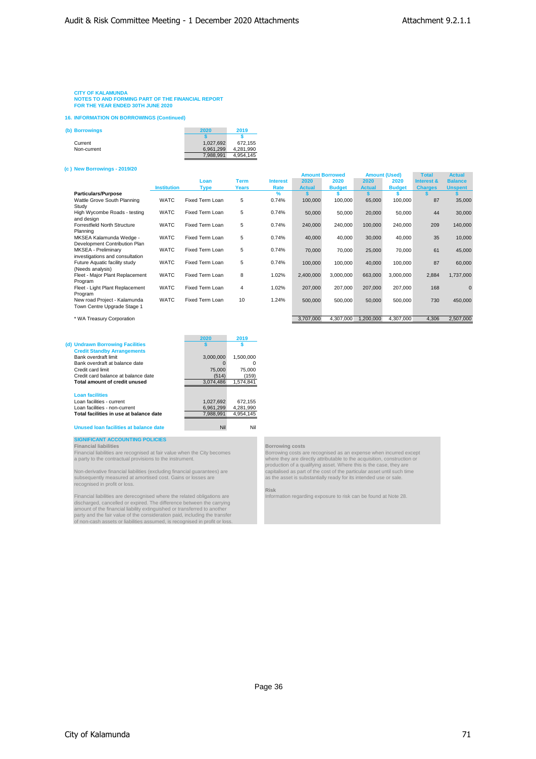CITY OF KALAMUNDA
NOTES TO AND FORMING PART OF THE FINANCIAL REPORT
FOR THE YEAR ENDED 30TH JUNE 2020

## 16. INFORMATION ON BORROWINGS (Continued)

### (b) Borrowings

| | 2020 | 2019 |
|---|---|---|
| | $ | $ |
| Current | 1,027,692 | 672,155 |
| Non-current | 6,961,299 | 4,281,990 |
| | 7,988,991 | 4,954,145 |

### (c ) New Borrowings - 2019/20

| Particulars/Purpose | Institution | Loan Type | Term Years | Interest Rate | Amount Borrowed 2020 Actual | Amount Borrowed 2020 Budget | Amount (Used) 2020 Actual | Amount (Used) 2020 Budget | Total Interest & Charges | Actual Balance Unspent |
|---|---|---|---|---|---|---|---|---|---|---|
| | | | | % | $ | $ | $ | $ | $ | $ |
| Wattle Grove South Planning Study | WATC | Fixed Term Loan | 5 | 0.74% | 100,000 | 100,000 | 65,000 | 100,000 | 87 | 35,000 |
| High Wycombe Roads - testing and design | WATC | Fixed Term Loan | 5 | 0.74% | 50,000 | 50,000 | 20,000 | 50,000 | 44 | 30,000 |
| Forrestfield North Structure Planning | WATC | Fixed Term Loan | 5 | 0.74% | 240,000 | 240,000 | 100,000 | 240,000 | 209 | 140,000 |
| MKSEA Kalamunda Wedge - Development Contribution Plan | WATC | Fixed Term Loan | 5 | 0.74% | 40,000 | 40,000 | 30,000 | 40,000 | 35 | 10,000 |
| MKSEA - Preliminary investigations and consultation | WATC | Fixed Term Loan | 5 | 0.74% | 70,000 | 70,000 | 25,000 | 70,000 | 61 | 45,000 |
| Future Aquatic facility study (Needs analysis) | WATC | Fixed Term Loan | 5 | 0.74% | 100,000 | 100,000 | 40,000 | 100,000 | 87 | 60,000 |
| Fleet - Major Plant Replacement Program | WATC | Fixed Term Loan | 8 | 1.02% | 2,400,000 | 3,000,000 | 663,000 | 3,000,000 | 2,884 | 1,737,000 |
| Fleet - Light Plant Replacement Program | WATC | Fixed Term Loan | 4 | 1.02% | 207,000 | 207,000 | 207,000 | 207,000 | 168 | 0 |
| New road Project - Kalamunda Town Centre Upgrade Stage 1 | WATC | Fixed Term Loan | 10 | 1.24% | 500,000 | 500,000 | 50,000 | 500,000 | 730 | 450,000 |
| * WA Treasury Corporation | | | | | 3,707,000 | 4,307,000 | 1,200,000 | 4,307,000 | 4,306 | 2,507,000 |

### (d) Undrawn Borrowing Facilities

| | 2020 | 2019 |
|---|---|---|
| | $ | $ |
| **Credit Standby Arrangements** | | |
| Bank overdraft limit | 3,000,000 | 1,500,000 |
| Bank overdraft at balance date | 0 | 0 |
| Credit card limit | 75,000 | 75,000 |
| Credit card balance at balance date | (514) | (159) |
| **Total amount of credit unused** | 3,074,486 | 1,574,841 |
| | | |
| **Loan facilities** | | |
| Loan facilities - current | 1,027,692 | 672,155 |
| Loan facilities - non-current | 6,961,299 | 4,281,990 |
| **Total facilities in use at balance date** | 7,988,991 | 4,954,145 |
| | | |
| **Unused loan facilities at balance date** | Nil | Nil |

**SIGNIFICANT ACCOUNTING POLICIES**

**Financial liabilities**

Financial liabilities are recognised at fair value when the City becomes a party to the contractual provisions to the instrument.

Non-derivative financial liabilities (excluding financial guarantees) are subsequently measured at amortised cost. Gains or losses are recognised in profit or loss.

Financial liabilities are derecognised where the related obligations are discharged, cancelled or expired. The difference between the carrying amount of the financial liability extinguished or transferred to another party and the fair value of the consideration paid, including the transfer of non-cash assets or liabilities assumed, is recognised in profit or loss.

**Borrowing costs**

Borrowing costs are recognised as an expense when incurred except where they are directly attributable to the acquisition, construction or production of a qualifying asset. Where this is the case, they are capitalised as part of the cost of the particular asset until such time as the asset is substantially ready for its intended use or sale.

**Risk**

Information regarding exposure to risk can be found at Note 28.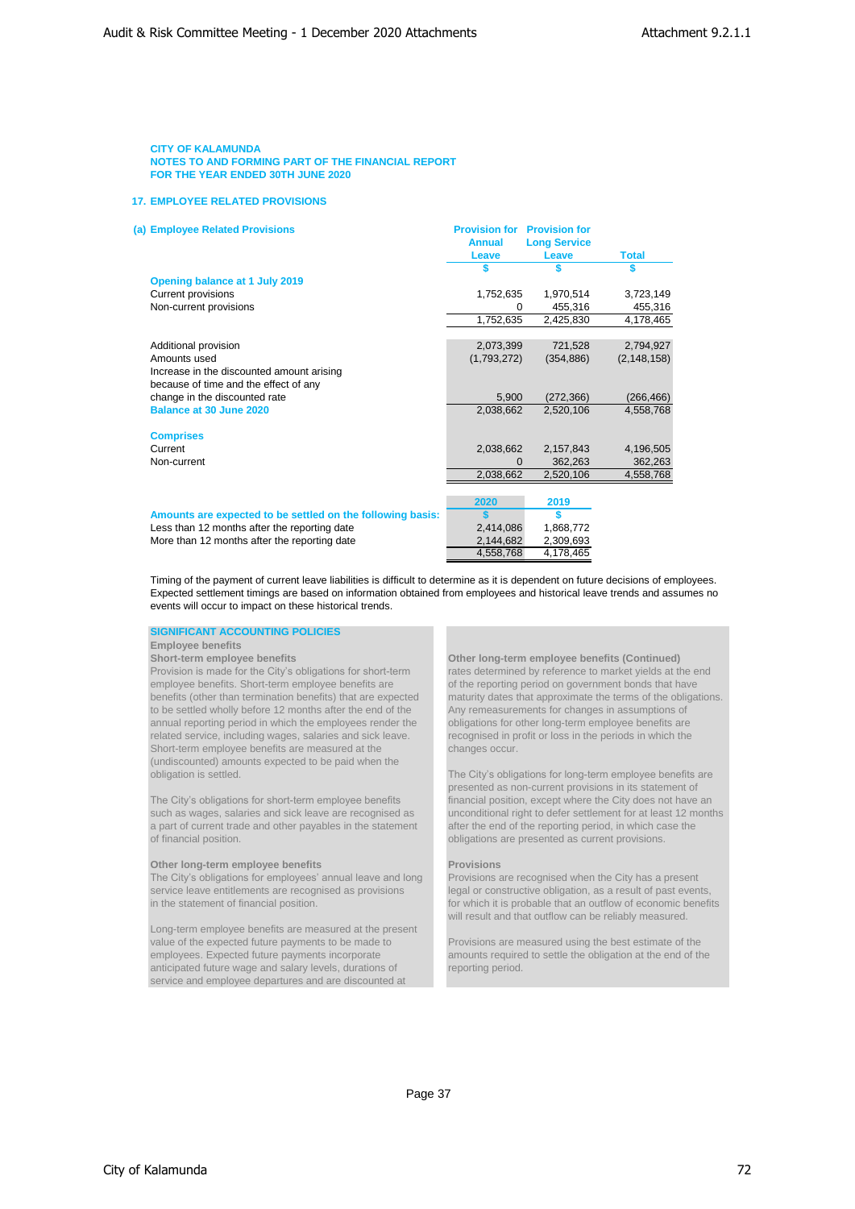CITY OF KALAMUNDA
NOTES TO AND FORMING PART OF THE FINANCIAL REPORT
FOR THE YEAR ENDED 30TH JUNE 2020

## 17. EMPLOYEE RELATED PROVISIONS

### (a) Employee Related Provisions

| | Provision for Annual Leave | Provision for Long Service Leave | Total |
|---|---|---|---|
| | $ | $ | $ |
| **Opening balance at 1 July 2019** | | | |
| Current provisions | 1,752,635 | 1,970,514 | 3,723,149 |
| Non-current provisions | 0 | 455,316 | 455,316 |
| | 1,752,635 | 2,425,830 | 4,178,465 |
| | | | |
| Additional provision | 2,073,399 | 721,528 | 2,794,927 |
| Amounts used | (1,793,272) | (354,886) | (2,148,158) |
| Increase in the discounted amount arising because of time and the effect of any change in the discounted rate | 5,900 | (272,366) | (266,466) |
| **Balance at 30 June 2020** | 2,038,662 | 2,520,106 | 4,558,768 |
| | | | |
| **Comprises** | | | |
| Current | 2,038,662 | 2,157,843 | 4,196,505 |
| Non-current | 0 | 362,263 | 362,263 |
| | 2,038,662 | 2,520,106 | 4,558,768 |

| | 2020 | 2019 |
|---|---|---|
| **Amounts are expected to be settled on the following basis:** | $ | $ |
| Less than 12 months after the reporting date | 2,414,086 | 1,868,772 |
| More than 12 months after the reporting date | 2,144,682 | 2,309,693 |
| | 4,558,768 | 4,178,465 |

Timing of the payment of current leave liabilities is difficult to determine as it is dependent on future decisions of employees. Expected settlement timings are based on information obtained from employees and historical leave trends and assumes no events will occur to impact on these historical trends.

**SIGNIFICANT ACCOUNTING POLICIES**

**Employee benefits**

**Short-term employee benefits**

Provision is made for the City's obligations for short-term employee benefits. Short-term employee benefits are benefits (other than termination benefits) that are expected to be settled wholly before 12 months after the end of the annual reporting period in which the employees render the related service, including wages, salaries and sick leave. Short-term employee benefits are measured at the (undiscounted) amounts expected to be paid when the obligation is settled.

The City's obligations for short-term employee benefits such as wages, salaries and sick leave are recognised as a part of current trade and other payables in the statement of financial position.

**Other long-term employee benefits**

The City's obligations for employees' annual leave and long service leave entitlements are recognised as provisions in the statement of financial position.

Long-term employee benefits are measured at the present value of the expected future payments to be made to employees. Expected future payments incorporate anticipated future wage and salary levels, durations of service and employee departures and are discounted at

**Other long-term employee benefits (Continued)**

rates determined by reference to market yields at the end of the reporting period on government bonds that have maturity dates that approximate the terms of the obligations. Any remeasurements for changes in assumptions of obligations for other long-term employee benefits are recognised in profit or loss in the periods in which the changes occur.

The City's obligations for long-term employee benefits are presented as non-current provisions in its statement of financial position, except where the City does not have an unconditional right to defer settlement for at least 12 months after the end of the reporting period, in which case the obligations are presented as current provisions.

**Provisions**

Provisions are recognised when the City has a present legal or constructive obligation, as a result of past events, for which it is probable that an outflow of economic benefits will result and that outflow can be reliably measured.

Provisions are measured using the best estimate of the amounts required to settle the obligation at the end of the reporting period.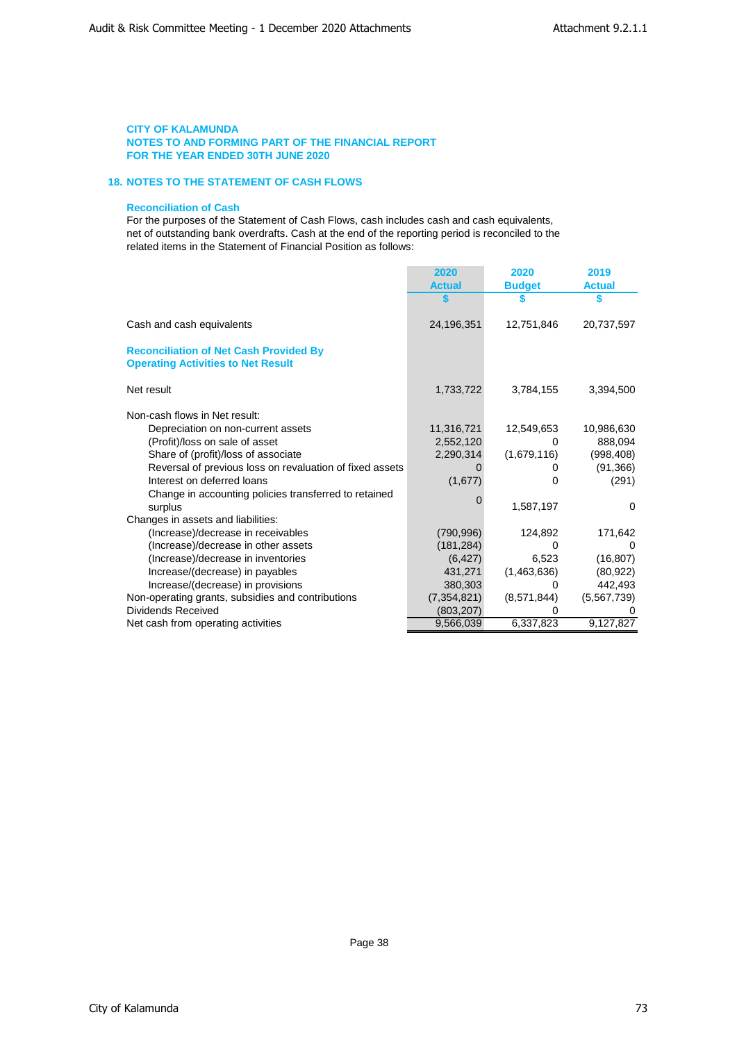**CITY OF KALAMUNDA**
**NOTES TO AND FORMING PART OF THE FINANCIAL REPORT**
**FOR THE YEAR ENDED 30TH JUNE 2020**

## 18. NOTES TO THE STATEMENT OF CASH FLOWS

### Reconciliation of Cash

For the purposes of the Statement of Cash Flows, cash includes cash and cash equivalents, net of outstanding bank overdrafts. Cash at the end of the reporting period is reconciled to the related items in the Statement of Financial Position as follows:

| | 2020 Actual | 2020 Budget | 2019 Actual |
|---|---|---|---|
| | $ | $ | $ |
| Cash and cash equivalents | 24,196,351 | 12,751,846 | 20,737,597 |
| **Reconciliation of Net Cash Provided By Operating Activities to Net Result** | | | |
| Net result | 1,733,722 | 3,784,155 | 3,394,500 |
| Non-cash flows in Net result: | | | |
| Depreciation on non-current assets | 11,316,721 | 12,549,653 | 10,986,630 |
| (Profit)/loss on sale of asset | 2,552,120 | 0 | 888,094 |
| Share of (profit)/loss of associate | 2,290,314 | (1,679,116) | (998,408) |
| Reversal of previous loss on revaluation of fixed assets | 0 | 0 | (91,366) |
| Interest on deferred loans | (1,677) | 0 | (291) |
| Change in accounting policies transferred to retained surplus | 0 | 1,587,197 | 0 |
| Changes in assets and liabilities: | | | |
| (Increase)/decrease in receivables | (790,996) | 124,892 | 171,642 |
| (Increase)/decrease in other assets | (181,284) | 0 | 0 |
| (Increase)/decrease in inventories | (6,427) | 6,523 | (16,807) |
| Increase/(decrease) in payables | 431,271 | (1,463,636) | (80,922) |
| Increase/(decrease) in provisions | 380,303 | 0 | 442,493 |
| Non-operating grants, subsidies and contributions | (7,354,821) | (8,571,844) | (5,567,739) |
| Dividends Received | (803,207) | 0 | 0 |
| Net cash from operating activities | 9,566,039 | 6,337,823 | 9,127,827 |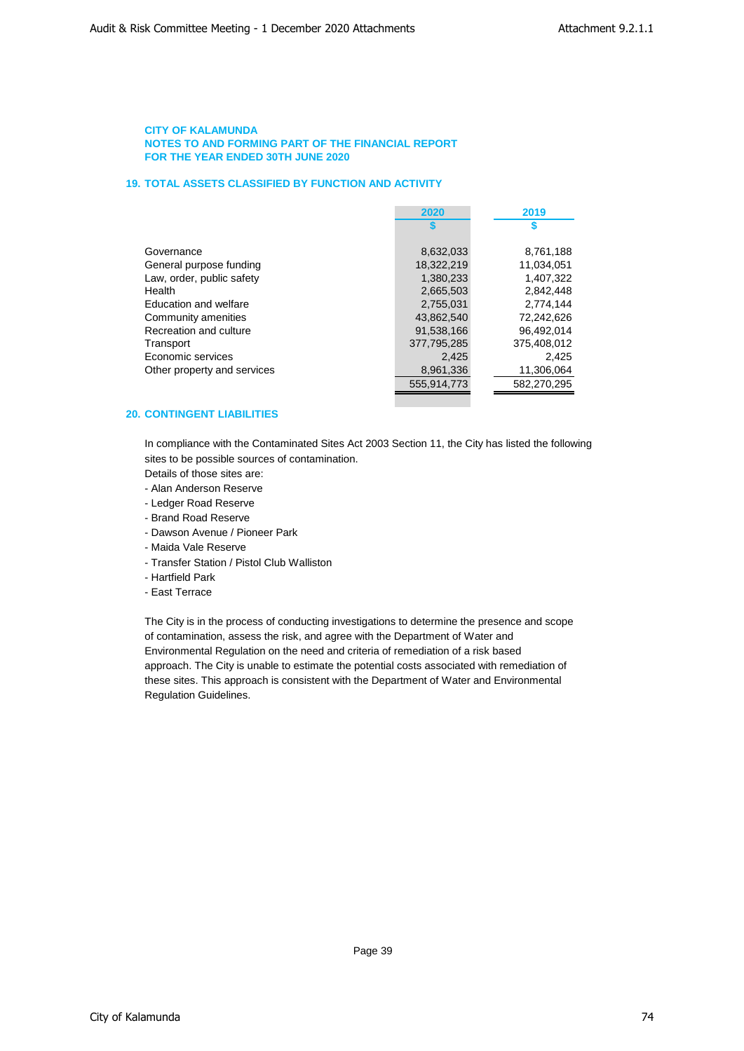**CITY OF KALAMUNDA**
**NOTES TO AND FORMING PART OF THE FINANCIAL REPORT**
**FOR THE YEAR ENDED 30TH JUNE 2020**

## 19. TOTAL ASSETS CLASSIFIED BY FUNCTION AND ACTIVITY

| | 2020 | 2019 |
|---|---|---|
| | $ | $ |
| Governance | 8,632,033 | 8,761,188 |
| General purpose funding | 18,322,219 | 11,034,051 |
| Law, order, public safety | 1,380,233 | 1,407,322 |
| Health | 2,665,503 | 2,842,448 |
| Education and welfare | 2,755,031 | 2,774,144 |
| Community amenities | 43,862,540 | 72,242,626 |
| Recreation and culture | 91,538,166 | 96,492,014 |
| Transport | 377,795,285 | 375,408,012 |
| Economic services | 2,425 | 2,425 |
| Other property and services | 8,961,336 | 11,306,064 |
| | 555,914,773 | 582,270,295 |

## 20. CONTINGENT LIABILITIES

In compliance with the Contaminated Sites Act 2003 Section 11, the City has listed the following sites to be possible sources of contamination.

Details of those sites are:

- Alan Anderson Reserve
- Ledger Road Reserve
- Brand Road Reserve
- Dawson Avenue / Pioneer Park
- Maida Vale Reserve
- Transfer Station / Pistol Club Walliston
- Hartfield Park
- East Terrace

The City is in the process of conducting investigations to determine the presence and scope of contamination, assess the risk, and agree with the Department of Water and Environmental Regulation on the need and criteria of remediation of a risk based approach. The City is unable to estimate the potential costs associated with remediation of these sites. This approach is consistent with the Department of Water and Environmental Regulation Guidelines.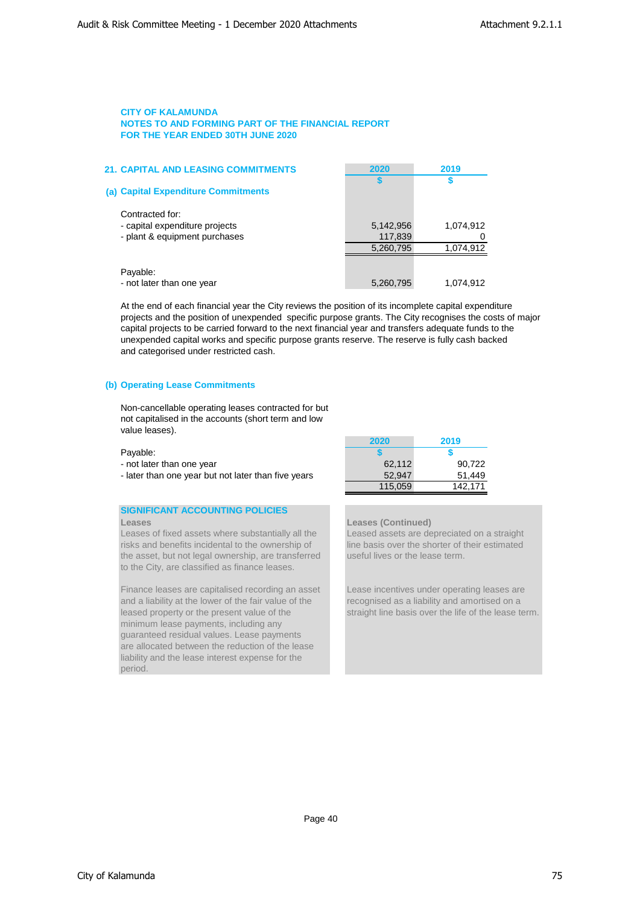**CITY OF KALAMUNDA**
**NOTES TO AND FORMING PART OF THE FINANCIAL REPORT**
**FOR THE YEAR ENDED 30TH JUNE 2020**

## 21. CAPITAL AND LEASING COMMITMENTS

### (a) Capital Expenditure Commitments

| | 2020 | 2019 |
|---|---|---|
| | $ | $ |
| Contracted for: | | |
| - capital expenditure projects | 5,142,956 | 1,074,912 |
| - plant & equipment purchases | 117,839 | 0 |
| | 5,260,795 | 1,074,912 |
| Payable: | | |
| - not later than one year | 5,260,795 | 1,074,912 |

At the end of each financial year the City reviews the position of its incomplete capital expenditure projects and the position of unexpended specific purpose grants. The City recognises the costs of major capital projects to be carried forward to the next financial year and transfers adequate funds to the unexpended capital works and specific purpose grants reserve. The reserve is fully cash backed and categorised under restricted cash.

### (b) Operating Lease Commitments

Non-cancellable operating leases contracted for but not capitalised in the accounts (short term and low value leases).

| | 2020 | 2019 |
|---|---|---|
| Payable: | $ | $ |
| - not later than one year | 62,112 | 90,722 |
| - later than one year but not later than five years | 52,947 | 51,449 |
| | 115,059 | 142,171 |

**SIGNIFICANT ACCOUNTING POLICIES**

**Leases**

Leases of fixed assets where substantially all the risks and benefits incidental to the ownership of the asset, but not legal ownership, are transferred to the City, are classified as finance leases.

Finance leases are capitalised recording an asset and a liability at the lower of the fair value of the leased property or the present value of the minimum lease payments, including any guaranteed residual values. Lease payments are allocated between the reduction of the lease liability and the lease interest expense for the period.

**Leases (Continued)**

Leased assets are depreciated on a straight line basis over the shorter of their estimated useful lives or the lease term.

Lease incentives under operating leases are recognised as a liability and amortised on a straight line basis over the life of the lease term.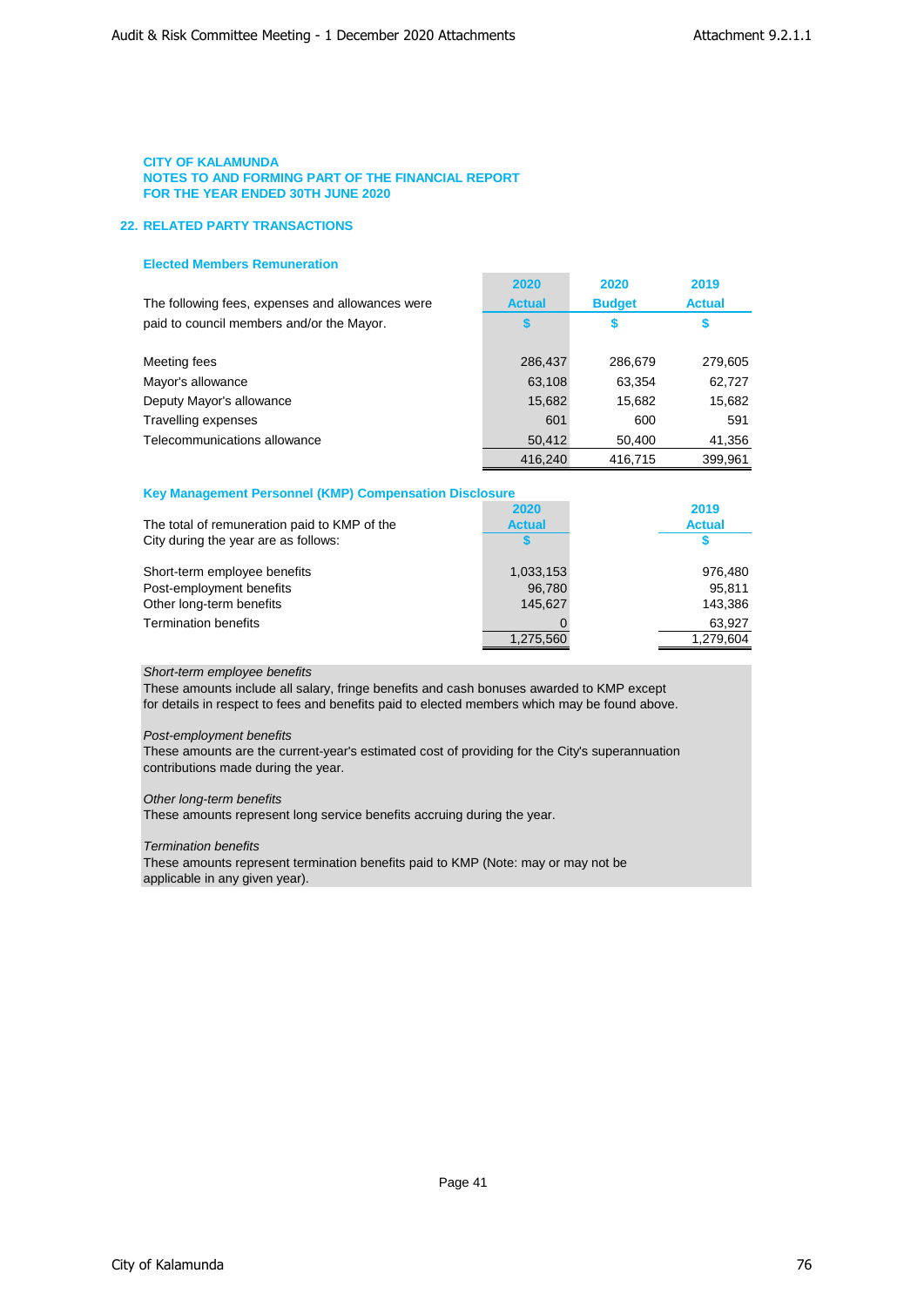**CITY OF KALAMUNDA**
**NOTES TO AND FORMING PART OF THE FINANCIAL REPORT**
**FOR THE YEAR ENDED 30TH JUNE 2020**

## 22. RELATED PARTY TRANSACTIONS

### Elected Members Remuneration

| The following fees, expenses and allowances were paid to council members and/or the Mayor. | 2020 Actual $ | 2020 Budget $ | 2019 Actual $ |
|---|---|---|---|
| Meeting fees | 286,437 | 286,679 | 279,605 |
| Mayor's allowance | 63,108 | 63,354 | 62,727 |
| Deputy Mayor's allowance | 15,682 | 15,682 | 15,682 |
| Travelling expenses | 601 | 600 | 591 |
| Telecommunications allowance | 50,412 | 50,400 | 41,356 |
| | 416,240 | 416,715 | 399,961 |

### Key Management Personnel (KMP) Compensation Disclosure

| The total of remuneration paid to KMP of the City during the year are as follows: | 2020 Actual $ | 2019 Actual $ |
|---|---|---|
| Short-term employee benefits | 1,033,153 | 976,480 |
| Post-employment benefits | 96,780 | 95,811 |
| Other long-term benefits | 145,627 | 143,386 |
| Termination benefits | 0 | 63,927 |
| | 1,275,560 | 1,279,604 |

*Short-term employee benefits*
These amounts include all salary, fringe benefits and cash bonuses awarded to KMP except for details in respect to fees and benefits paid to elected members which may be found above.

*Post-employment benefits*
These amounts are the current-year's estimated cost of providing for the City's superannuation contributions made during the year.

*Other long-term benefits*
These amounts represent long service benefits accruing during the year.

*Termination benefits*
These amounts represent termination benefits paid to KMP (Note: may or may not be applicable in any given year).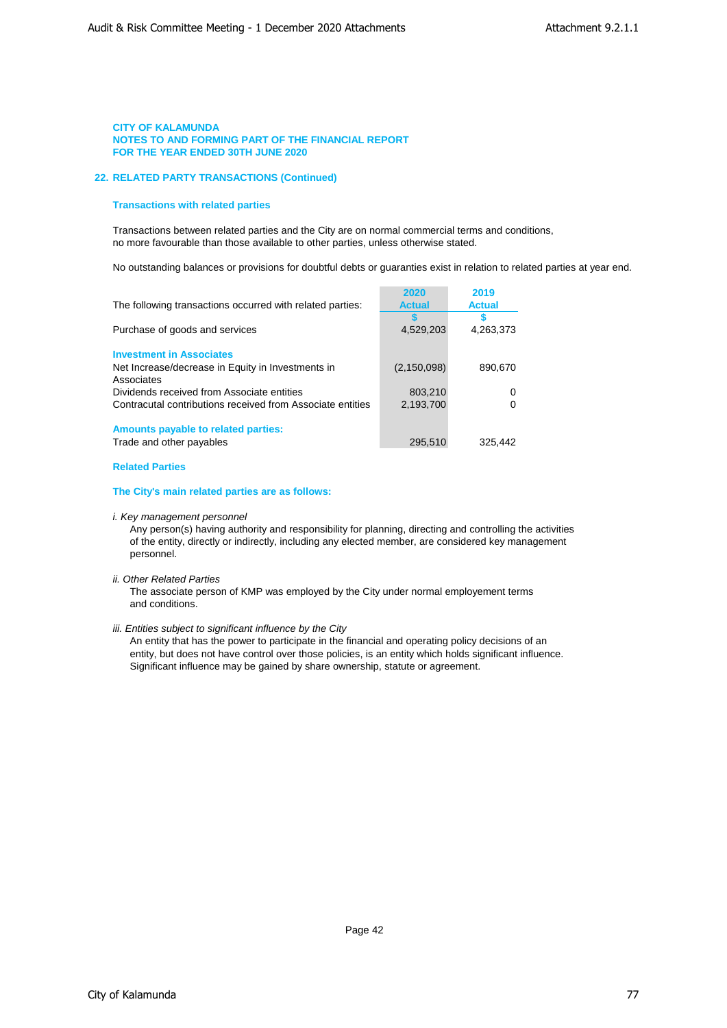**CITY OF KALAMUNDA**
**NOTES TO AND FORMING PART OF THE FINANCIAL REPORT**
**FOR THE YEAR ENDED 30TH JUNE 2020**

## 22. RELATED PARTY TRANSACTIONS (Continued)

### Transactions with related parties

Transactions between related parties and the City are on normal commercial terms and conditions, no more favourable than those available to other parties, unless otherwise stated.

No outstanding balances or provisions for doubtful debts or guaranties exist in relation to related parties at year end.

| The following transactions occurred with related parties: | 2020 Actual | 2019 Actual |
|---|---|---|
| | $ | $ |
| Purchase of goods and services | 4,529,203 | 4,263,373 |
| **Investment in Associates** | | |
| Net Increase/decrease in Equity in Investments in Associates | (2,150,098) | 890,670 |
| Dividends received from Associate entities | 803,210 | 0 |
| Contracutal contributions received from Associate entities | 2,193,700 | 0 |
| **Amounts payable to related parties:** | | |
| Trade and other payables | 295,510 | 325,442 |

### Related Parties

**The City's main related parties are as follows:**

*i. Key management personnel*
Any person(s) having authority and responsibility for planning, directing and controlling the activities of the entity, directly or indirectly, including any elected member, are considered key management personnel.

*ii. Other Related Parties*
The associate person of KMP was employed by the City under normal employement terms and conditions.

*iii. Entities subject to significant influence by the City*
An entity that has the power to participate in the financial and operating policy decisions of an entity, but does not have control over those policies, is an entity which holds significant influence. Significant influence may be gained by share ownership, statute or agreement.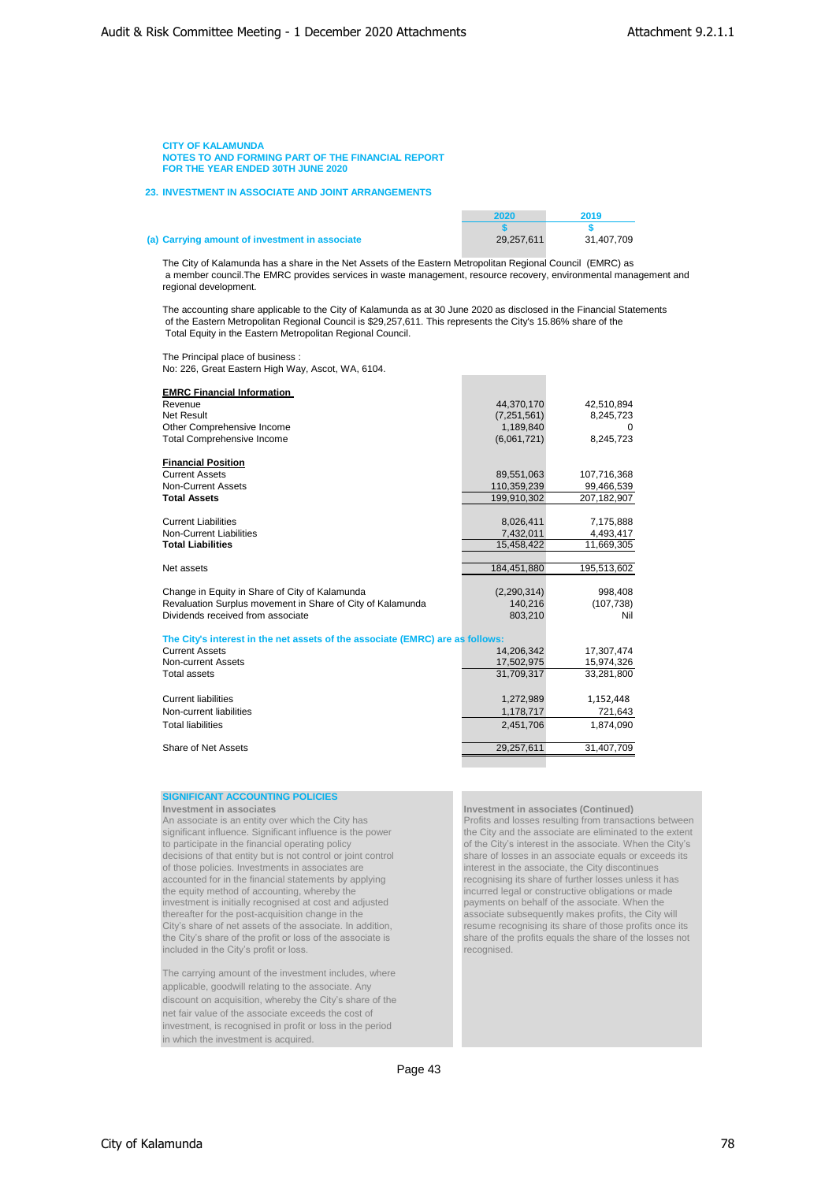CITY OF KALAMUNDA
NOTES TO AND FORMING PART OF THE FINANCIAL REPORT
FOR THE YEAR ENDED 30TH JUNE 2020

## 23. INVESTMENT IN ASSOCIATE AND JOINT ARRANGEMENTS

| | 2020 | 2019 |
|---|---|---|
| | $ | $ |
| **(a) Carrying amount of investment in associate** | 29,257,611 | 31,407,709 |

The City of Kalamunda has a share in the Net Assets of the Eastern Metropolitan Regional Council (EMRC) as a member council.The EMRC provides services in waste management, resource recovery, environmental management and regional development.

The accounting share applicable to the City of Kalamunda as at 30 June 2020 as disclosed in the Financial Statements of the Eastern Metropolitan Regional Council is $29,257,611. This represents the City's 15.86% share of the Total Equity in the Eastern Metropolitan Regional Council.

The Principal place of business :
No: 226, Great Eastern High Way, Ascot, WA, 6104.

| | 2020 | 2019 |
|---|---|---|
| **EMRC Financial Information** | | |
| Revenue | 44,370,170 | 42,510,894 |
| Net Result | (7,251,561) | 8,245,723 |
| Other Comprehensive Income | 1,189,840 | 0 |
| Total Comprehensive Income | (6,061,721) | 8,245,723 |
| | | |
| **Financial Position** | | |
| Current Assets | 89,551,063 | 107,716,368 |
| Non-Current Assets | 110,359,239 | 99,466,539 |
| **Total Assets** | 199,910,302 | 207,182,907 |
| | | |
| Current Liabilities | 8,026,411 | 7,175,888 |
| Non-Current Liabilities | 7,432,011 | 4,493,417 |
| **Total Liabilities** | 15,458,422 | 11,669,305 |
| | | |
| Net assets | 184,451,880 | 195,513,602 |
| | | |
| Change in Equity in Share of City of Kalamunda | (2,290,314) | 998,408 |
| Revaluation Surplus movement in Share of City of Kalamunda | 140,216 | (107,738) |
| Dividends received from associate | 803,210 | Nil |
| | | |
| **The City's interest in the net assets of the associate (EMRC) are as follows:** | | |
| Current Assets | 14,206,342 | 17,307,474 |
| Non-current Assets | 17,502,975 | 15,974,326 |
| Total assets | 31,709,317 | 33,281,800 |
| | | |
| Current liabilities | 1,272,989 | 1,152,448 |
| Non-current liabilities | 1,178,717 | 721,643 |
| Total liabilities | 2,451,706 | 1,874,090 |
| | | |
| Share of Net Assets | 29,257,611 | 31,407,709 |

### SIGNIFICANT ACCOUNTING POLICIES

**Investment in associates**

An associate is an entity over which the City has significant influence. Significant influence is the power to participate in the financial operating policy decisions of that entity but is not control or joint control of those policies. Investments in associates are accounted for in the financial statements by applying the equity method of accounting, whereby the investment is initially recognised at cost and adjusted thereafter for the post-acquisition change in the City's share of net assets of the associate. In addition, the City's share of the profit or loss of the associate is included in the City's profit or loss.

The carrying amount of the investment includes, where applicable, goodwill relating to the associate. Any discount on acquisition, whereby the City's share of the net fair value of the associate exceeds the cost of investment, is recognised in profit or loss in the period in which the investment is acquired.

**Investment in associates (Continued)**

Profits and losses resulting from transactions between the City and the associate are eliminated to the extent of the City's interest in the associate. When the City's share of losses in an associate equals or exceeds its interest in the associate, the City discontinues recognising its share of further losses unless it has incurred legal or constructive obligations or made payments on behalf of the associate. When the associate subsequently makes profits, the City will resume recognising its share of those profits once its share of the profits equals the share of the losses not recognised.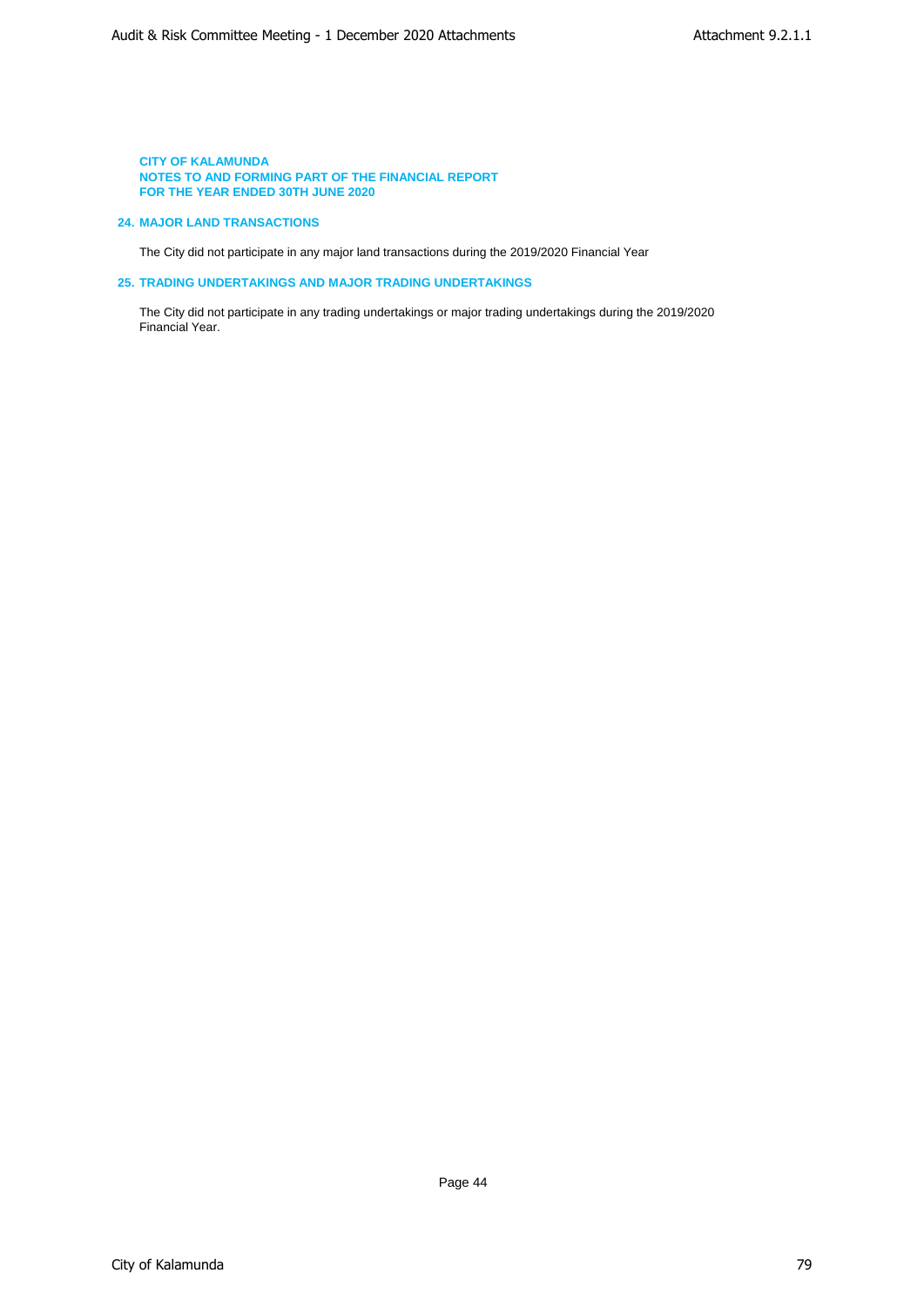**CITY OF KALAMUNDA**
**NOTES TO AND FORMING PART OF THE FINANCIAL REPORT**
**FOR THE YEAR ENDED 30TH JUNE 2020**

## 24. MAJOR LAND TRANSACTIONS

The City did not participate in any major land transactions during the 2019/2020 Financial Year

## 25. TRADING UNDERTAKINGS AND MAJOR TRADING UNDERTAKINGS

The City did not participate in any trading undertakings or major trading undertakings during the 2019/2020 Financial Year.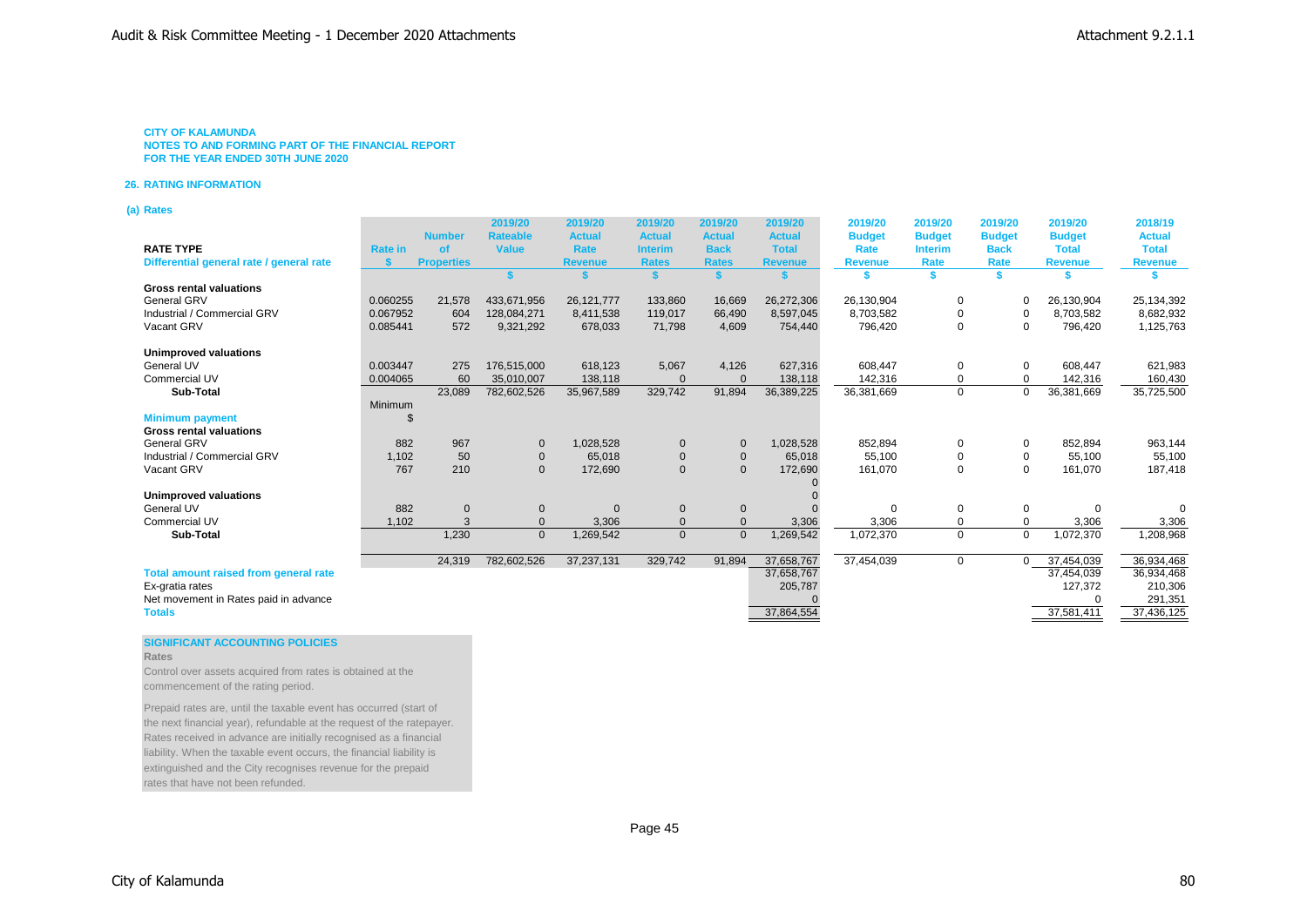**CITY OF KALAMUNDA**
**NOTES TO AND FORMING PART OF THE FINANCIAL REPORT**
**FOR THE YEAR ENDED 30TH JUNE 2020**

## 26. RATING INFORMATION

### (a) Rates

| RATE TYPE<br>Differential general rate / general rate | Rate in<br>$ | Number of Properties | 2019/20 Rateable Value<br>$ | 2019/20 Actual Rate Revenue<br>$ | 2019/20 Actual Interim Rates<br>$ | 2019/20 Actual Back Rates<br>$ | 2019/20 Actual Total Revenue<br>$ | 2019/20 Budget Rate Revenue<br>$ | 2019/20 Budget Interim Rate<br>$ | 2019/20 Budget Back Rate<br>$ | 2019/20 Budget Total Revenue<br>$ | 2018/19 Actual Total Revenue<br>$ |
|---|---|---|---|---|---|---|---|---|---|---|---|---|
| **Gross rental valuations** | | | | | | | | | | | | |
| General GRV | 0.060255 | 21,578 | 433,671,956 | 26,121,777 | 133,860 | 16,669 | 26,272,306 | 26,130,904 | 0 | 0 | 26,130,904 | 25,134,392 |
| Industrial / Commercial GRV | 0.067952 | 604 | 128,084,271 | 8,411,538 | 119,017 | 66,490 | 8,597,045 | 8,703,582 | 0 | 0 | 8,703,582 | 8,682,932 |
| Vacant GRV | 0.085441 | 572 | 9,321,292 | 678,033 | 71,798 | 4,609 | 754,440 | 796,420 | 0 | 0 | 796,420 | 1,125,763 |
| **Unimproved valuations** | | | | | | | | | | | | |
| General UV | 0.003447 | 275 | 176,515,000 | 618,123 | 5,067 | 4,126 | 627,316 | 608,447 | 0 | 0 | 608,447 | 621,983 |
| Commercial UV | 0.004065 | 60 | 35,010,007 | 138,118 | 0 | 0 | 138,118 | 142,316 | 0 | 0 | 142,316 | 160,430 |
| **Sub-Total** | | 23,089 | 782,602,526 | 35,967,589 | 329,742 | 91,894 | 36,389,225 | 36,381,669 | 0 | 0 | 36,381,669 | 35,725,500 |
| **Minimum payment** | Minimum $ | | | | | | | | | | | |
| **Gross rental valuations** | | | | | | | | | | | | |
| General GRV | 882 | 967 | 0 | 1,028,528 | 0 | 0 | 1,028,528 | 852,894 | 0 | 0 | 852,894 | 963,144 |
| Industrial / Commercial GRV | 1,102 | 50 | 0 | 65,018 | 0 | 0 | 65,018 | 55,100 | 0 | 0 | 55,100 | 55,100 |
| Vacant GRV | 767 | 210 | 0 | 172,690 | 0 | 0 | 172,690 | 161,070 | 0 | 0 | 161,070 | 187,418 |
| | | | | | | | 0 | | | | | |
| **Unimproved valuations** | | | | | | | 0 | | | | | |
| General UV | 882 | 0 | 0 | 0 | 0 | 0 | 0 | 0 | 0 | 0 | 0 | 0 |
| Commercial UV | 1,102 | 3 | 0 | 3,306 | 0 | 0 | 3,306 | 3,306 | 0 | 0 | 3,306 | 3,306 |
| **Sub-Total** | | 1,230 | 0 | 1,269,542 | 0 | 0 | 1,269,542 | 1,072,370 | 0 | 0 | 1,072,370 | 1,208,968 |
| | | 24,319 | 782,602,526 | 37,237,131 | 329,742 | 91,894 | 37,658,767 | 37,454,039 | 0 | 0 | 37,454,039 | 36,934,468 |
| **Total amount raised from general rate** | | | | | | | 37,658,767 | | | | 37,454,039 | 36,934,468 |
| Ex-gratia rates | | | | | | | 205,787 | | | | 127,372 | 210,306 |
| Net movement in Rates paid in advance | | | | | | | 0 | | | | 0 | 291,351 |
| **Totals** | | | | | | | 37,864,554 | | | | 37,581,411 | 37,436,125 |

**SIGNIFICANT ACCOUNTING POLICIES**

**Rates**

Control over assets acquired from rates is obtained at the commencement of the rating period.

Prepaid rates are, until the taxable event has occurred (start of the next financial year), refundable at the request of the ratepayer. Rates received in advance are initially recognised as a financial liability. When the taxable event occurs, the financial liability is extinguished and the City recognises revenue for the prepaid rates that have not been refunded.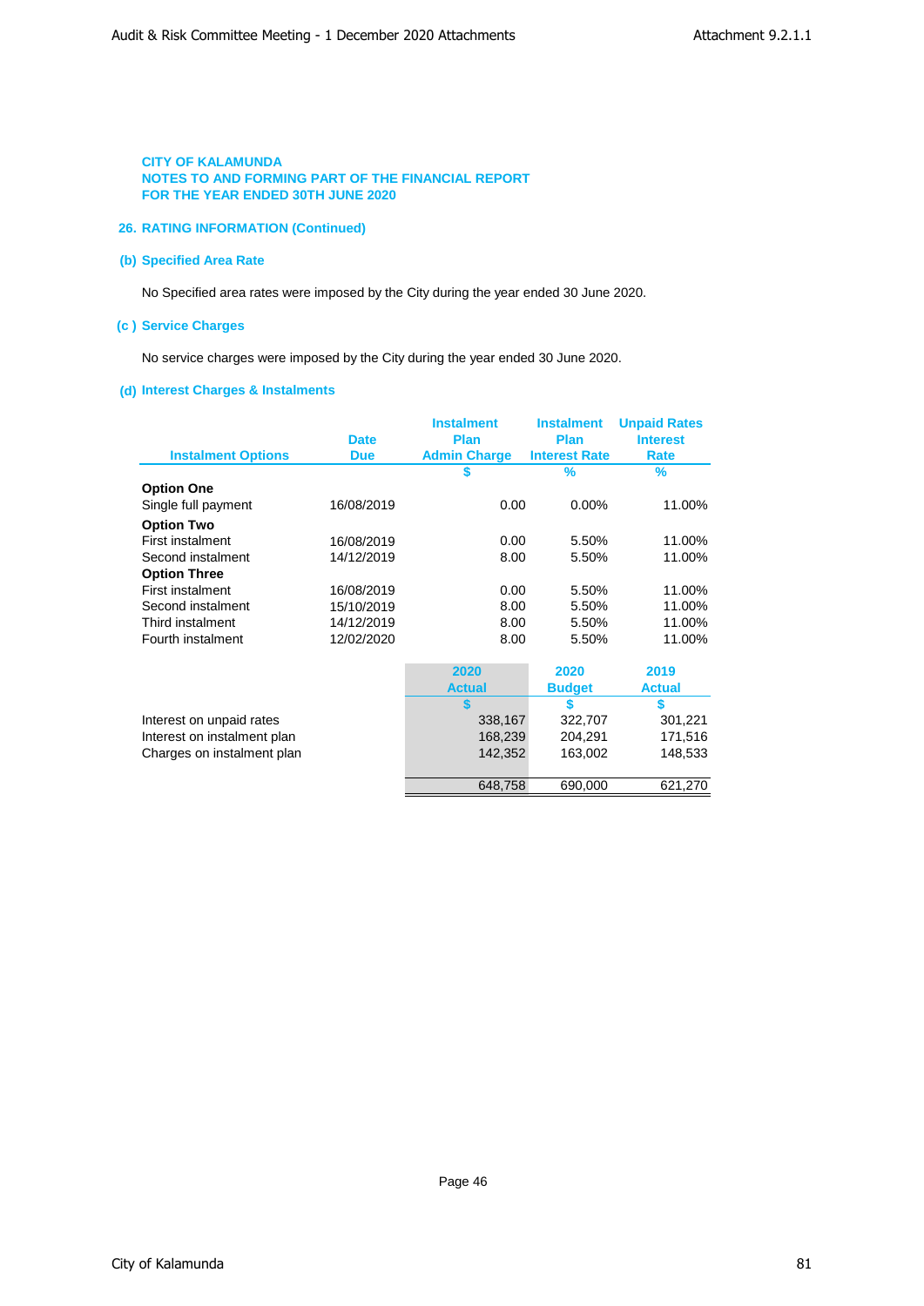CITY OF KALAMUNDA
NOTES TO AND FORMING PART OF THE FINANCIAL REPORT
FOR THE YEAR ENDED 30TH JUNE 2020

## 26. RATING INFORMATION (Continued)

### (b) Specified Area Rate

No Specified area rates were imposed by the City during the year ended 30 June 2020.

### (c ) Service Charges

No service charges were imposed by the City during the year ended 30 June 2020.

### (d) Interest Charges & Instalments

| Instalment Options | Date Due | Instalment Plan Admin Charge | Instalment Plan Interest Rate | Unpaid Rates Interest Rate |
|---|---|---|---|---|
| | | $ | % | % |
| **Option One** | | | | |
| Single full payment | 16/08/2019 | 0.00 | 0.00% | 11.00% |
| **Option Two** | | | | |
| First instalment | 16/08/2019 | 0.00 | 5.50% | 11.00% |
| Second instalment | 14/12/2019 | 8.00 | 5.50% | 11.00% |
| **Option Three** | | | | |
| First instalment | 16/08/2019 | 0.00 | 5.50% | 11.00% |
| Second instalment | 15/10/2019 | 8.00 | 5.50% | 11.00% |
| Third instalment | 14/12/2019 | 8.00 | 5.50% | 11.00% |
| Fourth instalment | 12/02/2020 | 8.00 | 5.50% | 11.00% |

| | 2020 Actual | 2020 Budget | 2019 Actual |
|---|---|---|---|
| | $ | $ | $ |
| Interest on unpaid rates | 338,167 | 322,707 | 301,221 |
| Interest on instalment plan | 168,239 | 204,291 | 171,516 |
| Charges on instalment plan | 142,352 | 163,002 | 148,533 |
| | 648,758 | 690,000 | 621,270 |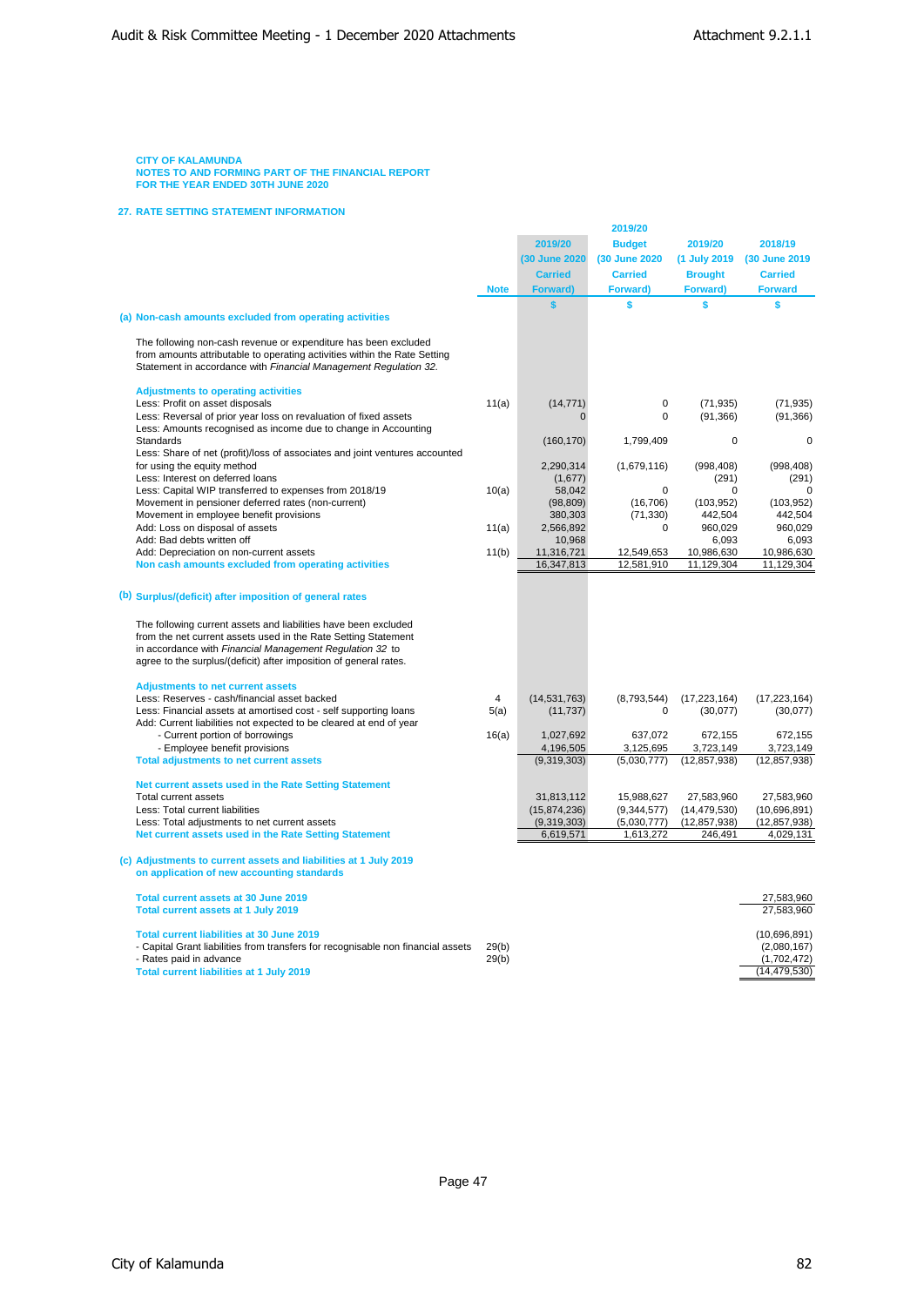**CITY OF KALAMUNDA**
**NOTES TO AND FORMING PART OF THE FINANCIAL REPORT**
**FOR THE YEAR ENDED 30TH JUNE 2020**

## 27. RATE SETTING STATEMENT INFORMATION

| | Note | 2019/20 (30 June 2020 Carried Forward) | 2019/20 Budget (30 June 2020 Carried Forward) | 2019/20 (1 July 2019 Brought Forward) | 2018/19 (30 June 2019 Carried Forward |
|---|---|---|---|---|---|
| | | $ | $ | $ | $ |
| **(a) Non-cash amounts excluded from operating activities** | | | | | |
| The following non-cash revenue or expenditure has been excluded from amounts attributable to operating activities within the Rate Setting Statement in accordance with *Financial Management Regulation 32.* | | | | | |
| **Adjustments to operating activities** | | | | | |
| Less: Profit on asset disposals | 11(a) | (14,771) | 0 | (71,935) | (71,935) |
| Less: Reversal of prior year loss on revaluation of fixed assets | | 0 | 0 | (91,366) | (91,366) |
| Less: Amounts recognised as income due to change in Accounting Standards | | (160,170) | 1,799,409 | 0 | 0 |
| Less: Share of net (profit)/loss of associates and joint ventures accounted for using the equity method | | 2,290,314 | (1,679,116) | (998,408) | (998,408) |
| Less: Interest on deferred loans | | (1,677) | | (291) | (291) |
| Less: Capital WIP transferred to expenses from 2018/19 | 10(a) | 58,042 | 0 | 0 | 0 |
| Movement in pensioner deferred rates (non-current) | | (98,809) | (16,706) | (103,952) | (103,952) |
| Movement in employee benefit provisions | | 380,303 | (71,330) | 442,504 | 442,504 |
| Add: Loss on disposal of assets | 11(a) | 2,566,892 | 0 | 960,029 | 960,029 |
| Add: Bad debts written off | | 10,968 | | 6,093 | 6,093 |
| Add: Depreciation on non-current assets | 11(b) | 11,316,721 | 12,549,653 | 10,986,630 | 10,986,630 |
| **Non cash amounts excluded from operating activities** | | 16,347,813 | 12,581,910 | 11,129,304 | 11,129,304 |
| **(b) Surplus/(deficit) after imposition of general rates** | | | | | |
| The following current assets and liabilities have been excluded from the net current assets used in the Rate Setting Statement in accordance with *Financial Management Regulation 32* to agree to the surplus/(deficit) after imposition of general rates. | | | | | |
| **Adjustments to net current assets** | | | | | |
| Less: Reserves - cash/financial asset backed | 4 | (14,531,763) | (8,793,544) | (17,223,164) | (17,223,164) |
| Less: Financial assets at amortised cost - self supporting loans | 5(a) | (11,737) | 0 | (30,077) | (30,077) |
| Add: Current liabilities not expected to be cleared at end of year | | | | | |
| - Current portion of borrowings | 16(a) | 1,027,692 | 637,072 | 672,155 | 672,155 |
| - Employee benefit provisions | | 4,196,505 | 3,125,695 | 3,723,149 | 3,723,149 |
| **Total adjustments to net current assets** | | (9,319,303) | (5,030,777) | (12,857,938) | (12,857,938) |
| **Net current assets used in the Rate Setting Statement** | | | | | |
| Total current assets | | 31,813,112 | 15,988,627 | 27,583,960 | 27,583,960 |
| Less: Total current liabilities | | (15,874,236) | (9,344,577) | (14,479,530) | (10,696,891) |
| Less: Total adjustments to net current assets | | (9,319,303) | (5,030,777) | (12,857,938) | (12,857,938) |
| **Net current assets used in the Rate Setting Statement** | | 6,619,571 | 1,613,272 | 246,491 | 4,029,131 |

**(c) Adjustments to current assets and liabilities at 1 July 2019 on application of new accounting standards**

| | Note | |
|---|---|---|
| **Total current assets at 30 June 2019** | | 27,583,960 |
| **Total current assets at 1 July 2019** | | 27,583,960 |
| **Total current liabilities at 30 June 2019** | | (10,696,891) |
| - Capital Grant liabilities from transfers for recognisable non financial assets | 29(b) | (2,080,167) |
| - Rates paid in advance | 29(b) | (1,702,472) |
| **Total current liabilities at 1 July 2019** | | (14,479,530) |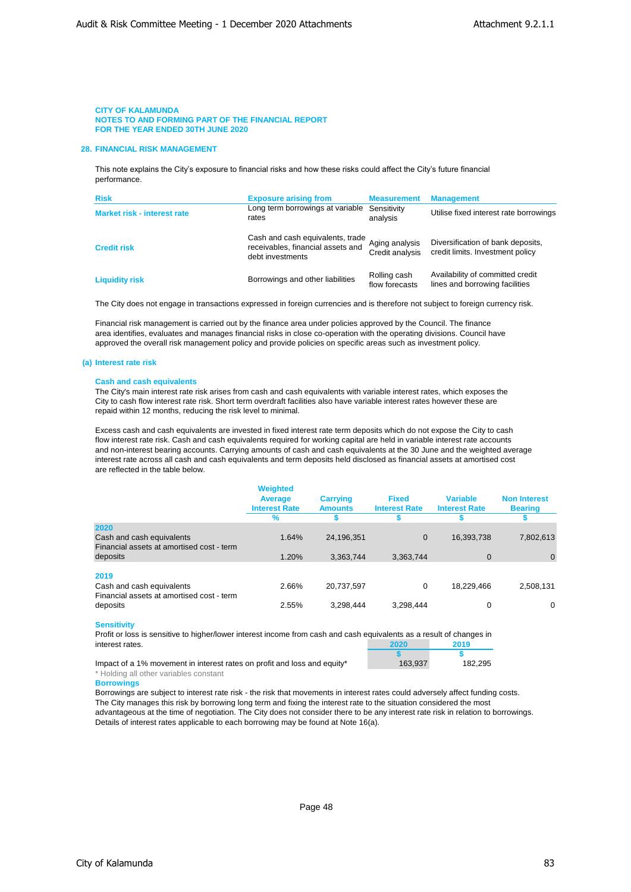CITY OF KALAMUNDA
NOTES TO AND FORMING PART OF THE FINANCIAL REPORT
FOR THE YEAR ENDED 30TH JUNE 2020

## 28. FINANCIAL RISK MANAGEMENT

This note explains the City's exposure to financial risks and how these risks could affect the City's future financial performance.

| Risk | Exposure arising from | Measurement | Management |
|---|---|---|---|
| Market risk - interest rate | Long term borrowings at variable rates | Sensitivity analysis | Utilise fixed interest rate borrowings |
| Credit risk | Cash and cash equivalents, trade receivables, financial assets and debt investments | Aging analysis Credit analysis | Diversification of bank deposits, credit limits. Investment policy |
| Liquidity risk | Borrowings and other liabilities | Rolling cash flow forecasts | Availability of committed credit lines and borrowing facilities |

The City does not engage in transactions expressed in foreign currencies and is therefore not subject to foreign currency risk.

Financial risk management is carried out by the finance area under policies approved by the Council. The finance area identifies, evaluates and manages financial risks in close co-operation with the operating divisions. Council have approved the overall risk management policy and provide policies on specific areas such as investment policy.

### (a) Interest rate risk

#### Cash and cash equivalents

The City's main interest rate risk arises from cash and cash equivalents with variable interest rates, which exposes the City to cash flow interest rate risk. Short term overdraft facilities also have variable interest rates however these are repaid within 12 months, reducing the risk level to minimal.

Excess cash and cash equivalents are invested in fixed interest rate term deposits which do not expose the City to cash flow interest rate risk. Cash and cash equivalents required for working capital are held in variable interest rate accounts and non-interest bearing accounts. Carrying amounts of cash and cash equivalents at the 30 June and the weighted average interest rate across all cash and cash equivalents and term deposits held disclosed as financial assets at amortised cost are reflected in the table below.

| | Weighted Average Interest Rate | Carrying Amounts | Fixed Interest Rate | Variable Interest Rate | Non Interest Bearing |
|---|---|---|---|---|---|
| | % | $ | $ | $ | $ |
| **2020** | | | | | |
| Cash and cash equivalents | 1.64% | 24,196,351 | 0 | 16,393,738 | 7,802,613 |
| Financial assets at amortised cost - term deposits | 1.20% | 3,363,744 | 3,363,744 | 0 | 0 |
| **2019** | | | | | |
| Cash and cash equivalents | 2.66% | 20,737,597 | 0 | 18,229,466 | 2,508,131 |
| Financial assets at amortised cost - term deposits | 2.55% | 3,298,444 | 3,298,444 | 0 | 0 |

#### Sensitivity

Profit or loss is sensitive to higher/lower interest income from cash and cash equivalents as a result of changes in interest rates.

| | 2020 | 2019 |
|---|---|---|
| | $ | $ |
| Impact of a 1% movement in interest rates on profit and loss and equity* | 163,937 | 182,295 |

\* Holding all other variables constant

#### Borrowings

Borrowings are subject to interest rate risk - the risk that movements in interest rates could adversely affect funding costs. The City manages this risk by borrowing long term and fixing the interest rate to the situation considered the most advantageous at the time of negotiation. The City does not consider there to be any interest rate risk in relation to borrowings. Details of interest rates applicable to each borrowing may be found at Note 16(a).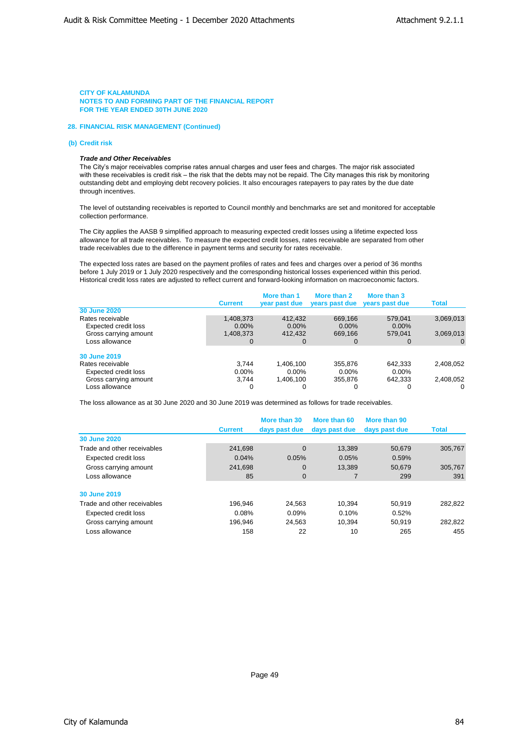CITY OF KALAMUNDA
NOTES TO AND FORMING PART OF THE FINANCIAL REPORT
FOR THE YEAR ENDED 30TH JUNE 2020

## 28. FINANCIAL RISK MANAGEMENT (Continued)

### (b) Credit risk

***Trade and Other Receivables***

The City's major receivables comprise rates annual charges and user fees and charges. The major risk associated with these receivables is credit risk – the risk that the debts may not be repaid. The City manages this risk by monitoring outstanding debt and employing debt recovery policies. It also encourages ratepayers to pay rates by the due date through incentives.

The level of outstanding receivables is reported to Council monthly and benchmarks are set and monitored for acceptable collection performance.

The City applies the AASB 9 simplified approach to measuring expected credit losses using a lifetime expected loss allowance for all trade receivables. To measure the expected credit losses, rates receivable are separated from other trade receivables due to the difference in payment terms and security for rates receivable.

The expected loss rates are based on the payment profiles of rates and fees and charges over a period of 36 months before 1 July 2019 or 1 July 2020 respectively and the corresponding historical losses experienced within this period. Historical credit loss rates are adjusted to reflect current and forward-looking information on macroeconomic factors.

| | Current | More than 1 year past due | More than 2 years past due | More than 3 years past due | Total |
|---|---|---|---|---|---|
| **30 June 2020** | | | | | |
| Rates receivable | 1,408,373 | 412,432 | 669,166 | 579,041 | 3,069,013 |
| Expected credit loss | 0.00% | 0.00% | 0.00% | 0.00% | |
| Gross carrying amount | 1,408,373 | 412,432 | 669,166 | 579,041 | 3,069,013 |
| Loss allowance | 0 | 0 | 0 | 0 | 0 |
| **30 June 2019** | | | | | |
| Rates receivable | 3,744 | 1,406,100 | 355,876 | 642,333 | 2,408,052 |
| Expected credit loss | 0.00% | 0.00% | 0.00% | 0.00% | |
| Gross carrying amount | 3,744 | 1,406,100 | 355,876 | 642,333 | 2,408,052 |
| Loss allowance | 0 | 0 | 0 | 0 | 0 |

The loss allowance as at 30 June 2020 and 30 June 2019 was determined as follows for trade receivables.

| | Current | More than 30 days past due | More than 60 days past due | More than 90 days past due | Total |
|---|---|---|---|---|---|
| **30 June 2020** | | | | | |
| Trade and other receivables | 241,698 | 0 | 13,389 | 50,679 | 305,767 |
| Expected credit loss | 0.04% | 0.05% | 0.05% | 0.59% | |
| Gross carrying amount | 241,698 | 0 | 13,389 | 50,679 | 305,767 |
| Loss allowance | 85 | 0 | 7 | 299 | 391 |
| **30 June 2019** | | | | | |
| Trade and other receivables | 196,946 | 24,563 | 10,394 | 50,919 | 282,822 |
| Expected credit loss | 0.08% | 0.09% | 0.10% | 0.52% | |
| Gross carrying amount | 196,946 | 24,563 | 10,394 | 50,919 | 282,822 |
| Loss allowance | 158 | 22 | 10 | 265 | 455 |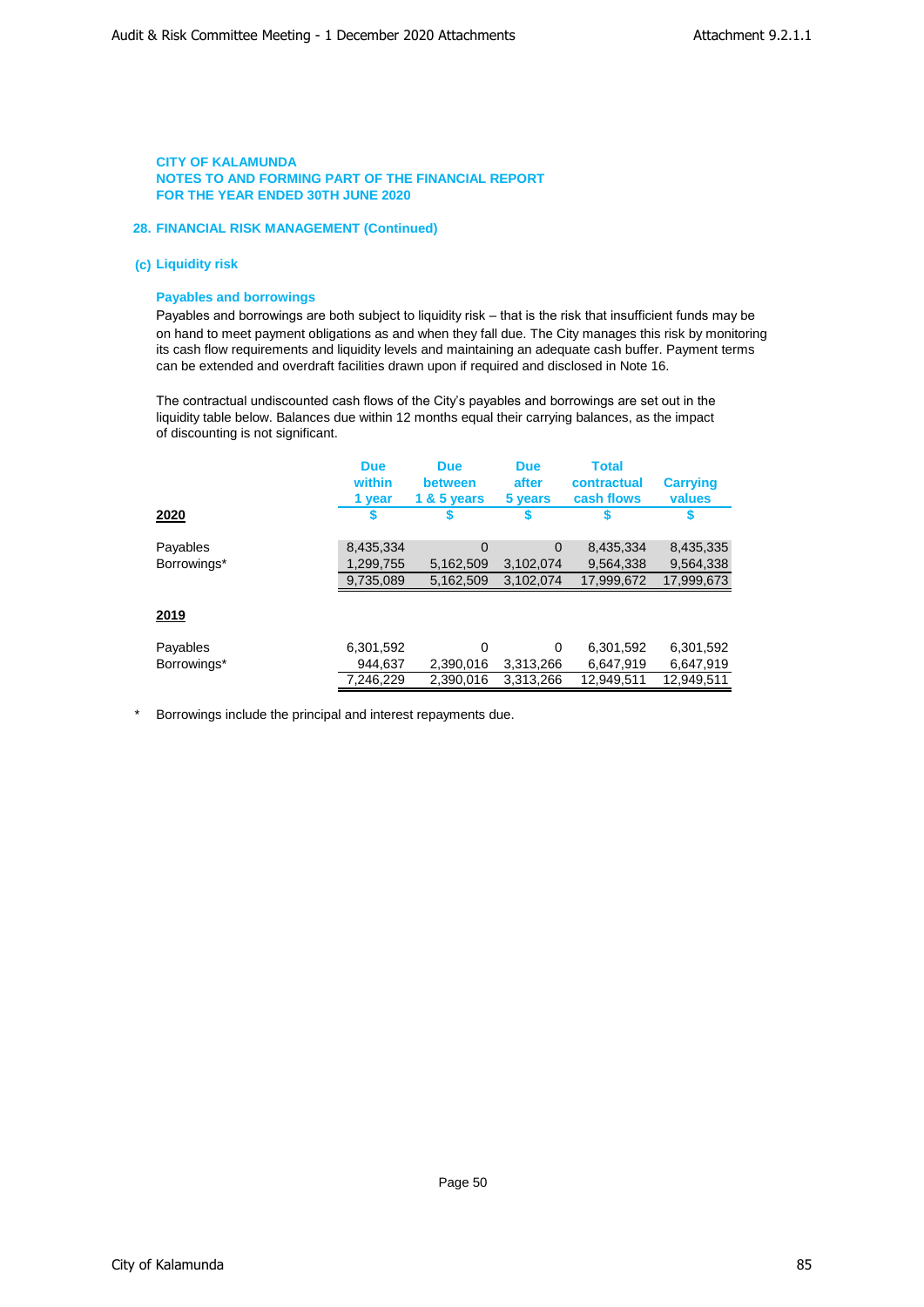**CITY OF KALAMUNDA**
**NOTES TO AND FORMING PART OF THE FINANCIAL REPORT**
**FOR THE YEAR ENDED 30TH JUNE 2020**

## 28. FINANCIAL RISK MANAGEMENT (Continued)

### (c) Liquidity risk

#### Payables and borrowings

Payables and borrowings are both subject to liquidity risk – that is the risk that insufficient funds may be on hand to meet payment obligations as and when they fall due. The City manages this risk by monitoring its cash flow requirements and liquidity levels and maintaining an adequate cash buffer. Payment terms can be extended and overdraft facilities drawn upon if required and disclosed in Note 16.

The contractual undiscounted cash flows of the City's payables and borrowings are set out in the liquidity table below. Balances due within 12 months equal their carrying balances, as the impact of discounting is not significant.

| | Due within 1 year | Due between 1 & 5 years | Due after 5 years | Total contractual cash flows | Carrying values |
|---|---|---|---|---|---|
| **2020** | $ | $ | $ | $ | $ |
| Payables | 8,435,334 | 0 | 0 | 8,435,334 | 8,435,335 |
| Borrowings* | 1,299,755 | 5,162,509 | 3,102,074 | 9,564,338 | 9,564,338 |
| | 9,735,089 | 5,162,509 | 3,102,074 | 17,999,672 | 17,999,673 |
| **2019** | | | | | |
| Payables | 6,301,592 | 0 | 0 | 6,301,592 | 6,301,592 |
| Borrowings* | 944,637 | 2,390,016 | 3,313,266 | 6,647,919 | 6,647,919 |
| | 7,246,229 | 2,390,016 | 3,313,266 | 12,949,511 | 12,949,511 |

\* Borrowings include the principal and interest repayments due.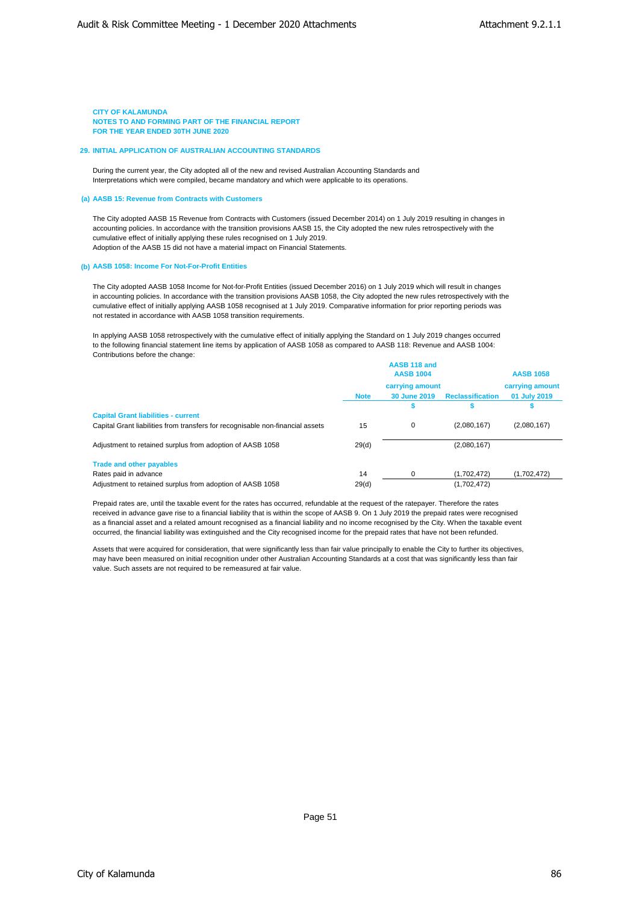**CITY OF KALAMUNDA**
**NOTES TO AND FORMING PART OF THE FINANCIAL REPORT**
**FOR THE YEAR ENDED 30TH JUNE 2020**

## 29. INITIAL APPLICATION OF AUSTRALIAN ACCOUNTING STANDARDS

During the current year, the City adopted all of the new and revised Australian Accounting Standards and Interpretations which were compiled, became mandatory and which were applicable to its operations.

### (a) AASB 15: Revenue from Contracts with Customers

The City adopted AASB 15 Revenue from Contracts with Customers (issued December 2014) on 1 July 2019 resulting in changes in accounting policies. In accordance with the transition provisions AASB 15, the City adopted the new rules retrospectively with the cumulative effect of initially applying these rules recognised on 1 July 2019.
Adoption of the AASB 15 did not have a material impact on Financial Statements.

### (b) AASB 1058: Income For Not-For-Profit Entities

The City adopted AASB 1058 Income for Not-for-Profit Entities (issued December 2016) on 1 July 2019 which will result in changes in accounting policies. In accordance with the transition provisions AASB 1058, the City adopted the new rules retrospectively with the cumulative effect of initially applying AASB 1058 recognised at 1 July 2019. Comparative information for prior reporting periods was not restated in accordance with AASB 1058 transition requirements.

In applying AASB 1058 retrospectively with the cumulative effect of initially applying the Standard on 1 July 2019 changes occurred to the following financial statement line items by application of AASB 1058 as compared to AASB 118: Revenue and AASB 1004: Contributions before the change:

| | Note | AASB 118 and AASB 1004 carrying amount 30 June 2019 | Reclassification | AASB 1058 carrying amount 01 July 2019 |
|---|---|---|---|---|
| | | $ | $ | $ |
| **Capital Grant liabilities - current** | | | | |
| Capital Grant liabilities from transfers for recognisable non-financial assets | 15 | 0 | (2,080,167) | (2,080,167) |
| Adjustment to retained surplus from adoption of AASB 1058 | 29(d) | | (2,080,167) | |
| **Trade and other payables** | | | | |
| Rates paid in advance | 14 | 0 | (1,702,472) | (1,702,472) |
| Adjustment to retained surplus from adoption of AASB 1058 | 29(d) | | (1,702,472) | |

Prepaid rates are, until the taxable event for the rates has occurred, refundable at the request of the ratepayer. Therefore the rates received in advance gave rise to a financial liability that is within the scope of AASB 9. On 1 July 2019 the prepaid rates were recognised as a financial asset and a related amount recognised as a financial liability and no income recognised by the City. When the taxable event occurred, the financial liability was extinguished and the City recognised income for the prepaid rates that have not been refunded.

Assets that were acquired for consideration, that were significantly less than fair value principally to enable the City to further its objectives, may have been measured on initial recognition under other Australian Accounting Standards at a cost that was significantly less than fair value. Such assets are not required to be remeasured at fair value.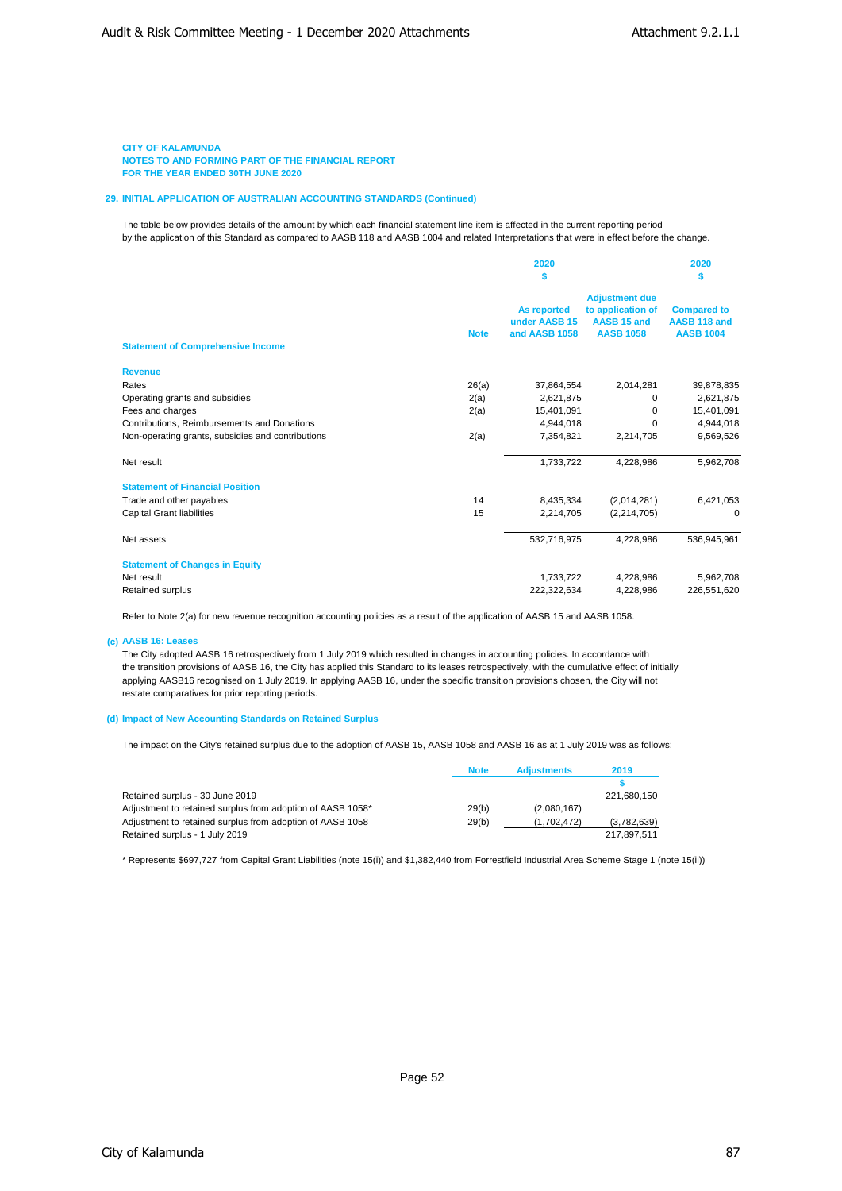**CITY OF KALAMUNDA**
**NOTES TO AND FORMING PART OF THE FINANCIAL REPORT**
**FOR THE YEAR ENDED 30TH JUNE 2020**

## 29. INITIAL APPLICATION OF AUSTRALIAN ACCOUNTING STANDARDS (Continued)

The table below provides details of the amount by which each financial statement line item is affected in the current reporting period by the application of this Standard as compared to AASB 118 and AASB 1004 and related Interpretations that were in effect before the change.

| | Note | 2020 $ As reported under AASB 15 and AASB 1058 | Adjustment due to application of AASB 15 and AASB 1058 | 2020 $ Compared to AASB 118 and AASB 1004 |
|---|---|---|---|---|
| **Statement of Comprehensive Income** | | | | |
| **Revenue** | | | | |
| Rates | 26(a) | 37,864,554 | 2,014,281 | 39,878,835 |
| Operating grants and subsidies | 2(a) | 2,621,875 | 0 | 2,621,875 |
| Fees and charges | 2(a) | 15,401,091 | 0 | 15,401,091 |
| Contributions, Reimbursements and Donations | | 4,944,018 | 0 | 4,944,018 |
| Non-operating grants, subsidies and contributions | 2(a) | 7,354,821 | 2,214,705 | 9,569,526 |
| Net result | | 1,733,722 | 4,228,986 | 5,962,708 |
| **Statement of Financial Position** | | | | |
| Trade and other payables | 14 | 8,435,334 | (2,014,281) | 6,421,053 |
| Capital Grant liabilities | 15 | 2,214,705 | (2,214,705) | 0 |
| Net assets | | 532,716,975 | 4,228,986 | 536,945,961 |
| **Statement of Changes in Equity** | | | | |
| Net result | | 1,733,722 | 4,228,986 | 5,962,708 |
| Retained surplus | | 222,322,634 | 4,228,986 | 226,551,620 |

Refer to Note 2(a) for new revenue recognition accounting policies as a result of the application of AASB 15 and AASB 1058.

### (c) AASB 16: Leases

The City adopted AASB 16 retrospectively from 1 July 2019 which resulted in changes in accounting policies. In accordance with the transition provisions of AASB 16, the City has applied this Standard to its leases retrospectively, with the cumulative effect of initially applying AASB16 recognised on 1 July 2019. In applying AASB 16, under the specific transition provisions chosen, the City will not restate comparatives for prior reporting periods.

### (d) Impact of New Accounting Standards on Retained Surplus

The impact on the City's retained surplus due to the adoption of AASB 15, AASB 1058 and AASB 16 as at 1 July 2019 was as follows:

| | Note | Adjustments | 2019 $ |
|---|---|---|---|
| Retained surplus - 30 June 2019 | | | 221,680,150 |
| Adjustment to retained surplus from adoption of AASB 1058* | 29(b) | (2,080,167) | |
| Adjustment to retained surplus from adoption of AASB 1058 | 29(b) | (1,702,472) | (3,782,639) |
| Retained surplus - 1 July 2019 | | | 217,897,511 |

\* Represents $697,727 from Capital Grant Liabilities (note 15(i)) and $1,382,440 from Forrestfield Industrial Area Scheme Stage 1 (note 15(ii))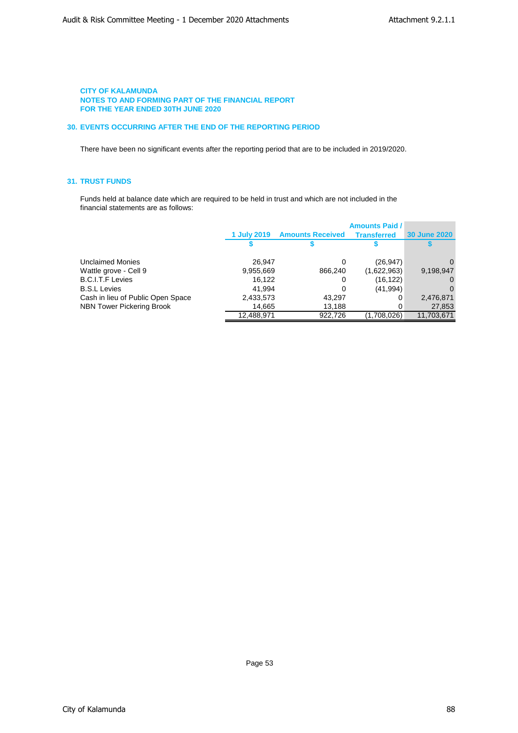**CITY OF KALAMUNDA**
**NOTES TO AND FORMING PART OF THE FINANCIAL REPORT**
**FOR THE YEAR ENDED 30TH JUNE 2020**

## 30. EVENTS OCCURRING AFTER THE END OF THE REPORTING PERIOD

There have been no significant events after the reporting period that are to be included in 2019/2020.

## 31. TRUST FUNDS

Funds held at balance date which are required to be held in trust and which are not included in the financial statements are as follows:

| | 1 July 2019 | Amounts Received | Amounts Paid / Transferred | 30 June 2020 |
|---|---|---|---|---|
| | $ | $ | $ | $ |
| Unclaimed Monies | 26,947 | 0 | (26,947) | 0 |
| Wattle grove - Cell 9 | 9,955,669 | 866,240 | (1,622,963) | 9,198,947 |
| B.C.I.T.F Levies | 16,122 | 0 | (16,122) | 0 |
| B.S.L Levies | 41,994 | 0 | (41,994) | 0 |
| Cash in lieu of Public Open Space | 2,433,573 | 43,297 | 0 | 2,476,871 |
| NBN Tower Pickering Brook | 14,665 | 13,188 | 0 | 27,853 |
| | 12,488,971 | 922,726 | (1,708,026) | 11,703,671 |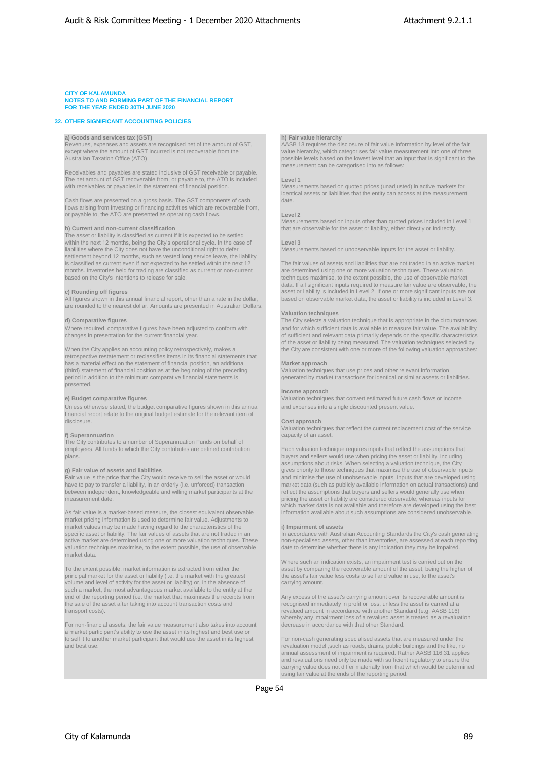**CITY OF KALAMUNDA**
**NOTES TO AND FORMING PART OF THE FINANCIAL REPORT**
**FOR THE YEAR ENDED 30TH JUNE 2020**

## 32. OTHER SIGNIFICANT ACCOUNTING POLICIES

### a) Goods and services tax (GST)

Revenues, expenses and assets are recognised net of the amount of GST, except where the amount of GST incurred is not recoverable from the Australian Taxation Office (ATO).

Receivables and payables are stated inclusive of GST receivable or payable. The net amount of GST recoverable from, or payable to, the ATO is included with receivables or payables in the statement of financial position.

Cash flows are presented on a gross basis. The GST components of cash flows arising from investing or financing activities which are recoverable from, or payable to, the ATO are presented as operating cash flows.

### b) Current and non-current classification

The asset or liability is classified as current if it is expected to be settled within the next 12 months, being the City's operational cycle. In the case of liabilities where the City does not have the unconditional right to defer settlement beyond 12 months, such as vested long service leave, the liability is classified as current even if not expected to be settled within the next 12 months. Inventories held for trading are classified as current or non-current based on the City's intentions to release for sale.

### c) Rounding off figures

All figures shown in this annual financial report, other than a rate in the dollar, are rounded to the nearest dollar. Amounts are presented in Australian Dollars.

### d) Comparative figures

Where required, comparative figures have been adjusted to conform with changes in presentation for the current financial year.

When the City applies an accounting policy retrospectively, makes a retrospective restatement or reclassifies items in its financial statements that has a material effect on the statement of financial position, an additional (third) statement of financial position as at the beginning of the preceding period in addition to the minimum comparative financial statements is presented.

### e) Budget comparative figures

Unless otherwise stated, the budget comparative figures shown in this annual financial report relate to the original budget estimate for the relevant item of disclosure.

### f) Superannuation

The City contributes to a number of Superannuation Funds on behalf of employees. All funds to which the City contributes are defined contribution plans.

### g) Fair value of assets and liabilities

Fair value is the price that the City would receive to sell the asset or would have to pay to transfer a liability, in an orderly (i.e. unforced) transaction between independent, knowledgeable and willing market participants at the measurement date.

As fair value is a market-based measure, the closest equivalent observable market pricing information is used to determine fair value. Adjustments to market values may be made having regard to the characteristics of the specific asset or liability. The fair values of assets that are not traded in an active market are determined using one or more valuation techniques. These valuation techniques maximise, to the extent possible, the use of observable market data.

To the extent possible, market information is extracted from either the principal market for the asset or liability (i.e. the market with the greatest volume and level of activity for the asset or liability) or, in the absence of such a market, the most advantageous market available to the entity at the end of the reporting period (i.e. the market that maximises the receipts from the sale of the asset after taking into account transaction costs and transport costs).

For non-financial assets, the fair value measurement also takes into account a market participant's ability to use the asset in its highest and best use or to sell it to another market participant that would use the asset in its highest and best use.

### h) Fair value hierarchy

AASB 13 requires the disclosure of fair value information by level of the fair value hierarchy, which categorises fair value measurement into one of three possible levels based on the lowest level that an input that is significant to the measurement can be categorised into as follows:

**Level 1**
Measurements based on quoted prices (unadjusted) in active markets for identical assets or liabilities that the entity can access at the measurement date.

**Level 2**
Measurements based on inputs other than quoted prices included in Level 1 that are observable for the asset or liability, either directly or indirectly.

**Level 3**
Measurements based on unobservable inputs for the asset or liability.

The fair values of assets and liabilities that are not traded in an active market are determined using one or more valuation techniques. These valuation techniques maximise, to the extent possible, the use of observable market data. If all significant inputs required to measure fair value are observable, the asset or liability is included in Level 2. If one or more significant inputs are not based on observable market data, the asset or liability is included in Level 3.

**Valuation techniques**
The City selects a valuation technique that is appropriate in the circumstances and for which sufficient data is available to measure fair value. The availability of sufficient and relevant data primarily depends on the specific characteristics of the asset or liability being measured. The valuation techniques selected by the City are consistent with one or more of the following valuation approaches:

**Market approach**
Valuation techniques that use prices and other relevant information generated by market transactions for identical or similar assets or liabilities.

**Income approach**
Valuation techniques that convert estimated future cash flows or income and expenses into a single discounted present value.

**Cost approach**
Valuation techniques that reflect the current replacement cost of the service capacity of an asset.

Each valuation technique requires inputs that reflect the assumptions that buyers and sellers would use when pricing the asset or liability, including assumptions about risks. When selecting a valuation technique, the City gives priority to those techniques that maximise the use of observable inputs and minimise the use of unobservable inputs. Inputs that are developed using market data (such as publicly available information on actual transactions) and reflect the assumptions that buyers and sellers would generally use when pricing the asset or liability are considered observable, whereas inputs for which market data is not available and therefore are developed using the best information available about such assumptions are considered unobservable.

### i) Impairment of assets

In accordance with Australian Accounting Standards the City's cash generating non-specialised assets, other than inventories, are assessed at each reporting date to determine whether there is any indication they may be impaired.

Where such an indication exists, an impairment test is carried out on the asset by comparing the recoverable amount of the asset, being the higher of the asset's fair value less costs to sell and value in use, to the asset's carrying amount.

Any excess of the asset's carrying amount over its recoverable amount is recognised immediately in profit or loss, unless the asset is carried at a revalued amount in accordance with another Standard (e.g. AASB 116) whereby any impairment loss of a revalued asset is treated as a revaluation decrease in accordance with that other Standard.

For non-cash generating specialised assets that are measured under the revaluation model ,such as roads, drains, public buildings and the like, no annual assessment of impairment is required. Rather AASB 116.31 applies and revaluations need only be made with sufficient regulatory to ensure the carrying value does not differ materially from that which would be determined using fair value at the ends of the reporting period.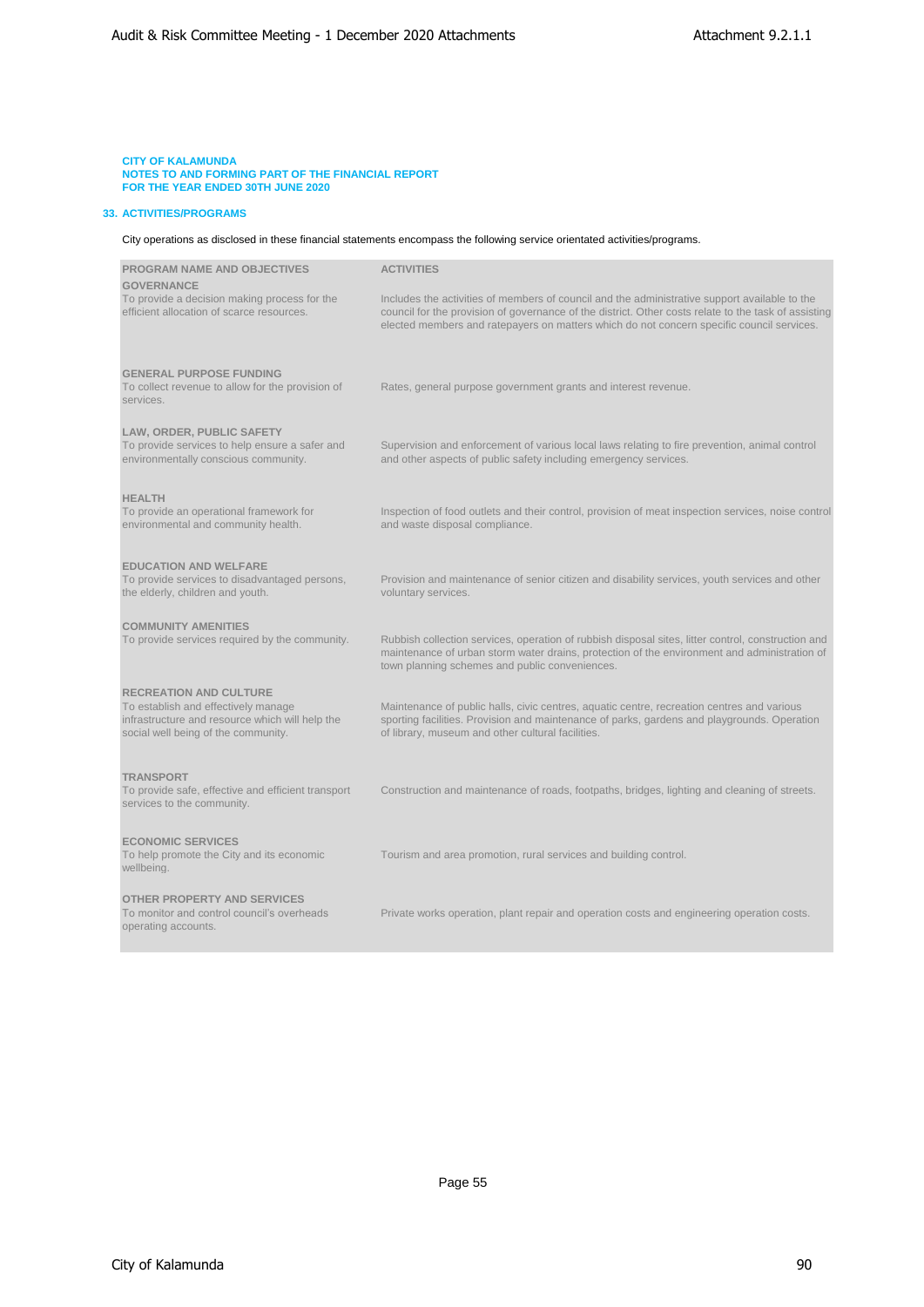**CITY OF KALAMUNDA**
**NOTES TO AND FORMING PART OF THE FINANCIAL REPORT**
**FOR THE YEAR ENDED 30TH JUNE 2020**

## 33. ACTIVITIES/PROGRAMS

City operations as disclosed in these financial statements encompass the following service orientated activities/programs.

| PROGRAM NAME AND OBJECTIVES | ACTIVITIES |
|---|---|
| **GOVERNANCE**<br>To provide a decision making process for the efficient allocation of scarce resources. | Includes the activities of members of council and the administrative support available to the council for the provision of governance of the district. Other costs relate to the task of assisting elected members and ratepayers on matters which do not concern specific council services. |
| **GENERAL PURPOSE FUNDING**<br>To collect revenue to allow for the provision of services. | Rates, general purpose government grants and interest revenue. |
| **LAW, ORDER, PUBLIC SAFETY**<br>To provide services to help ensure a safer and environmentally conscious community. | Supervision and enforcement of various local laws relating to fire prevention, animal control and other aspects of public safety including emergency services. |
| **HEALTH**<br>To provide an operational framework for environmental and community health. | Inspection of food outlets and their control, provision of meat inspection services, noise control and waste disposal compliance. |
| **EDUCATION AND WELFARE**<br>To provide services to disadvantaged persons, the elderly, children and youth. | Provision and maintenance of senior citizen and disability services, youth services and other voluntary services. |
| **COMMUNITY AMENITIES**<br>To provide services required by the community. | Rubbish collection services, operation of rubbish disposal sites, litter control, construction and maintenance of urban storm water drains, protection of the environment and administration of town planning schemes and public conveniences. |
| **RECREATION AND CULTURE**<br>To establish and effectively manage infrastructure and resource which will help the social well being of the community. | Maintenance of public halls, civic centres, aquatic centre, recreation centres and various sporting facilities. Provision and maintenance of parks, gardens and playgrounds. Operation of library, museum and other cultural facilities. |
| **TRANSPORT**<br>To provide safe, effective and efficient transport services to the community. | Construction and maintenance of roads, footpaths, bridges, lighting and cleaning of streets. |
| **ECONOMIC SERVICES**<br>To help promote the City and its economic wellbeing. | Tourism and area promotion, rural services and building control. |
| **OTHER PROPERTY AND SERVICES**<br>To monitor and control council's overheads operating accounts. | Private works operation, plant repair and operation costs and engineering operation costs. |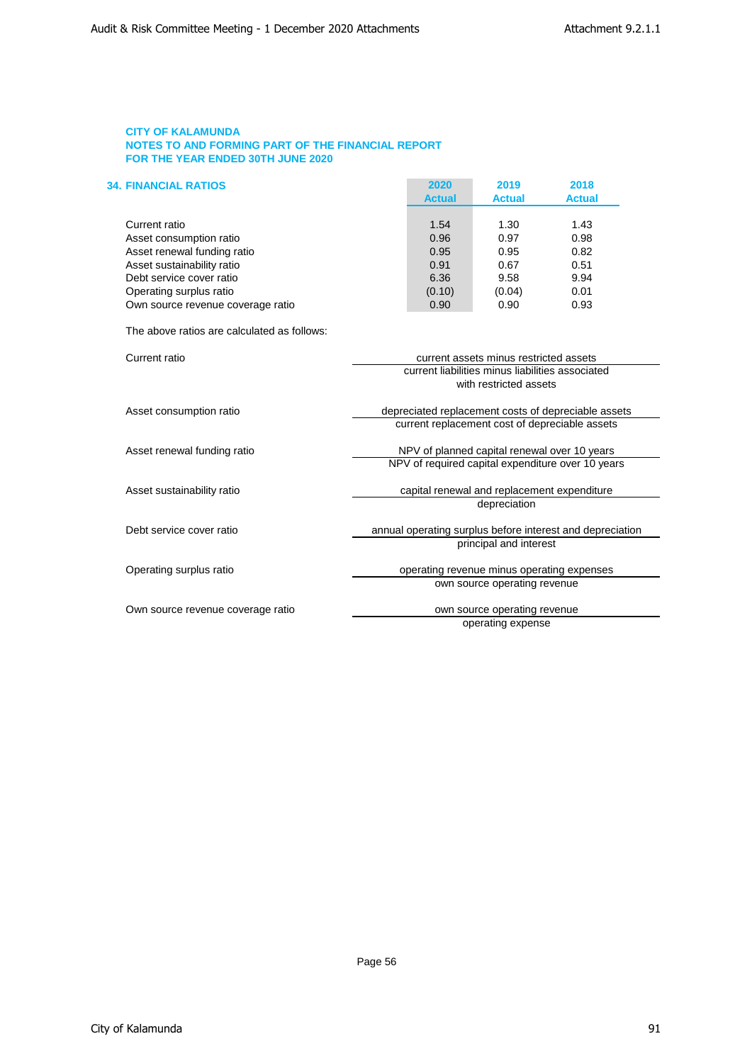**CITY OF KALAMUNDA**
**NOTES TO AND FORMING PART OF THE FINANCIAL REPORT**
**FOR THE YEAR ENDED 30TH JUNE 2020**

## 34. FINANCIAL RATIOS

| | 2020 Actual | 2019 Actual | 2018 Actual |
|---|---|---|---|
| Current ratio | 1.54 | 1.30 | 1.43 |
| Asset consumption ratio | 0.96 | 0.97 | 0.98 |
| Asset renewal funding ratio | 0.95 | 0.95 | 0.82 |
| Asset sustainability ratio | 0.91 | 0.67 | 0.51 |
| Debt service cover ratio | 6.36 | 9.58 | 9.94 |
| Operating surplus ratio | (0.10) | (0.04) | 0.01 |
| Own source revenue coverage ratio | 0.90 | 0.90 | 0.93 |

The above ratios are calculated as follows:

Current ratio

$$\frac{\text{current assets minus restricted assets}}{\text{current liabilities minus liabilities associated with restricted assets}}$$

Asset consumption ratio

$$\frac{\text{depreciated replacement costs of depreciable assets}}{\text{current replacement cost of depreciable assets}}$$

Asset renewal funding ratio

$$\frac{\text{NPV of planned capital renewal over 10 years}}{\text{NPV of required capital expenditure over 10 years}}$$

Asset sustainability ratio

$$\frac{\text{capital renewal and replacement expenditure}}{\text{depreciation}}$$

Debt service cover ratio

$$\frac{\text{annual operating surplus before interest and depreciation}}{\text{principal and interest}}$$

Operating surplus ratio

$$\frac{\text{operating revenue minus operating expenses}}{\text{own source operating revenue}}$$

Own source revenue coverage ratio

$$\frac{\text{own source operating revenue}}{\text{operating expense}}$$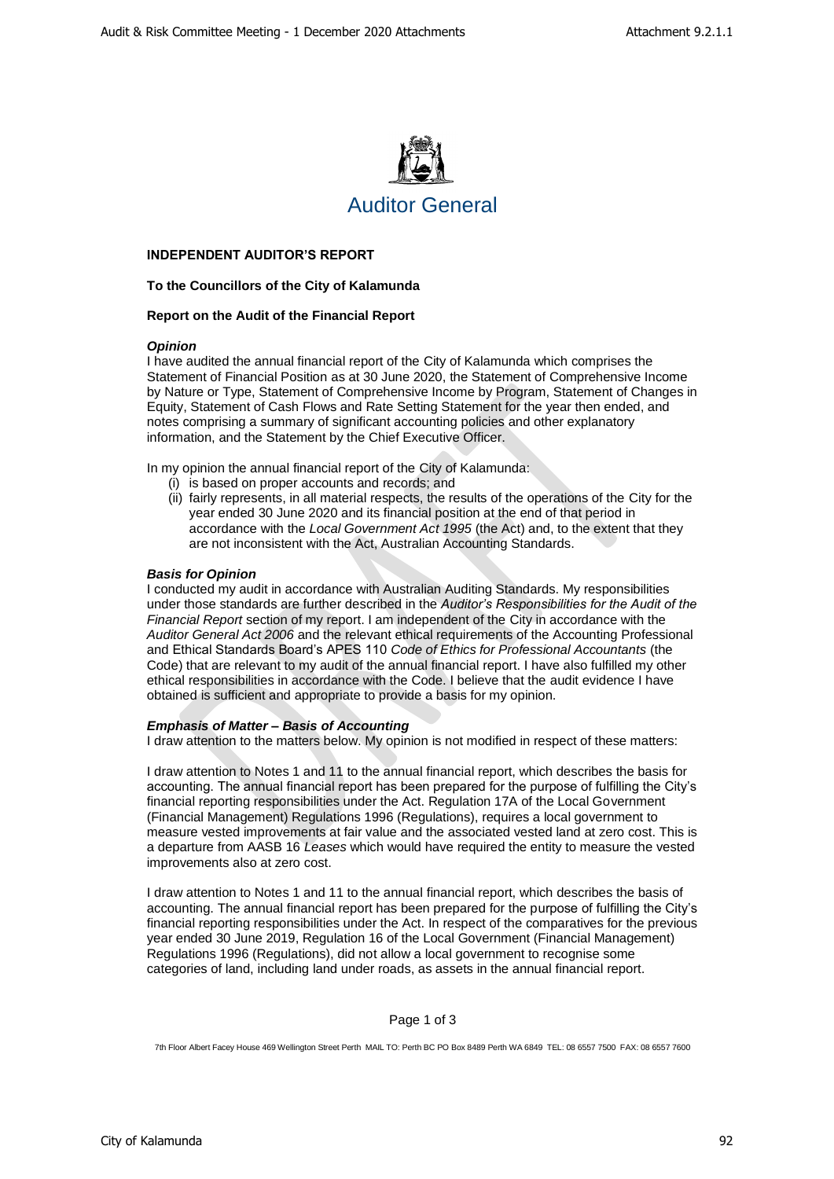# Auditor General

**INDEPENDENT AUDITOR'S REPORT**

**To the Councillors of the City of Kalamunda**

**Report on the Audit of the Financial Report**

***Opinion***

I have audited the annual financial report of the City of Kalamunda which comprises the Statement of Financial Position as at 30 June 2020, the Statement of Comprehensive Income by Nature or Type, Statement of Comprehensive Income by Program, Statement of Changes in Equity, Statement of Cash Flows and Rate Setting Statement for the year then ended, and notes comprising a summary of significant accounting policies and other explanatory information, and the Statement by the Chief Executive Officer.

In my opinion the annual financial report of the City of Kalamunda:

(i) is based on proper accounts and records; and

(ii) fairly represents, in all material respects, the results of the operations of the City for the year ended 30 June 2020 and its financial position at the end of that period in accordance with the *Local Government Act 1995* (the Act) and, to the extent that they are not inconsistent with the Act, Australian Accounting Standards.

***Basis for Opinion***

I conducted my audit in accordance with Australian Auditing Standards. My responsibilities under those standards are further described in the *Auditor's Responsibilities for the Audit of the Financial Report* section of my report. I am independent of the City in accordance with the *Auditor General Act 2006* and the relevant ethical requirements of the Accounting Professional and Ethical Standards Board's APES 110 *Code of Ethics for Professional Accountants* (the Code) that are relevant to my audit of the annual financial report. I have also fulfilled my other ethical responsibilities in accordance with the Code. I believe that the audit evidence I have obtained is sufficient and appropriate to provide a basis for my opinion.

***Emphasis of Matter – Basis of Accounting***

I draw attention to the matters below. My opinion is not modified in respect of these matters:

I draw attention to Notes 1 and 11 to the annual financial report, which describes the basis for accounting. The annual financial report has been prepared for the purpose of fulfilling the City's financial reporting responsibilities under the Act. Regulation 17A of the Local Government (Financial Management) Regulations 1996 (Regulations), requires a local government to measure vested improvements at fair value and the associated vested land at zero cost. This is a departure from AASB 16 *Leases* which would have required the entity to measure the vested improvements also at zero cost.

I draw attention to Notes 1 and 11 to the annual financial report, which describes the basis of accounting. The annual financial report has been prepared for the purpose of fulfilling the City's financial reporting responsibilities under the Act. In respect of the comparatives for the previous year ended 30 June 2019, Regulation 16 of the Local Government (Financial Management) Regulations 1996 (Regulations), did not allow a local government to recognise some categories of land, including land under roads, as assets in the annual financial report.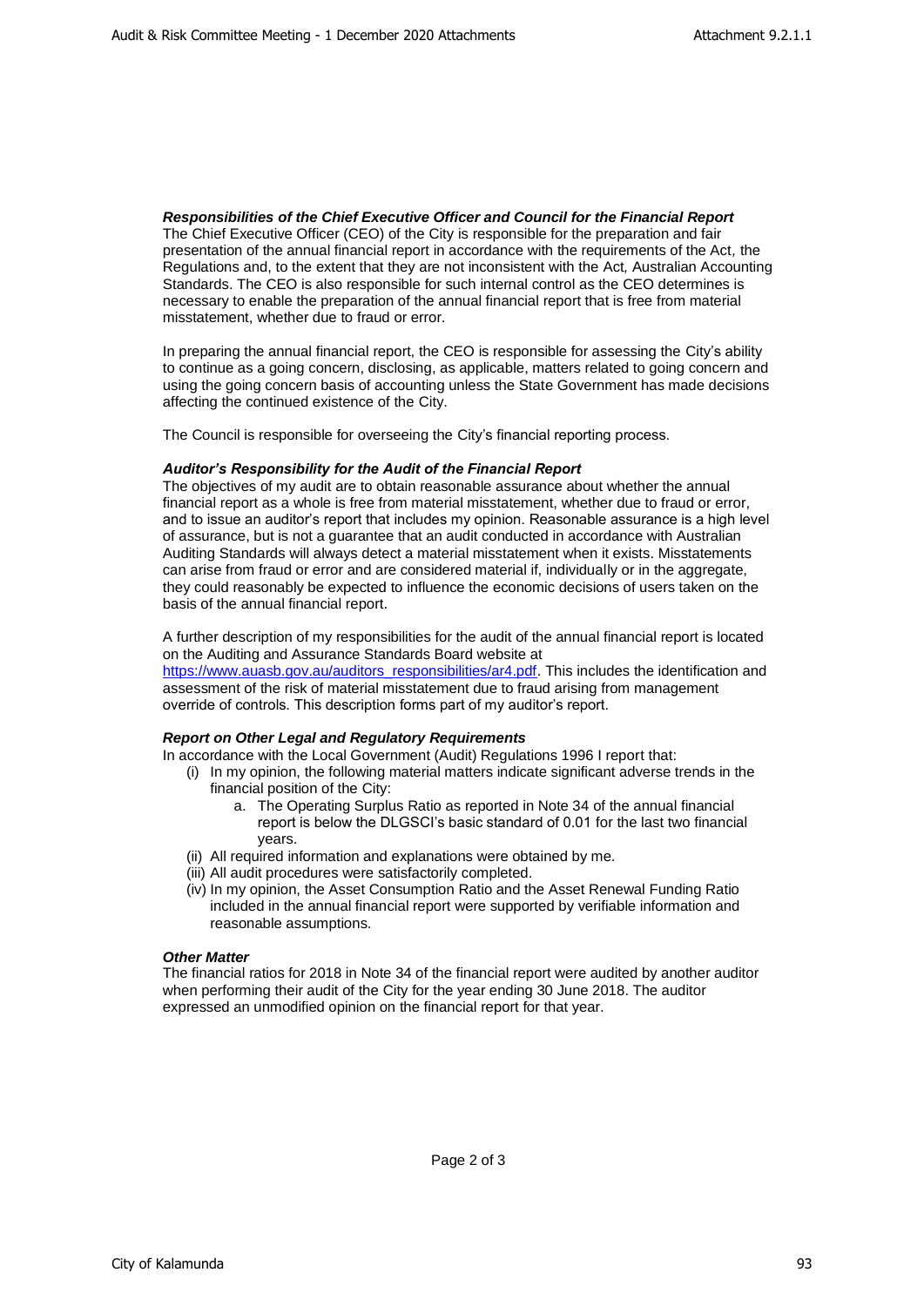***Responsibilities of the Chief Executive Officer and Council for the Financial Report***

The Chief Executive Officer (CEO) of the City is responsible for the preparation and fair presentation of the annual financial report in accordance with the requirements of the Act, the Regulations and, to the extent that they are not inconsistent with the Act, Australian Accounting Standards. The CEO is also responsible for such internal control as the CEO determines is necessary to enable the preparation of the annual financial report that is free from material misstatement, whether due to fraud or error.

In preparing the annual financial report, the CEO is responsible for assessing the City's ability to continue as a going concern, disclosing, as applicable, matters related to going concern and using the going concern basis of accounting unless the State Government has made decisions affecting the continued existence of the City.

The Council is responsible for overseeing the City's financial reporting process.

***Auditor's Responsibility for the Audit of the Financial Report***

The objectives of my audit are to obtain reasonable assurance about whether the annual financial report as a whole is free from material misstatement, whether due to fraud or error, and to issue an auditor's report that includes my opinion. Reasonable assurance is a high level of assurance, but is not a guarantee that an audit conducted in accordance with Australian Auditing Standards will always detect a material misstatement when it exists. Misstatements can arise from fraud or error and are considered material if, individually or in the aggregate, they could reasonably be expected to influence the economic decisions of users taken on the basis of the annual financial report.

A further description of my responsibilities for the audit of the annual financial report is located on the Auditing and Assurance Standards Board website at [https://www.auasb.gov.au/auditors_responsibilities/ar4.pdf](https://www.auasb.gov.au/auditors_responsibilities/ar4.pdf). This includes the identification and assessment of the risk of material misstatement due to fraud arising from management override of controls. This description forms part of my auditor's report.

***Report on Other Legal and Regulatory Requirements***

In accordance with the Local Government (Audit) Regulations 1996 I report that:

(i) In my opinion, the following material matters indicate significant adverse trends in the financial position of the City:
    a. The Operating Surplus Ratio as reported in Note 34 of the annual financial report is below the DLGSCI's basic standard of 0.01 for the last two financial years.

(ii) All required information and explanations were obtained by me.

(iii) All audit procedures were satisfactorily completed.

(iv) In my opinion, the Asset Consumption Ratio and the Asset Renewal Funding Ratio included in the annual financial report were supported by verifiable information and reasonable assumptions.

***Other Matter***

The financial ratios for 2018 in Note 34 of the financial report were audited by another auditor when performing their audit of the City for the year ending 30 June 2018. The auditor expressed an unmodified opinion on the financial report for that year.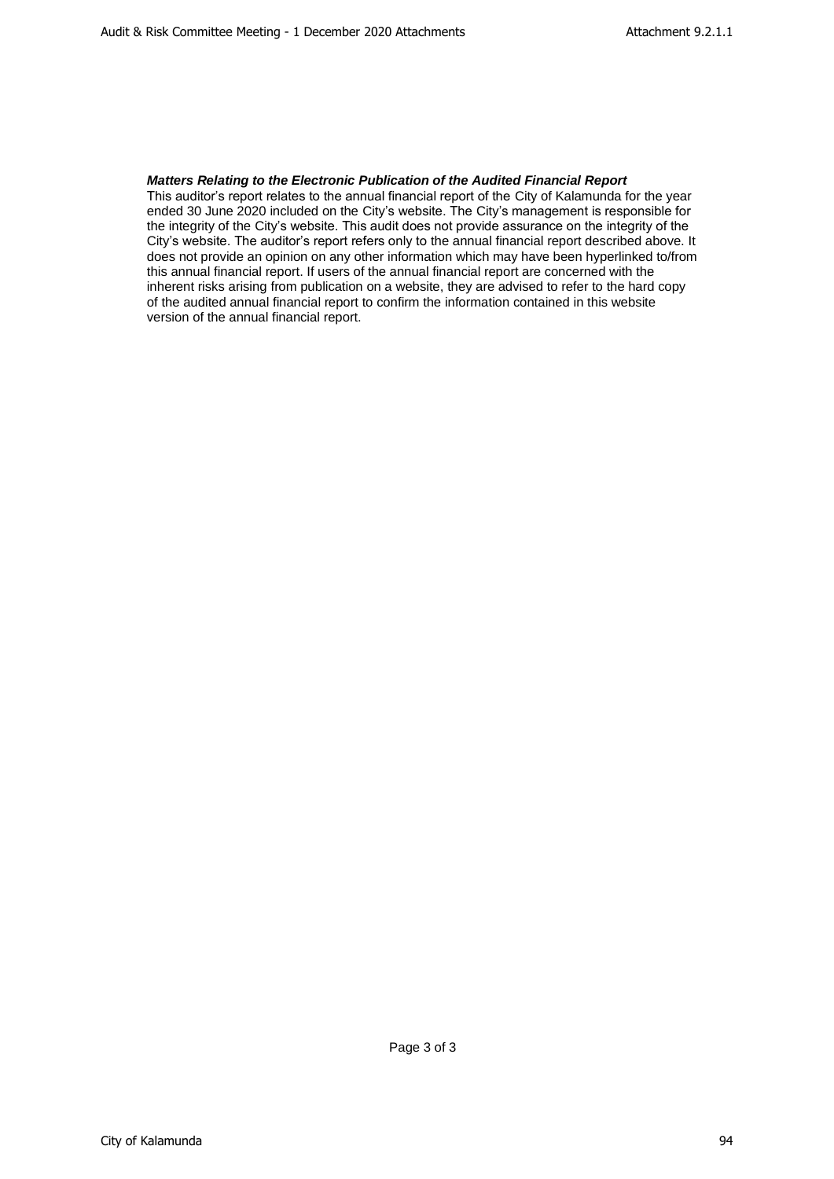***Matters Relating to the Electronic Publication of the Audited Financial Report***

This auditor's report relates to the annual financial report of the City of Kalamunda for the year ended 30 June 2020 included on the City's website. The City's management is responsible for the integrity of the City's website. This audit does not provide assurance on the integrity of the City's website. The auditor's report refers only to the annual financial report described above. It does not provide an opinion on any other information which may have been hyperlinked to/from this annual financial report. If users of the annual financial report are concerned with the inherent risks arising from publication on a website, they are advised to refer to the hard copy of the audited annual financial report to confirm the information contained in this website version of the annual financial report.